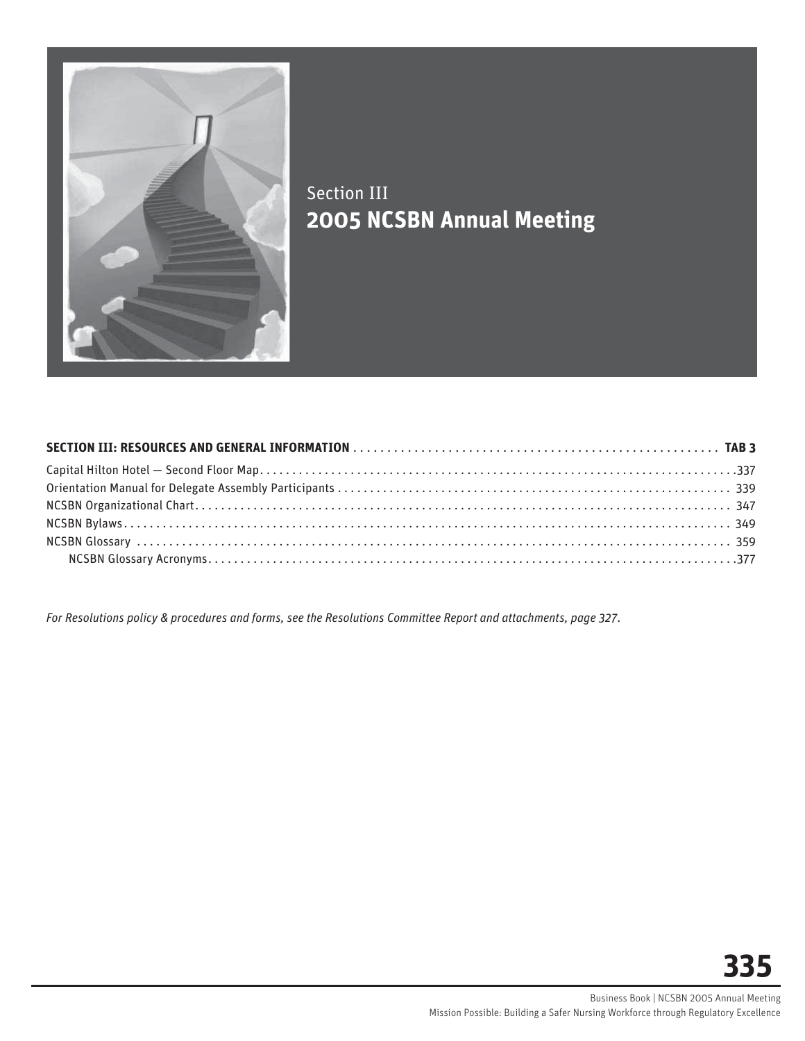# Section III
## 2005 NCSBN Annual Meeting

| SECTION III: RESOURCES AND GENERAL INFORMATION | TAB 3 |
|---|---|
| Capital Hilton Hotel — Second Floor Map | 337 |
| Orientation Manual for Delegate Assembly Participants | 339 |
| NCSBN Organizational Chart | 347 |
| NCSBN Bylaws | 349 |
| NCSBN Glossary | 359 |
| NCSBN Glossary Acronyms | 377 |

*For Resolutions policy & procedures and forms, see the Resolutions Committee Report and attachments, page 327.*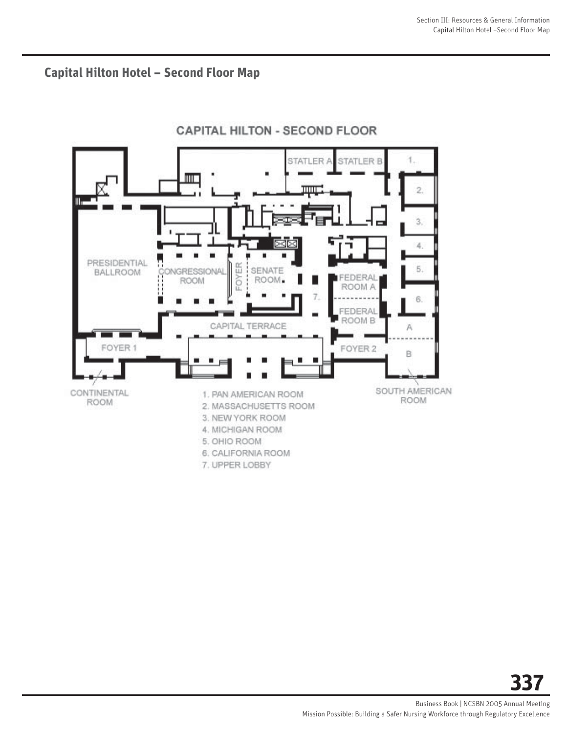## Capital Hilton Hotel – Second Floor Map

CAPITAL HILTON - SECOND FLOOR

STATLER A, STATLER B, PRESIDENTIAL BALLROOM, CONGRESSIONAL ROOM, FOYER, SENATE ROOM, FEDERAL ROOM A, FEDERAL ROOM B, CAPITAL TERRACE, FOYER 1, FOYER 2, A, B

CONTINENTAL ROOM

SOUTH AMERICAN ROOM

1. PAN AMERICAN ROOM
2. MASSACHUSETTS ROOM
3. NEW YORK ROOM
4. MICHIGAN ROOM
5. OHIO ROOM
6. CALIFORNIA ROOM
7. UPPER LOBBY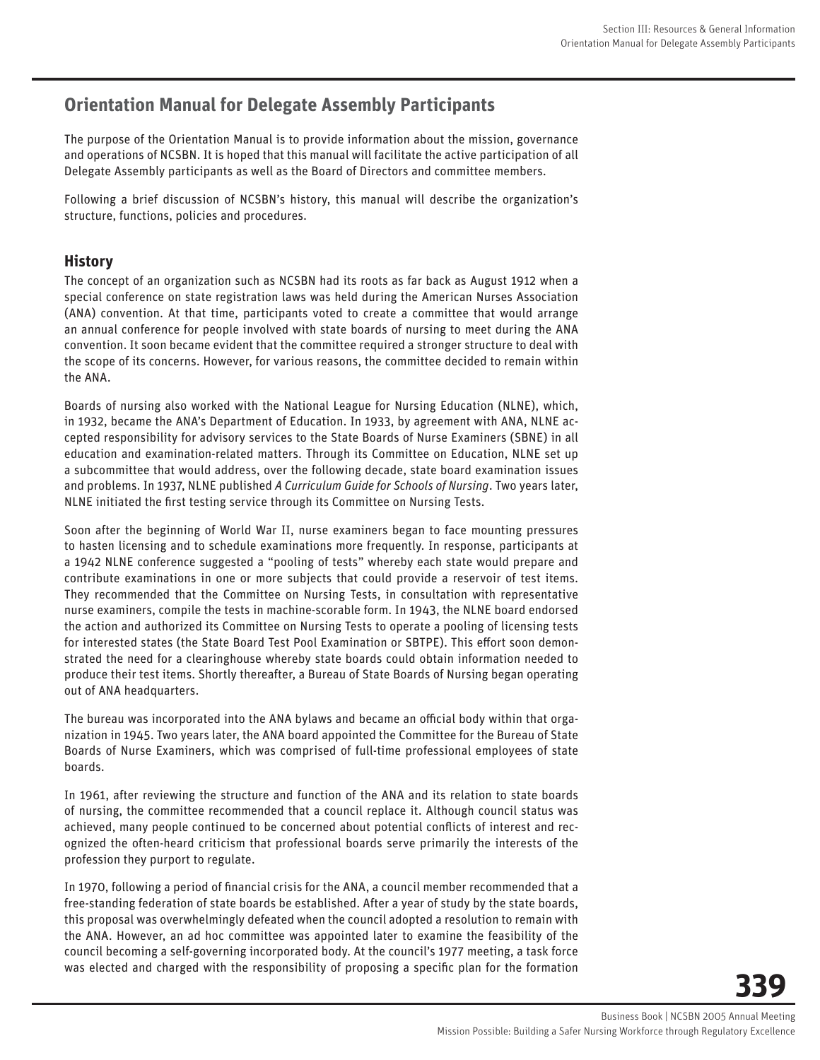## Orientation Manual for Delegate Assembly Participants

The purpose of the Orientation Manual is to provide information about the mission, governance and operations of NCSBN. It is hoped that this manual will facilitate the active participation of all Delegate Assembly participants as well as the Board of Directors and committee members.

Following a brief discussion of NCSBN's history, this manual will describe the organization's structure, functions, policies and procedures.

### History

The concept of an organization such as NCSBN had its roots as far back as August 1912 when a special conference on state registration laws was held during the American Nurses Association (ANA) convention. At that time, participants voted to create a committee that would arrange an annual conference for people involved with state boards of nursing to meet during the ANA convention. It soon became evident that the committee required a stronger structure to deal with the scope of its concerns. However, for various reasons, the committee decided to remain within the ANA.

Boards of nursing also worked with the National League for Nursing Education (NLNE), which, in 1932, became the ANA's Department of Education. In 1933, by agreement with ANA, NLNE accepted responsibility for advisory services to the State Boards of Nurse Examiners (SBNE) in all education and examination-related matters. Through its Committee on Education, NLNE set up a subcommittee that would address, over the following decade, state board examination issues and problems. In 1937, NLNE published *A Curriculum Guide for Schools of Nursing*. Two years later, NLNE initiated the first testing service through its Committee on Nursing Tests.

Soon after the beginning of World War II, nurse examiners began to face mounting pressures to hasten licensing and to schedule examinations more frequently. In response, participants at a 1942 NLNE conference suggested a "pooling of tests" whereby each state would prepare and contribute examinations in one or more subjects that could provide a reservoir of test items. They recommended that the Committee on Nursing Tests, in consultation with representative nurse examiners, compile the tests in machine-scorable form. In 1943, the NLNE board endorsed the action and authorized its Committee on Nursing Tests to operate a pooling of licensing tests for interested states (the State Board Test Pool Examination or SBTPE). This effort soon demonstrated the need for a clearinghouse whereby state boards could obtain information needed to produce their test items. Shortly thereafter, a Bureau of State Boards of Nursing began operating out of ANA headquarters.

The bureau was incorporated into the ANA bylaws and became an official body within that organization in 1945. Two years later, the ANA board appointed the Committee for the Bureau of State Boards of Nurse Examiners, which was comprised of full-time professional employees of state boards.

In 1961, after reviewing the structure and function of the ANA and its relation to state boards of nursing, the committee recommended that a council replace it. Although council status was achieved, many people continued to be concerned about potential conflicts of interest and recognized the often-heard criticism that professional boards serve primarily the interests of the profession they purport to regulate.

In 1970, following a period of financial crisis for the ANA, a council member recommended that a free-standing federation of state boards be established. After a year of study by the state boards, this proposal was overwhelmingly defeated when the council adopted a resolution to remain with the ANA. However, an ad hoc committee was appointed later to examine the feasibility of the council becoming a self-governing incorporated body. At the council's 1977 meeting, a task force was elected and charged with the responsibility of proposing a specific plan for the formation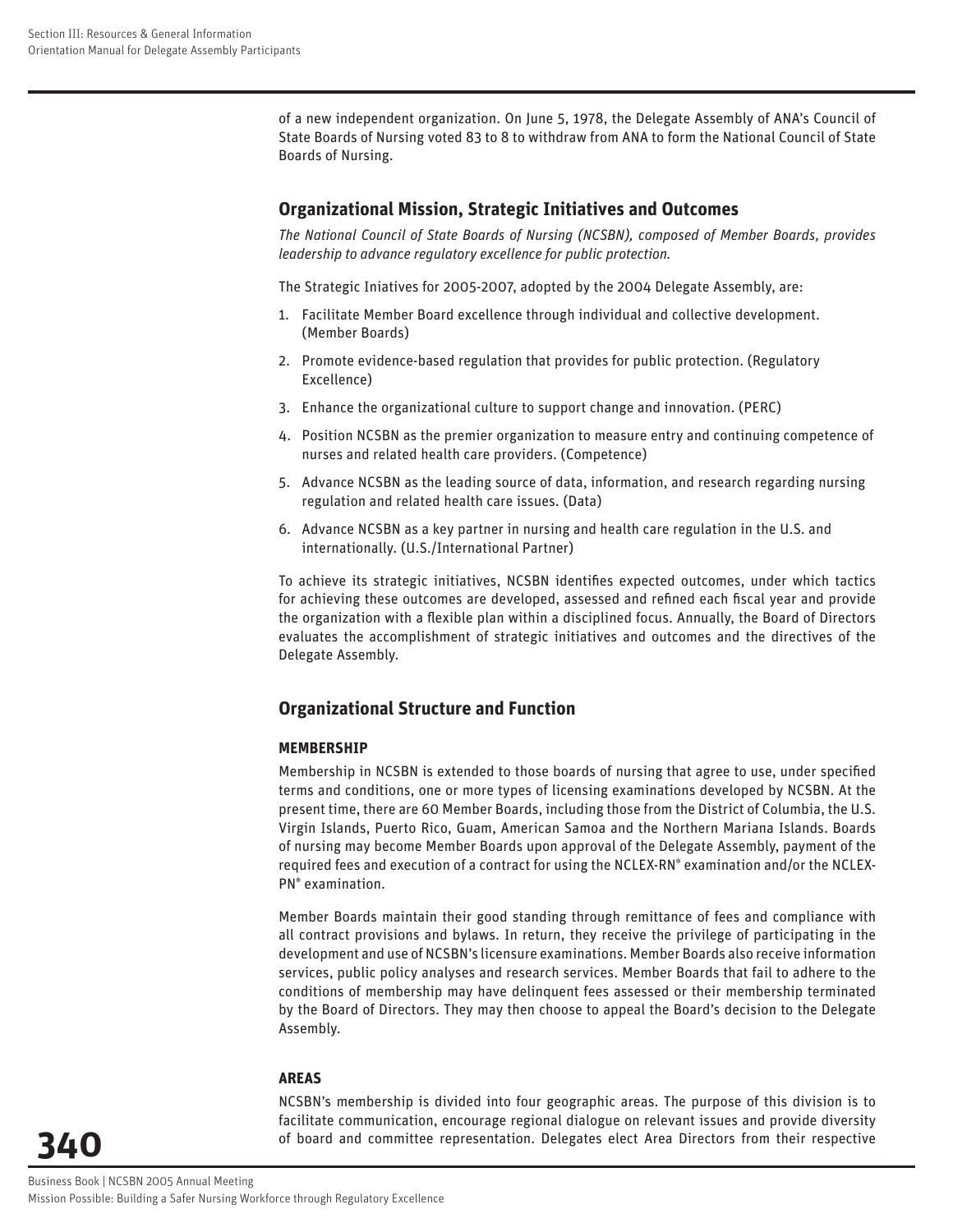of a new independent organization. On June 5, 1978, the Delegate Assembly of ANA's Council of State Boards of Nursing voted 83 to 8 to withdraw from ANA to form the National Council of State Boards of Nursing.

## Organizational Mission, Strategic Initiatives and Outcomes

*The National Council of State Boards of Nursing (NCSBN), composed of Member Boards, provides leadership to advance regulatory excellence for public protection.*

The Strategic Iniatives for 2005-2007, adopted by the 2004 Delegate Assembly, are:

1. Facilitate Member Board excellence through individual and collective development. (Member Boards)
2. Promote evidence-based regulation that provides for public protection. (Regulatory Excellence)
3. Enhance the organizational culture to support change and innovation. (PERC)
4. Position NCSBN as the premier organization to measure entry and continuing competence of nurses and related health care providers. (Competence)
5. Advance NCSBN as the leading source of data, information, and research regarding nursing regulation and related health care issues. (Data)
6. Advance NCSBN as a key partner in nursing and health care regulation in the U.S. and internationally. (U.S./International Partner)

To achieve its strategic initiatives, NCSBN identifies expected outcomes, under which tactics for achieving these outcomes are developed, assessed and refined each fiscal year and provide the organization with a flexible plan within a disciplined focus. Annually, the Board of Directors evaluates the accomplishment of strategic initiatives and outcomes and the directives of the Delegate Assembly.

## Organizational Structure and Function

### MEMBERSHIP

Membership in NCSBN is extended to those boards of nursing that agree to use, under specified terms and conditions, one or more types of licensing examinations developed by NCSBN. At the present time, there are 60 Member Boards, including those from the District of Columbia, the U.S. Virgin Islands, Puerto Rico, Guam, American Samoa and the Northern Mariana Islands. Boards of nursing may become Member Boards upon approval of the Delegate Assembly, payment of the required fees and execution of a contract for using the NCLEX-RN® examination and/or the NCLEX-PN® examination.

Member Boards maintain their good standing through remittance of fees and compliance with all contract provisions and bylaws. In return, they receive the privilege of participating in the development and use of NCSBN's licensure examinations. Member Boards also receive information services, public policy analyses and research services. Member Boards that fail to adhere to the conditions of membership may have delinquent fees assessed or their membership terminated by the Board of Directors. They may then choose to appeal the Board's decision to the Delegate Assembly.

### AREAS

NCSBN's membership is divided into four geographic areas. The purpose of this division is to facilitate communication, encourage regional dialogue on relevant issues and provide diversity of board and committee representation. Delegates elect Area Directors from their respective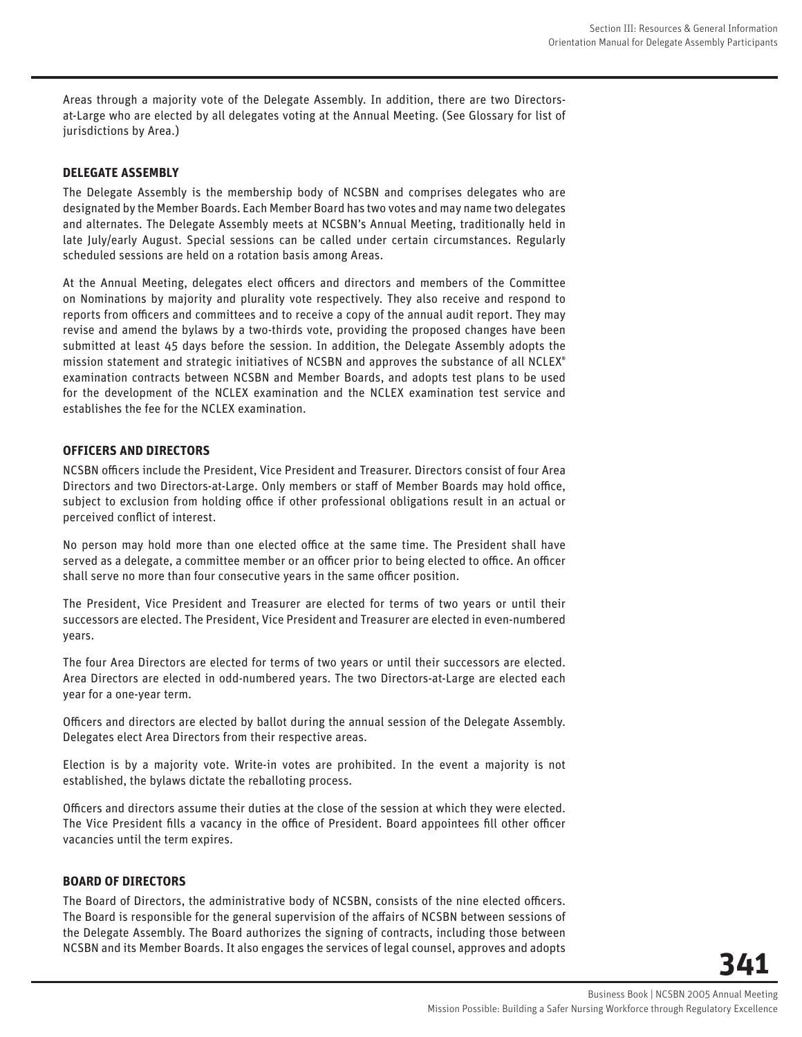Areas through a majority vote of the Delegate Assembly. In addition, there are two Directors-at-Large who are elected by all delegates voting at the Annual Meeting. (See Glossary for list of jurisdictions by Area.)

### DELEGATE ASSEMBLY

The Delegate Assembly is the membership body of NCSBN and comprises delegates who are designated by the Member Boards. Each Member Board has two votes and may name two delegates and alternates. The Delegate Assembly meets at NCSBN's Annual Meeting, traditionally held in late July/early August. Special sessions can be called under certain circumstances. Regularly scheduled sessions are held on a rotation basis among Areas.

At the Annual Meeting, delegates elect officers and directors and members of the Committee on Nominations by majority and plurality vote respectively. They also receive and respond to reports from officers and committees and to receive a copy of the annual audit report. They may revise and amend the bylaws by a two-thirds vote, providing the proposed changes have been submitted at least 45 days before the session. In addition, the Delegate Assembly adopts the mission statement and strategic initiatives of NCSBN and approves the substance of all NCLEX® examination contracts between NCSBN and Member Boards, and adopts test plans to be used for the development of the NCLEX examination and the NCLEX examination test service and establishes the fee for the NCLEX examination.

### OFFICERS AND DIRECTORS

NCSBN officers include the President, Vice President and Treasurer. Directors consist of four Area Directors and two Directors-at-Large. Only members or staff of Member Boards may hold office, subject to exclusion from holding office if other professional obligations result in an actual or perceived conflict of interest.

No person may hold more than one elected office at the same time. The President shall have served as a delegate, a committee member or an officer prior to being elected to office. An officer shall serve no more than four consecutive years in the same officer position.

The President, Vice President and Treasurer are elected for terms of two years or until their successors are elected. The President, Vice President and Treasurer are elected in even-numbered years.

The four Area Directors are elected for terms of two years or until their successors are elected. Area Directors are elected in odd-numbered years. The two Directors-at-Large are elected each year for a one-year term.

Officers and directors are elected by ballot during the annual session of the Delegate Assembly. Delegates elect Area Directors from their respective areas.

Election is by a majority vote. Write-in votes are prohibited. In the event a majority is not established, the bylaws dictate the reballoting process.

Officers and directors assume their duties at the close of the session at which they were elected. The Vice President fills a vacancy in the office of President. Board appointees fill other officer vacancies until the term expires.

### BOARD OF DIRECTORS

The Board of Directors, the administrative body of NCSBN, consists of the nine elected officers. The Board is responsible for the general supervision of the affairs of NCSBN between sessions of the Delegate Assembly. The Board authorizes the signing of contracts, including those between NCSBN and its Member Boards. It also engages the services of legal counsel, approves and adopts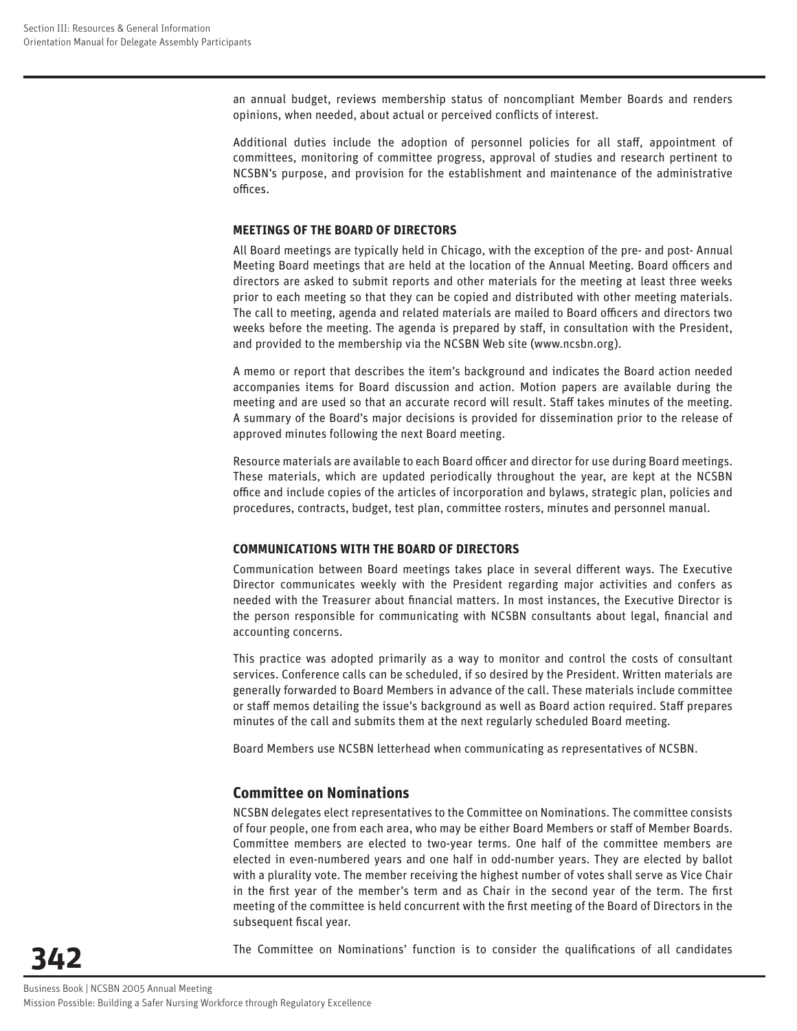an annual budget, reviews membership status of noncompliant Member Boards and renders opinions, when needed, about actual or perceived conflicts of interest.

Additional duties include the adoption of personnel policies for all staff, appointment of committees, monitoring of committee progress, approval of studies and research pertinent to NCSBN's purpose, and provision for the establishment and maintenance of the administrative offices.

#### MEETINGS OF THE BOARD OF DIRECTORS

All Board meetings are typically held in Chicago, with the exception of the pre- and post- Annual Meeting Board meetings that are held at the location of the Annual Meeting. Board officers and directors are asked to submit reports and other materials for the meeting at least three weeks prior to each meeting so that they can be copied and distributed with other meeting materials. The call to meeting, agenda and related materials are mailed to Board officers and directors two weeks before the meeting. The agenda is prepared by staff, in consultation with the President, and provided to the membership via the NCSBN Web site (www.ncsbn.org).

A memo or report that describes the item's background and indicates the Board action needed accompanies items for Board discussion and action. Motion papers are available during the meeting and are used so that an accurate record will result. Staff takes minutes of the meeting. A summary of the Board's major decisions is provided for dissemination prior to the release of approved minutes following the next Board meeting.

Resource materials are available to each Board officer and director for use during Board meetings. These materials, which are updated periodically throughout the year, are kept at the NCSBN office and include copies of the articles of incorporation and bylaws, strategic plan, policies and procedures, contracts, budget, test plan, committee rosters, minutes and personnel manual.

#### COMMUNICATIONS WITH THE BOARD OF DIRECTORS

Communication between Board meetings takes place in several different ways. The Executive Director communicates weekly with the President regarding major activities and confers as needed with the Treasurer about financial matters. In most instances, the Executive Director is the person responsible for communicating with NCSBN consultants about legal, financial and accounting concerns.

This practice was adopted primarily as a way to monitor and control the costs of consultant services. Conference calls can be scheduled, if so desired by the President. Written materials are generally forwarded to Board Members in advance of the call. These materials include committee or staff memos detailing the issue's background as well as Board action required. Staff prepares minutes of the call and submits them at the next regularly scheduled Board meeting.

Board Members use NCSBN letterhead when communicating as representatives of NCSBN.

### Committee on Nominations

NCSBN delegates elect representatives to the Committee on Nominations. The committee consists of four people, one from each area, who may be either Board Members or staff of Member Boards. Committee members are elected to two-year terms. One half of the committee members are elected in even-numbered years and one half in odd-number years. They are elected by ballot with a plurality vote. The member receiving the highest number of votes shall serve as Vice Chair in the first year of the member's term and as Chair in the second year of the term. The first meeting of the committee is held concurrent with the first meeting of the Board of Directors in the subsequent fiscal year.

The Committee on Nominations' function is to consider the qualifications of all candidates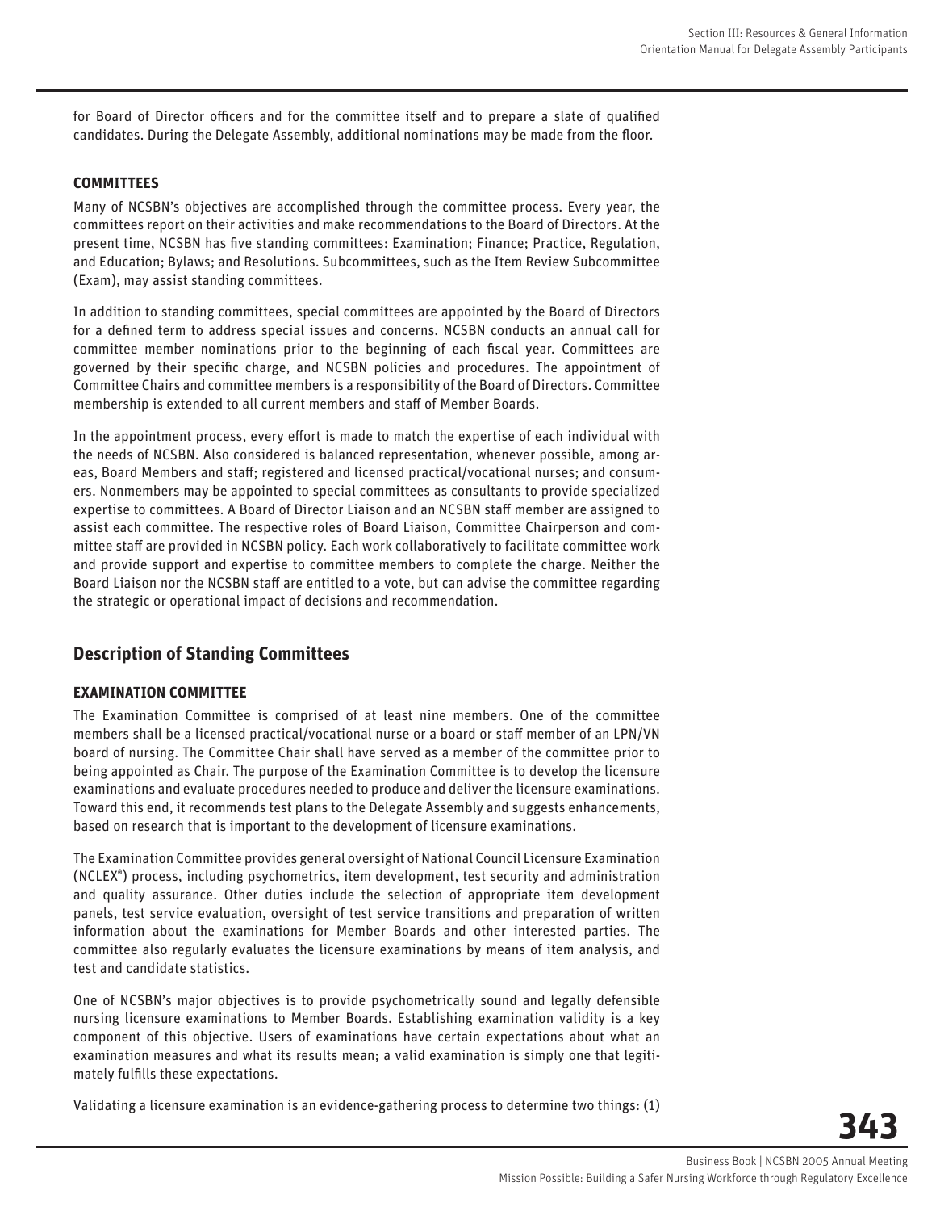for Board of Director officers and for the committee itself and to prepare a slate of qualified candidates. During the Delegate Assembly, additional nominations may be made from the floor.

**COMMITTEES**

Many of NCSBN's objectives are accomplished through the committee process. Every year, the committees report on their activities and make recommendations to the Board of Directors. At the present time, NCSBN has five standing committees: Examination; Finance; Practice, Regulation, and Education; Bylaws; and Resolutions. Subcommittees, such as the Item Review Subcommittee (Exam), may assist standing committees.

In addition to standing committees, special committees are appointed by the Board of Directors for a defined term to address special issues and concerns. NCSBN conducts an annual call for committee member nominations prior to the beginning of each fiscal year. Committees are governed by their specific charge, and NCSBN policies and procedures. The appointment of Committee Chairs and committee members is a responsibility of the Board of Directors. Committee membership is extended to all current members and staff of Member Boards.

In the appointment process, every effort is made to match the expertise of each individual with the needs of NCSBN. Also considered is balanced representation, whenever possible, among areas, Board Members and staff; registered and licensed practical/vocational nurses; and consumers. Nonmembers may be appointed to special committees as consultants to provide specialized expertise to committees. A Board of Director Liaison and an NCSBN staff member are assigned to assist each committee. The respective roles of Board Liaison, Committee Chairperson and committee staff are provided in NCSBN policy. Each work collaboratively to facilitate committee work and provide support and expertise to committee members to complete the charge. Neither the Board Liaison nor the NCSBN staff are entitled to a vote, but can advise the committee regarding the strategic or operational impact of decisions and recommendation.

## Description of Standing Committees

**EXAMINATION COMMITTEE**

The Examination Committee is comprised of at least nine members. One of the committee members shall be a licensed practical/vocational nurse or a board or staff member of an LPN/VN board of nursing. The Committee Chair shall have served as a member of the committee prior to being appointed as Chair. The purpose of the Examination Committee is to develop the licensure examinations and evaluate procedures needed to produce and deliver the licensure examinations. Toward this end, it recommends test plans to the Delegate Assembly and suggests enhancements, based on research that is important to the development of licensure examinations.

The Examination Committee provides general oversight of National Council Licensure Examination (NCLEX®) process, including psychometrics, item development, test security and administration and quality assurance. Other duties include the selection of appropriate item development panels, test service evaluation, oversight of test service transitions and preparation of written information about the examinations for Member Boards and other interested parties. The committee also regularly evaluates the licensure examinations by means of item analysis, and test and candidate statistics.

One of NCSBN's major objectives is to provide psychometrically sound and legally defensible nursing licensure examinations to Member Boards. Establishing examination validity is a key component of this objective. Users of examinations have certain expectations about what an examination measures and what its results mean; a valid examination is simply one that legitimately fulfills these expectations.

Validating a licensure examination is an evidence-gathering process to determine two things: (1)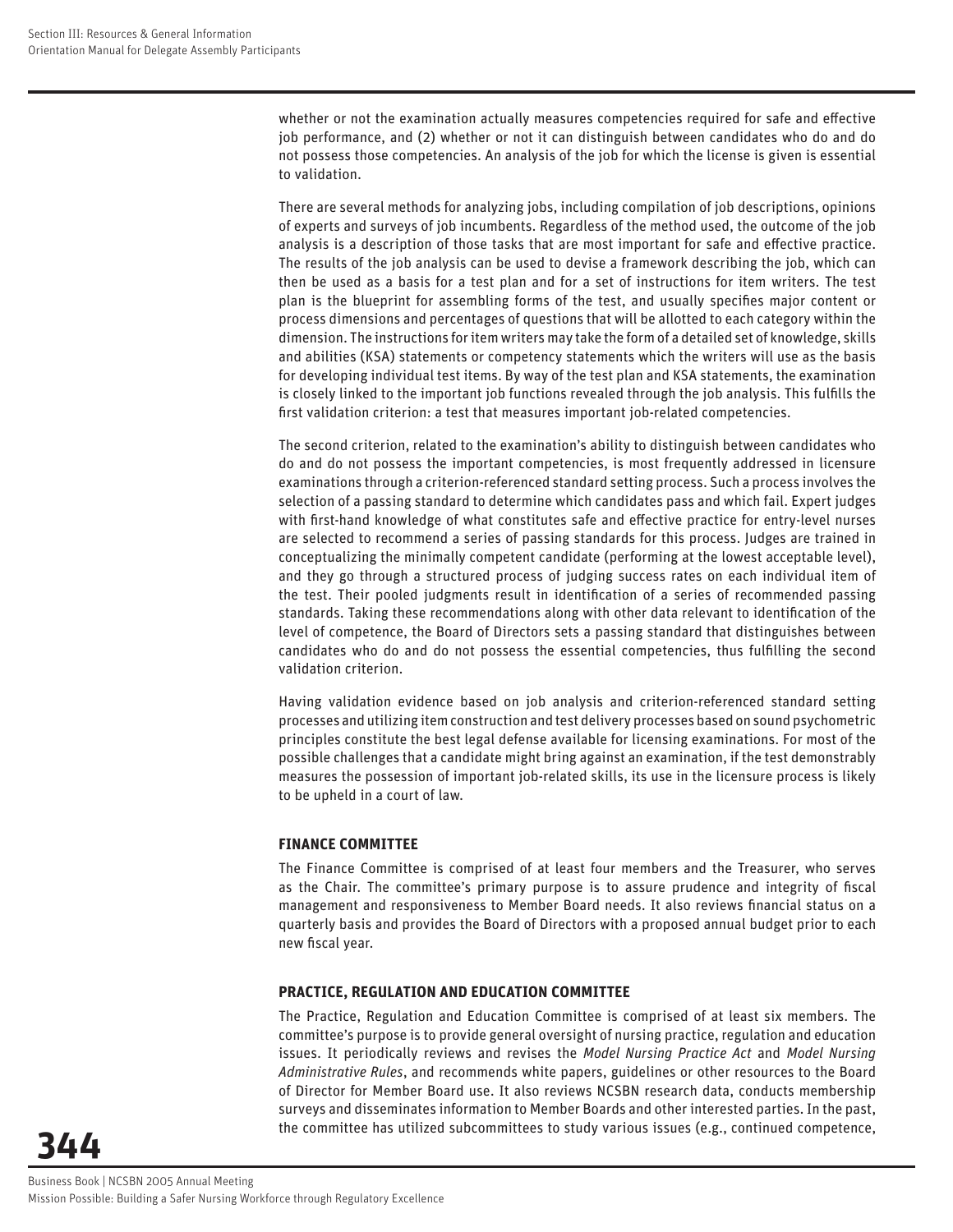whether or not the examination actually measures competencies required for safe and effective job performance, and (2) whether or not it can distinguish between candidates who do and do not possess those competencies. An analysis of the job for which the license is given is essential to validation.

There are several methods for analyzing jobs, including compilation of job descriptions, opinions of experts and surveys of job incumbents. Regardless of the method used, the outcome of the job analysis is a description of those tasks that are most important for safe and effective practice. The results of the job analysis can be used to devise a framework describing the job, which can then be used as a basis for a test plan and for a set of instructions for item writers. The test plan is the blueprint for assembling forms of the test, and usually specifies major content or process dimensions and percentages of questions that will be allotted to each category within the dimension. The instructions for item writers may take the form of a detailed set of knowledge, skills and abilities (KSA) statements or competency statements which the writers will use as the basis for developing individual test items. By way of the test plan and KSA statements, the examination is closely linked to the important job functions revealed through the job analysis. This fulfills the first validation criterion: a test that measures important job-related competencies.

The second criterion, related to the examination's ability to distinguish between candidates who do and do not possess the important competencies, is most frequently addressed in licensure examinations through a criterion-referenced standard setting process. Such a process involves the selection of a passing standard to determine which candidates pass and which fail. Expert judges with first-hand knowledge of what constitutes safe and effective practice for entry-level nurses are selected to recommend a series of passing standards for this process. Judges are trained in conceptualizing the minimally competent candidate (performing at the lowest acceptable level), and they go through a structured process of judging success rates on each individual item of the test. Their pooled judgments result in identification of a series of recommended passing standards. Taking these recommendations along with other data relevant to identification of the level of competence, the Board of Directors sets a passing standard that distinguishes between candidates who do and do not possess the essential competencies, thus fulfilling the second validation criterion.

Having validation evidence based on job analysis and criterion-referenced standard setting processes and utilizing item construction and test delivery processes based on sound psychometric principles constitute the best legal defense available for licensing examinations. For most of the possible challenges that a candidate might bring against an examination, if the test demonstrably measures the possession of important job-related skills, its use in the licensure process is likely to be upheld in a court of law.

### FINANCE COMMITTEE

The Finance Committee is comprised of at least four members and the Treasurer, who serves as the Chair. The committee's primary purpose is to assure prudence and integrity of fiscal management and responsiveness to Member Board needs. It also reviews financial status on a quarterly basis and provides the Board of Directors with a proposed annual budget prior to each new fiscal year.

### PRACTICE, REGULATION AND EDUCATION COMMITTEE

The Practice, Regulation and Education Committee is comprised of at least six members. The committee's purpose is to provide general oversight of nursing practice, regulation and education issues. It periodically reviews and revises the *Model Nursing Practice Act* and *Model Nursing Administrative Rules*, and recommends white papers, guidelines or other resources to the Board of Director for Member Board use. It also reviews NCSBN research data, conducts membership surveys and disseminates information to Member Boards and other interested parties. In the past, the committee has utilized subcommittees to study various issues (e.g., continued competence,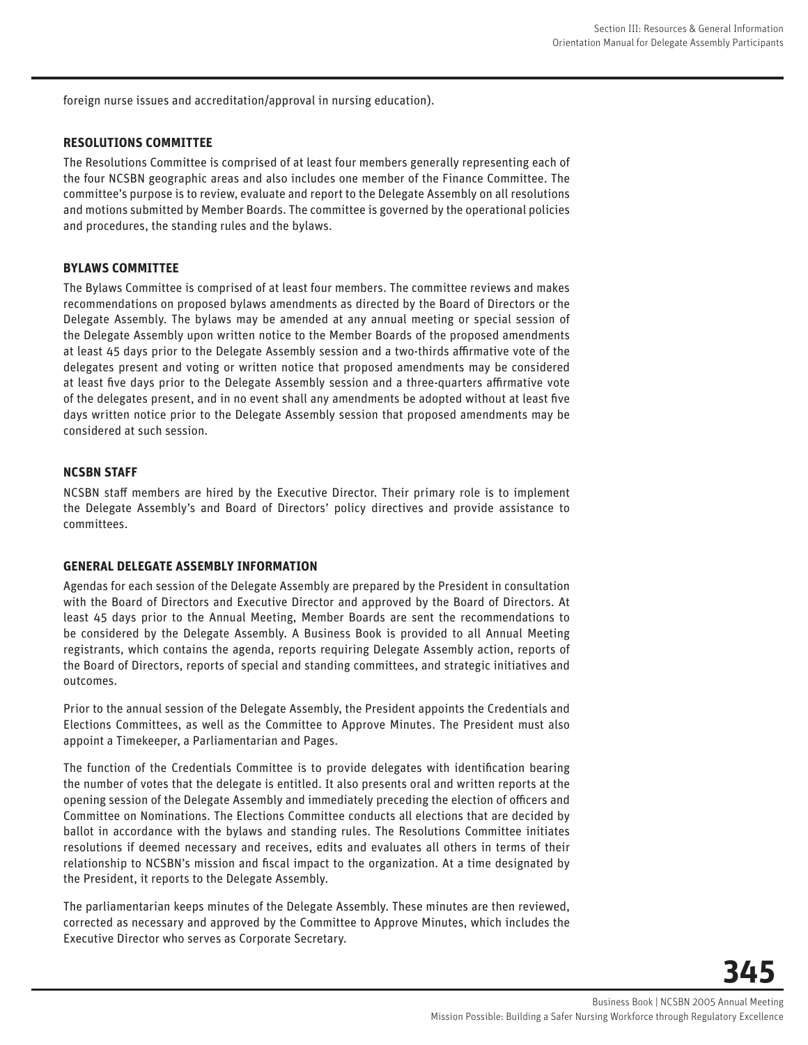foreign nurse issues and accreditation/approval in nursing education).

### RESOLUTIONS COMMITTEE

The Resolutions Committee is comprised of at least four members generally representing each of the four NCSBN geographic areas and also includes one member of the Finance Committee. The committee's purpose is to review, evaluate and report to the Delegate Assembly on all resolutions and motions submitted by Member Boards. The committee is governed by the operational policies and procedures, the standing rules and the bylaws.

### BYLAWS COMMITTEE

The Bylaws Committee is comprised of at least four members. The committee reviews and makes recommendations on proposed bylaws amendments as directed by the Board of Directors or the Delegate Assembly. The bylaws may be amended at any annual meeting or special session of the Delegate Assembly upon written notice to the Member Boards of the proposed amendments at least 45 days prior to the Delegate Assembly session and a two-thirds affirmative vote of the delegates present and voting or written notice that proposed amendments may be considered at least five days prior to the Delegate Assembly session and a three-quarters affirmative vote of the delegates present, and in no event shall any amendments be adopted without at least five days written notice prior to the Delegate Assembly session that proposed amendments may be considered at such session.

### NCSBN STAFF

NCSBN staff members are hired by the Executive Director. Their primary role is to implement the Delegate Assembly's and Board of Directors' policy directives and provide assistance to committees.

### GENERAL DELEGATE ASSEMBLY INFORMATION

Agendas for each session of the Delegate Assembly are prepared by the President in consultation with the Board of Directors and Executive Director and approved by the Board of Directors. At least 45 days prior to the Annual Meeting, Member Boards are sent the recommendations to be considered by the Delegate Assembly. A Business Book is provided to all Annual Meeting registrants, which contains the agenda, reports requiring Delegate Assembly action, reports of the Board of Directors, reports of special and standing committees, and strategic initiatives and outcomes.

Prior to the annual session of the Delegate Assembly, the President appoints the Credentials and Elections Committees, as well as the Committee to Approve Minutes. The President must also appoint a Timekeeper, a Parliamentarian and Pages.

The function of the Credentials Committee is to provide delegates with identification bearing the number of votes that the delegate is entitled. It also presents oral and written reports at the opening session of the Delegate Assembly and immediately preceding the election of officers and Committee on Nominations. The Elections Committee conducts all elections that are decided by ballot in accordance with the bylaws and standing rules. The Resolutions Committee initiates resolutions if deemed necessary and receives, edits and evaluates all others in terms of their relationship to NCSBN's mission and fiscal impact to the organization. At a time designated by the President, it reports to the Delegate Assembly.

The parliamentarian keeps minutes of the Delegate Assembly. These minutes are then reviewed, corrected as necessary and approved by the Committee to Approve Minutes, which includes the Executive Director who serves as Corporate Secretary.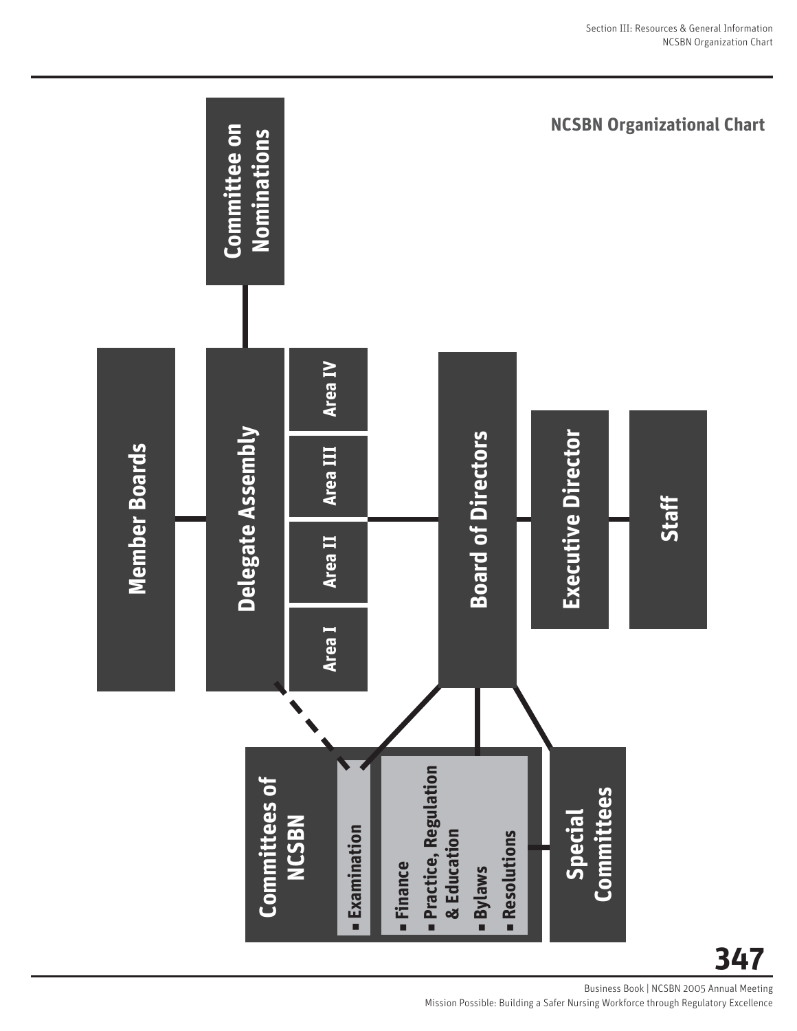## NCSBN Organizational Chart

- Committee on Nominations
- Member Boards
- Delegate Assembly
  - Area I
  - Area II
  - Area III
  - Area IV
- Board of Directors
- Executive Director
- Staff
- Committees of NCSBN
  - Examination
  - Finance
  - Practice, Regulation & Education
  - Bylaws
  - Resolutions
- Special Committees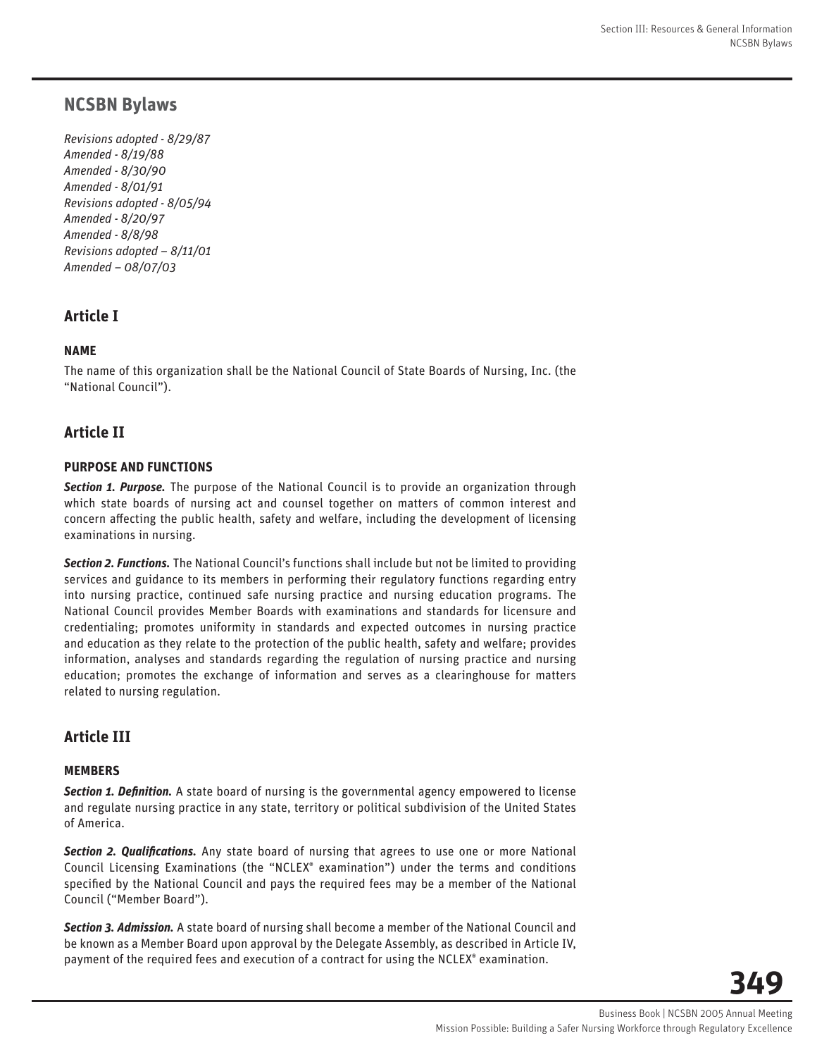# NCSBN Bylaws

*Revisions adopted - 8/29/87*
*Amended - 8/19/88*
*Amended - 8/30/90*
*Amended - 8/01/91*
*Revisions adopted - 8/05/94*
*Amended - 8/20/97*
*Amended - 8/8/98*
*Revisions adopted – 8/11/01*
*Amended – 08/07/03*

## Article I

### NAME

The name of this organization shall be the National Council of State Boards of Nursing, Inc. (the "National Council").

## Article II

### PURPOSE AND FUNCTIONS

***Section 1. Purpose.*** The purpose of the National Council is to provide an organization through which state boards of nursing act and counsel together on matters of common interest and concern affecting the public health, safety and welfare, including the development of licensing examinations in nursing.

***Section 2. Functions.*** The National Council's functions shall include but not be limited to providing services and guidance to its members in performing their regulatory functions regarding entry into nursing practice, continued safe nursing practice and nursing education programs. The National Council provides Member Boards with examinations and standards for licensure and credentialing; promotes uniformity in standards and expected outcomes in nursing practice and education as they relate to the protection of the public health, safety and welfare; provides information, analyses and standards regarding the regulation of nursing practice and nursing education; promotes the exchange of information and serves as a clearinghouse for matters related to nursing regulation.

## Article III

### MEMBERS

***Section 1. Definition.*** A state board of nursing is the governmental agency empowered to license and regulate nursing practice in any state, territory or political subdivision of the United States of America.

***Section 2. Qualifications.*** Any state board of nursing that agrees to use one or more National Council Licensing Examinations (the "NCLEX® examination") under the terms and conditions specified by the National Council and pays the required fees may be a member of the National Council ("Member Board").

***Section 3. Admission.*** A state board of nursing shall become a member of the National Council and be known as a Member Board upon approval by the Delegate Assembly, as described in Article IV, payment of the required fees and execution of a contract for using the NCLEX® examination.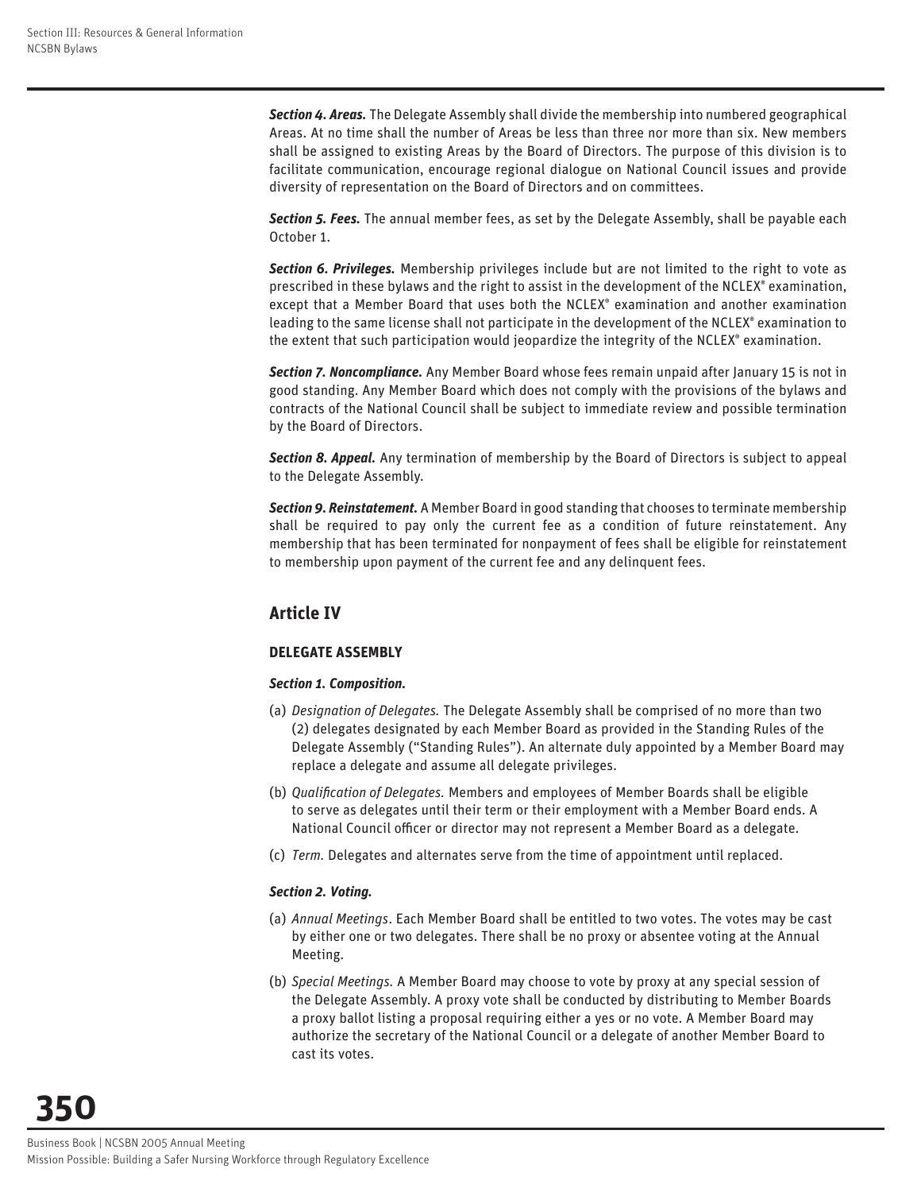***Section 4. Areas.*** The Delegate Assembly shall divide the membership into numbered geographical Areas. At no time shall the number of Areas be less than three nor more than six. New members shall be assigned to existing Areas by the Board of Directors. The purpose of this division is to facilitate communication, encourage regional dialogue on National Council issues and provide diversity of representation on the Board of Directors and on committees.

***Section 5. Fees.*** The annual member fees, as set by the Delegate Assembly, shall be payable each October 1.

***Section 6. Privileges.*** Membership privileges include but are not limited to the right to vote as prescribed in these bylaws and the right to assist in the development of the NCLEX® examination, except that a Member Board that uses both the NCLEX® examination and another examination leading to the same license shall not participate in the development of the NCLEX® examination to the extent that such participation would jeopardize the integrity of the NCLEX® examination.

***Section 7. Noncompliance.*** Any Member Board whose fees remain unpaid after January 15 is not in good standing. Any Member Board which does not comply with the provisions of the bylaws and contracts of the National Council shall be subject to immediate review and possible termination by the Board of Directors.

***Section 8. Appeal.*** Any termination of membership by the Board of Directors is subject to appeal to the Delegate Assembly.

***Section 9. Reinstatement.*** A Member Board in good standing that chooses to terminate membership shall be required to pay only the current fee as a condition of future reinstatement. Any membership that has been terminated for nonpayment of fees shall be eligible for reinstatement to membership upon payment of the current fee and any delinquent fees.

## Article IV

### DELEGATE ASSEMBLY

***Section 1. Composition.***

(a) *Designation of Delegates.* The Delegate Assembly shall be comprised of no more than two (2) delegates designated by each Member Board as provided in the Standing Rules of the Delegate Assembly ("Standing Rules"). An alternate duly appointed by a Member Board may replace a delegate and assume all delegate privileges.

(b) *Qualification of Delegates.* Members and employees of Member Boards shall be eligible to serve as delegates until their term or their employment with a Member Board ends. A National Council officer or director may not represent a Member Board as a delegate.

(c) *Term.* Delegates and alternates serve from the time of appointment until replaced.

***Section 2. Voting.***

(a) *Annual Meetings*. Each Member Board shall be entitled to two votes. The votes may be cast by either one or two delegates. There shall be no proxy or absentee voting at the Annual Meeting.

(b) *Special Meetings.* A Member Board may choose to vote by proxy at any special session of the Delegate Assembly. A proxy vote shall be conducted by distributing to Member Boards a proxy ballot listing a proposal requiring either a yes or no vote. A Member Board may authorize the secretary of the National Council or a delegate of another Member Board to cast its votes.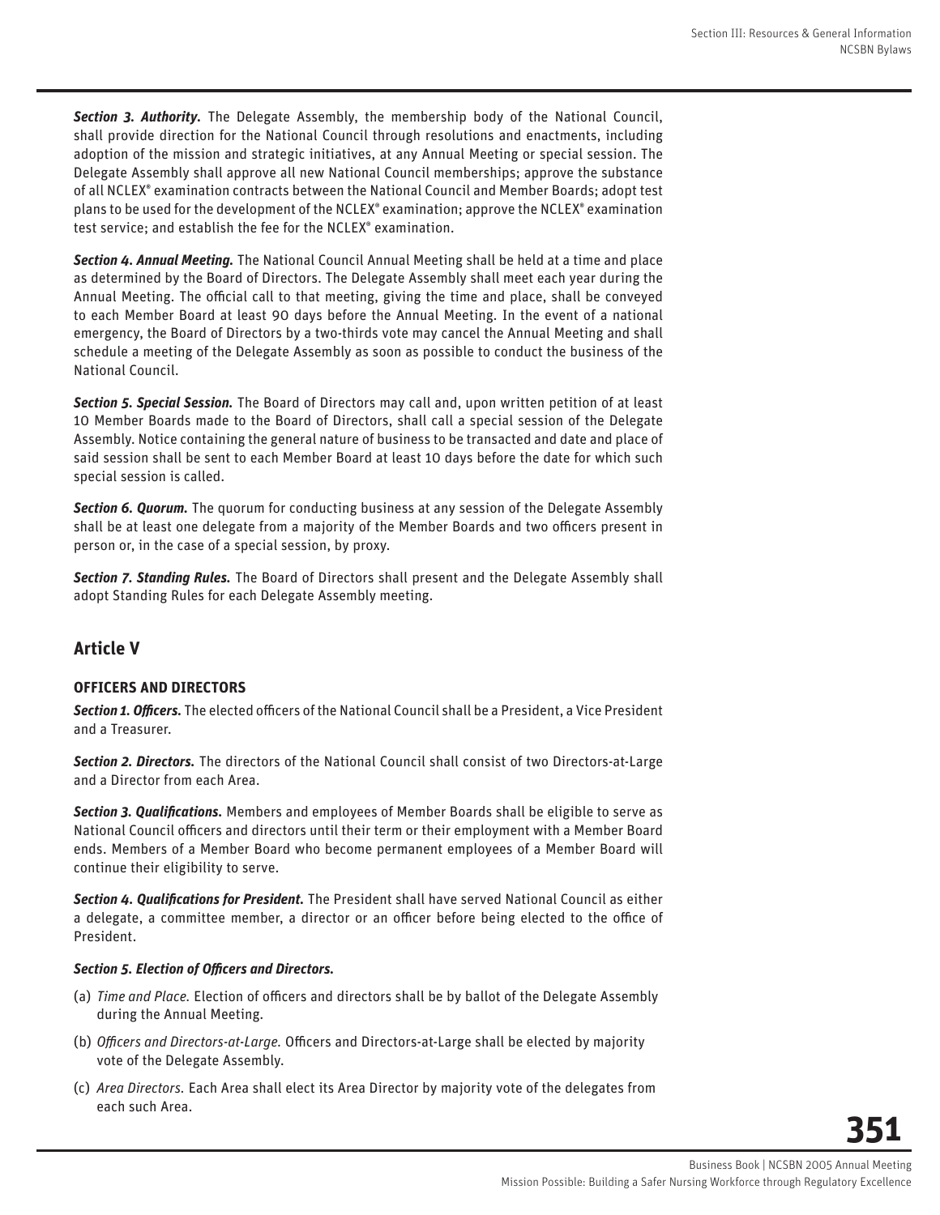***Section 3. Authority.*** The Delegate Assembly, the membership body of the National Council, shall provide direction for the National Council through resolutions and enactments, including adoption of the mission and strategic initiatives, at any Annual Meeting or special session. The Delegate Assembly shall approve all new National Council memberships; approve the substance of all NCLEX® examination contracts between the National Council and Member Boards; adopt test plans to be used for the development of the NCLEX® examination; approve the NCLEX® examination test service; and establish the fee for the NCLEX® examination.

***Section 4. Annual Meeting.*** The National Council Annual Meeting shall be held at a time and place as determined by the Board of Directors. The Delegate Assembly shall meet each year during the Annual Meeting. The official call to that meeting, giving the time and place, shall be conveyed to each Member Board at least 90 days before the Annual Meeting. In the event of a national emergency, the Board of Directors by a two-thirds vote may cancel the Annual Meeting and shall schedule a meeting of the Delegate Assembly as soon as possible to conduct the business of the National Council.

***Section 5. Special Session.*** The Board of Directors may call and, upon written petition of at least 10 Member Boards made to the Board of Directors, shall call a special session of the Delegate Assembly. Notice containing the general nature of business to be transacted and date and place of said session shall be sent to each Member Board at least 10 days before the date for which such special session is called.

***Section 6. Quorum.*** The quorum for conducting business at any session of the Delegate Assembly shall be at least one delegate from a majority of the Member Boards and two officers present in person or, in the case of a special session, by proxy.

***Section 7. Standing Rules.*** The Board of Directors shall present and the Delegate Assembly shall adopt Standing Rules for each Delegate Assembly meeting.

## Article V

### OFFICERS AND DIRECTORS

***Section 1. Officers.*** The elected officers of the National Council shall be a President, a Vice President and a Treasurer.

***Section 2. Directors.*** The directors of the National Council shall consist of two Directors-at-Large and a Director from each Area.

***Section 3. Qualifications.*** Members and employees of Member Boards shall be eligible to serve as National Council officers and directors until their term or their employment with a Member Board ends. Members of a Member Board who become permanent employees of a Member Board will continue their eligibility to serve.

***Section 4. Qualifications for President.*** The President shall have served National Council as either a delegate, a committee member, a director or an officer before being elected to the office of President.

***Section 5. Election of Officers and Directors.***

(a) *Time and Place.* Election of officers and directors shall be by ballot of the Delegate Assembly during the Annual Meeting.

(b) *Officers and Directors-at-Large.* Officers and Directors-at-Large shall be elected by majority vote of the Delegate Assembly.

(c) *Area Directors.* Each Area shall elect its Area Director by majority vote of the delegates from each such Area.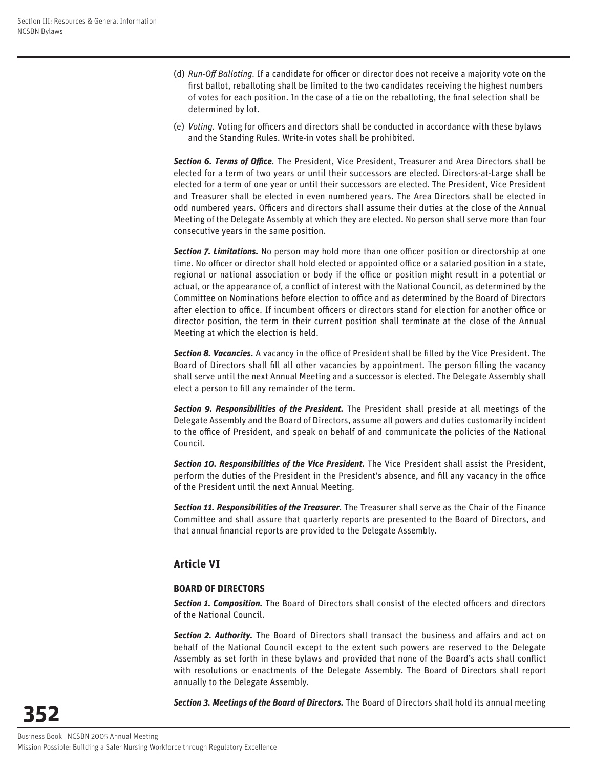(d) *Run-Off Balloting.* If a candidate for officer or director does not receive a majority vote on the first ballot, reballoting shall be limited to the two candidates receiving the highest numbers of votes for each position. In the case of a tie on the reballoting, the final selection shall be determined by lot.

(e) *Voting.* Voting for officers and directors shall be conducted in accordance with these bylaws and the Standing Rules. Write-in votes shall be prohibited.

***Section 6. Terms of Office.*** The President, Vice President, Treasurer and Area Directors shall be elected for a term of two years or until their successors are elected. Directors-at-Large shall be elected for a term of one year or until their successors are elected. The President, Vice President and Treasurer shall be elected in even numbered years. The Area Directors shall be elected in odd numbered years. Officers and directors shall assume their duties at the close of the Annual Meeting of the Delegate Assembly at which they are elected. No person shall serve more than four consecutive years in the same position.

***Section 7. Limitations.*** No person may hold more than one officer position or directorship at one time. No officer or director shall hold elected or appointed office or a salaried position in a state, regional or national association or body if the office or position might result in a potential or actual, or the appearance of, a conflict of interest with the National Council, as determined by the Committee on Nominations before election to office and as determined by the Board of Directors after election to office. If incumbent officers or directors stand for election for another office or director position, the term in their current position shall terminate at the close of the Annual Meeting at which the election is held.

***Section 8. Vacancies.*** A vacancy in the office of President shall be filled by the Vice President. The Board of Directors shall fill all other vacancies by appointment. The person filling the vacancy shall serve until the next Annual Meeting and a successor is elected. The Delegate Assembly shall elect a person to fill any remainder of the term.

***Section 9. Responsibilities of the President.*** The President shall preside at all meetings of the Delegate Assembly and the Board of Directors, assume all powers and duties customarily incident to the office of President, and speak on behalf of and communicate the policies of the National Council.

***Section 10. Responsibilities of the Vice President.*** The Vice President shall assist the President, perform the duties of the President in the President's absence, and fill any vacancy in the office of the President until the next Annual Meeting.

***Section 11. Responsibilities of the Treasurer.*** The Treasurer shall serve as the Chair of the Finance Committee and shall assure that quarterly reports are presented to the Board of Directors, and that annual financial reports are provided to the Delegate Assembly.

## Article VI

### BOARD OF DIRECTORS

***Section 1. Composition.*** The Board of Directors shall consist of the elected officers and directors of the National Council.

***Section 2. Authority.*** The Board of Directors shall transact the business and affairs and act on behalf of the National Council except to the extent such powers are reserved to the Delegate Assembly as set forth in these bylaws and provided that none of the Board's acts shall conflict with resolutions or enactments of the Delegate Assembly. The Board of Directors shall report annually to the Delegate Assembly.

***Section 3. Meetings of the Board of Directors.*** The Board of Directors shall hold its annual meeting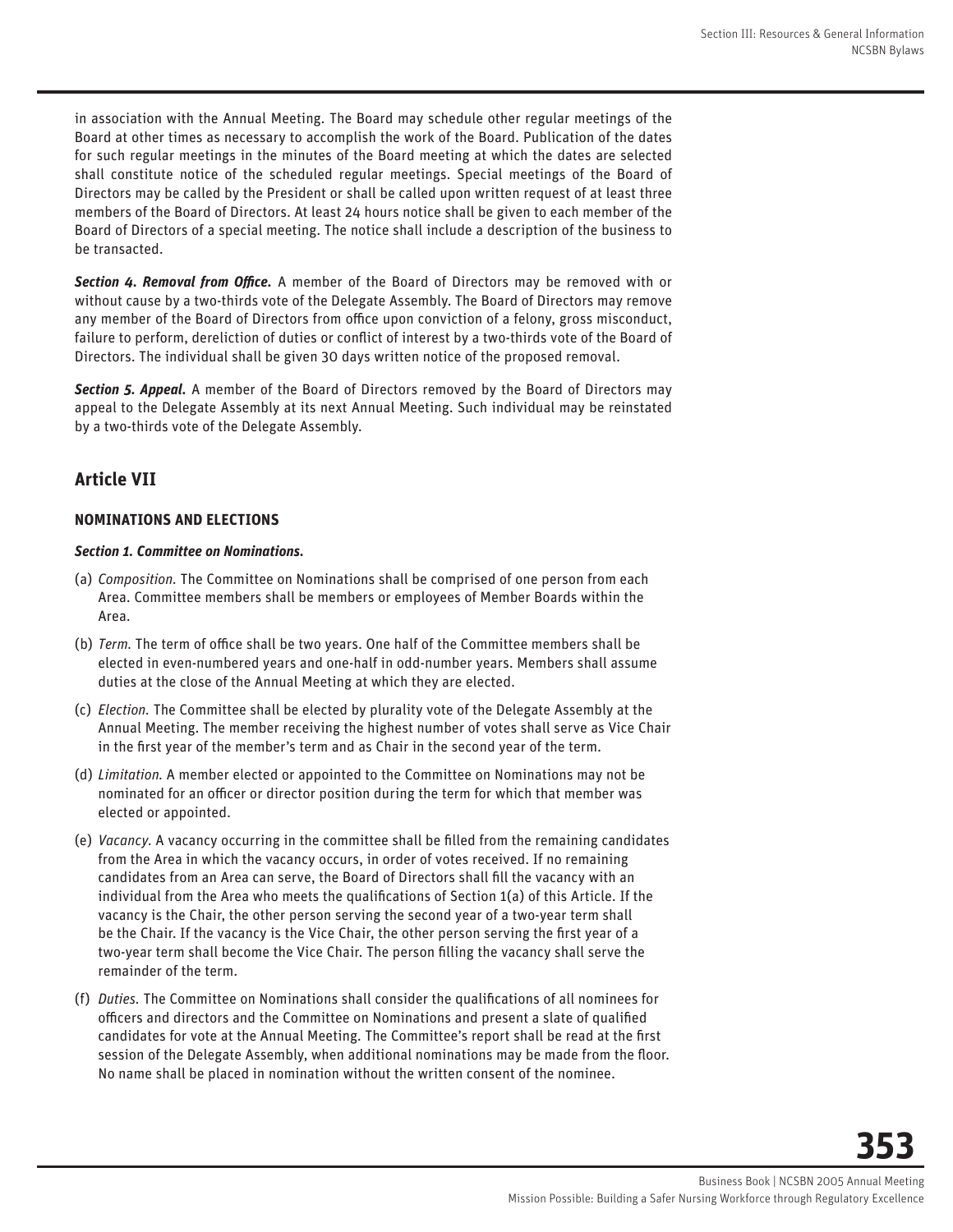in association with the Annual Meeting. The Board may schedule other regular meetings of the Board at other times as necessary to accomplish the work of the Board. Publication of the dates for such regular meetings in the minutes of the Board meeting at which the dates are selected shall constitute notice of the scheduled regular meetings. Special meetings of the Board of Directors may be called by the President or shall be called upon written request of at least three members of the Board of Directors. At least 24 hours notice shall be given to each member of the Board of Directors of a special meeting. The notice shall include a description of the business to be transacted.

***Section 4. Removal from Office.*** A member of the Board of Directors may be removed with or without cause by a two-thirds vote of the Delegate Assembly. The Board of Directors may remove any member of the Board of Directors from office upon conviction of a felony, gross misconduct, failure to perform, dereliction of duties or conflict of interest by a two-thirds vote of the Board of Directors. The individual shall be given 30 days written notice of the proposed removal.

***Section 5. Appeal.*** A member of the Board of Directors removed by the Board of Directors may appeal to the Delegate Assembly at its next Annual Meeting. Such individual may be reinstated by a two-thirds vote of the Delegate Assembly.

## Article VII

### NOMINATIONS AND ELECTIONS

***Section 1. Committee on Nominations.***

(a) *Composition.* The Committee on Nominations shall be comprised of one person from each Area. Committee members shall be members or employees of Member Boards within the Area.

(b) *Term.* The term of office shall be two years. One half of the Committee members shall be elected in even-numbered years and one-half in odd-number years. Members shall assume duties at the close of the Annual Meeting at which they are elected.

(c) *Election.* The Committee shall be elected by plurality vote of the Delegate Assembly at the Annual Meeting. The member receiving the highest number of votes shall serve as Vice Chair in the first year of the member's term and as Chair in the second year of the term.

(d) *Limitation.* A member elected or appointed to the Committee on Nominations may not be nominated for an officer or director position during the term for which that member was elected or appointed.

(e) *Vacancy.* A vacancy occurring in the committee shall be filled from the remaining candidates from the Area in which the vacancy occurs, in order of votes received. If no remaining candidates from an Area can serve, the Board of Directors shall fill the vacancy with an individual from the Area who meets the qualifications of Section 1(a) of this Article. If the vacancy is the Chair, the other person serving the second year of a two-year term shall be the Chair. If the vacancy is the Vice Chair, the other person serving the first year of a two-year term shall become the Vice Chair. The person filling the vacancy shall serve the remainder of the term.

(f) *Duties.* The Committee on Nominations shall consider the qualifications of all nominees for officers and directors and the Committee on Nominations and present a slate of qualified candidates for vote at the Annual Meeting. The Committee's report shall be read at the first session of the Delegate Assembly, when additional nominations may be made from the floor. No name shall be placed in nomination without the written consent of the nominee.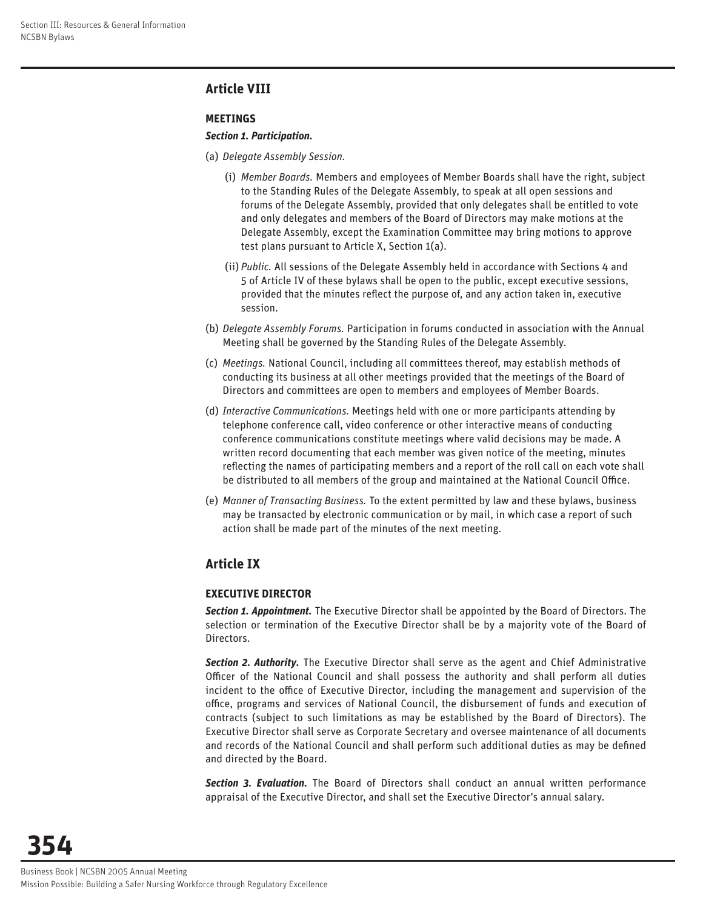## Article VIII

### MEETINGS

***Section 1. Participation.***

(a) *Delegate Assembly Session.*

(i) *Member Boards.* Members and employees of Member Boards shall have the right, subject to the Standing Rules of the Delegate Assembly, to speak at all open sessions and forums of the Delegate Assembly, provided that only delegates shall be entitled to vote and only delegates and members of the Board of Directors may make motions at the Delegate Assembly, except the Examination Committee may bring motions to approve test plans pursuant to Article X, Section 1(a).

(ii) *Public.* All sessions of the Delegate Assembly held in accordance with Sections 4 and 5 of Article IV of these bylaws shall be open to the public, except executive sessions, provided that the minutes reflect the purpose of, and any action taken in, executive session.

(b) *Delegate Assembly Forums.* Participation in forums conducted in association with the Annual Meeting shall be governed by the Standing Rules of the Delegate Assembly.

(c) *Meetings.* National Council, including all committees thereof, may establish methods of conducting its business at all other meetings provided that the meetings of the Board of Directors and committees are open to members and employees of Member Boards.

(d) *Interactive Communications.* Meetings held with one or more participants attending by telephone conference call, video conference or other interactive means of conducting conference communications constitute meetings where valid decisions may be made. A written record documenting that each member was given notice of the meeting, minutes reflecting the names of participating members and a report of the roll call on each vote shall be distributed to all members of the group and maintained at the National Council Office.

(e) *Manner of Transacting Business.* To the extent permitted by law and these bylaws, business may be transacted by electronic communication or by mail, in which case a report of such action shall be made part of the minutes of the next meeting.

## Article IX

### EXECUTIVE DIRECTOR

***Section 1. Appointment.*** The Executive Director shall be appointed by the Board of Directors. The selection or termination of the Executive Director shall be by a majority vote of the Board of Directors.

***Section 2. Authority.*** The Executive Director shall serve as the agent and Chief Administrative Officer of the National Council and shall possess the authority and shall perform all duties incident to the office of Executive Director, including the management and supervision of the office, programs and services of National Council, the disbursement of funds and execution of contracts (subject to such limitations as may be established by the Board of Directors). The Executive Director shall serve as Corporate Secretary and oversee maintenance of all documents and records of the National Council and shall perform such additional duties as may be defined and directed by the Board.

***Section 3. Evaluation.*** The Board of Directors shall conduct an annual written performance appraisal of the Executive Director, and shall set the Executive Director's annual salary.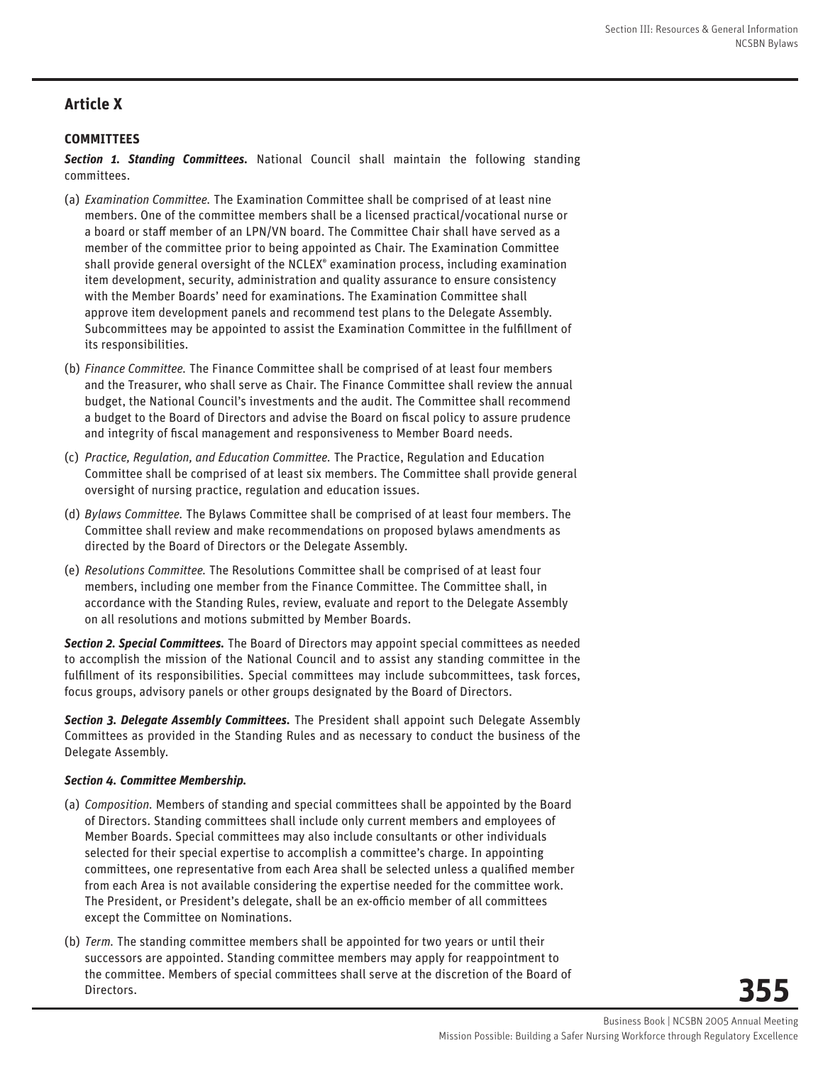## Article X

### COMMITTEES

***Section 1. Standing Committees.*** National Council shall maintain the following standing committees.

(a) *Examination Committee.* The Examination Committee shall be comprised of at least nine members. One of the committee members shall be a licensed practical/vocational nurse or a board or staff member of an LPN/VN board. The Committee Chair shall have served as a member of the committee prior to being appointed as Chair. The Examination Committee shall provide general oversight of the NCLEX® examination process, including examination item development, security, administration and quality assurance to ensure consistency with the Member Boards' need for examinations. The Examination Committee shall approve item development panels and recommend test plans to the Delegate Assembly. Subcommittees may be appointed to assist the Examination Committee in the fulfillment of its responsibilities.

(b) *Finance Committee.* The Finance Committee shall be comprised of at least four members and the Treasurer, who shall serve as Chair. The Finance Committee shall review the annual budget, the National Council's investments and the audit. The Committee shall recommend a budget to the Board of Directors and advise the Board on fiscal policy to assure prudence and integrity of fiscal management and responsiveness to Member Board needs.

(c) *Practice, Regulation, and Education Committee.* The Practice, Regulation and Education Committee shall be comprised of at least six members. The Committee shall provide general oversight of nursing practice, regulation and education issues.

(d) *Bylaws Committee.* The Bylaws Committee shall be comprised of at least four members. The Committee shall review and make recommendations on proposed bylaws amendments as directed by the Board of Directors or the Delegate Assembly.

(e) *Resolutions Committee.* The Resolutions Committee shall be comprised of at least four members, including one member from the Finance Committee. The Committee shall, in accordance with the Standing Rules, review, evaluate and report to the Delegate Assembly on all resolutions and motions submitted by Member Boards.

***Section 2. Special Committees.*** The Board of Directors may appoint special committees as needed to accomplish the mission of the National Council and to assist any standing committee in the fulfillment of its responsibilities. Special committees may include subcommittees, task forces, focus groups, advisory panels or other groups designated by the Board of Directors.

***Section 3. Delegate Assembly Committees.*** The President shall appoint such Delegate Assembly Committees as provided in the Standing Rules and as necessary to conduct the business of the Delegate Assembly.

***Section 4. Committee Membership.***

(a) *Composition.* Members of standing and special committees shall be appointed by the Board of Directors. Standing committees shall include only current members and employees of Member Boards. Special committees may also include consultants or other individuals selected for their special expertise to accomplish a committee's charge. In appointing committees, one representative from each Area shall be selected unless a qualified member from each Area is not available considering the expertise needed for the committee work. The President, or President's delegate, shall be an ex-officio member of all committees except the Committee on Nominations.

(b) *Term.* The standing committee members shall be appointed for two years or until their successors are appointed. Standing committee members may apply for reappointment to the committee. Members of special committees shall serve at the discretion of the Board of Directors.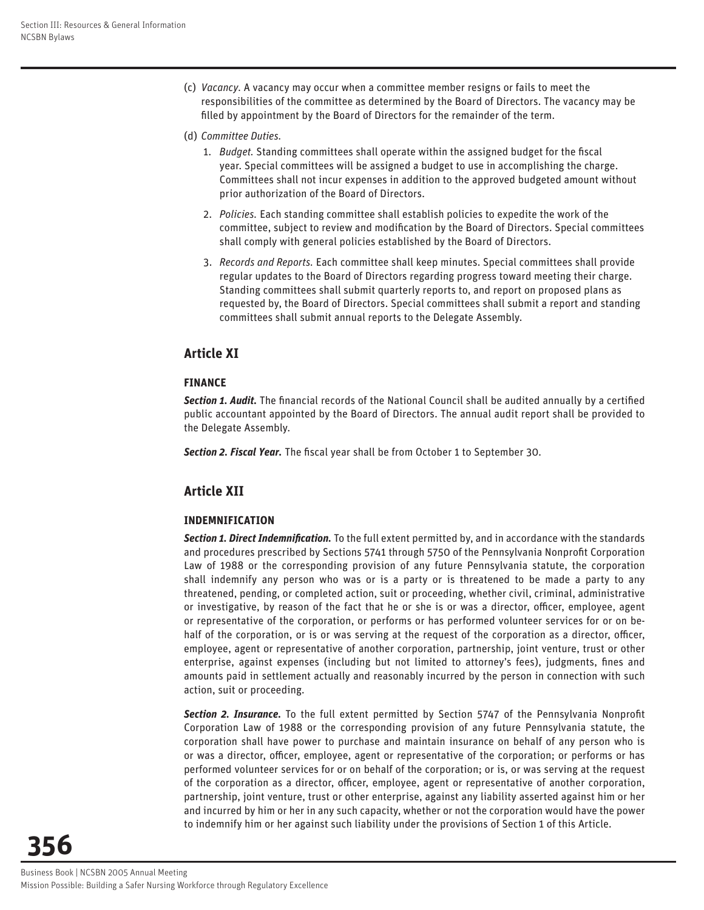(c) *Vacancy.* A vacancy may occur when a committee member resigns or fails to meet the responsibilities of the committee as determined by the Board of Directors. The vacancy may be filled by appointment by the Board of Directors for the remainder of the term.

(d) *Committee Duties.*

1. *Budget.* Standing committees shall operate within the assigned budget for the fiscal year. Special committees will be assigned a budget to use in accomplishing the charge. Committees shall not incur expenses in addition to the approved budgeted amount without prior authorization of the Board of Directors.

2. *Policies.* Each standing committee shall establish policies to expedite the work of the committee, subject to review and modification by the Board of Directors. Special committees shall comply with general policies established by the Board of Directors.

3. *Records and Reports.* Each committee shall keep minutes. Special committees shall provide regular updates to the Board of Directors regarding progress toward meeting their charge. Standing committees shall submit quarterly reports to, and report on proposed plans as requested by, the Board of Directors. Special committees shall submit a report and standing committees shall submit annual reports to the Delegate Assembly.

## Article XI

### FINANCE

***Section 1. Audit.*** The financial records of the National Council shall be audited annually by a certified public accountant appointed by the Board of Directors. The annual audit report shall be provided to the Delegate Assembly.

***Section 2. Fiscal Year.*** The fiscal year shall be from October 1 to September 30.

## Article XII

### INDEMNIFICATION

***Section 1. Direct Indemnification.*** To the full extent permitted by, and in accordance with the standards and procedures prescribed by Sections 5741 through 5750 of the Pennsylvania Nonprofit Corporation Law of 1988 or the corresponding provision of any future Pennsylvania statute, the corporation shall indemnify any person who was or is a party or is threatened to be made a party to any threatened, pending, or completed action, suit or proceeding, whether civil, criminal, administrative or investigative, by reason of the fact that he or she is or was a director, officer, employee, agent or representative of the corporation, or performs or has performed volunteer services for or on behalf of the corporation, or is or was serving at the request of the corporation as a director, officer, employee, agent or representative of another corporation, partnership, joint venture, trust or other enterprise, against expenses (including but not limited to attorney's fees), judgments, fines and amounts paid in settlement actually and reasonably incurred by the person in connection with such action, suit or proceeding.

***Section 2. Insurance.*** To the full extent permitted by Section 5747 of the Pennsylvania Nonprofit Corporation Law of 1988 or the corresponding provision of any future Pennsylvania statute, the corporation shall have power to purchase and maintain insurance on behalf of any person who is or was a director, officer, employee, agent or representative of the corporation; or performs or has performed volunteer services for or on behalf of the corporation; or is, or was serving at the request of the corporation as a director, officer, employee, agent or representative of another corporation, partnership, joint venture, trust or other enterprise, against any liability asserted against him or her and incurred by him or her in any such capacity, whether or not the corporation would have the power to indemnify him or her against such liability under the provisions of Section 1 of this Article.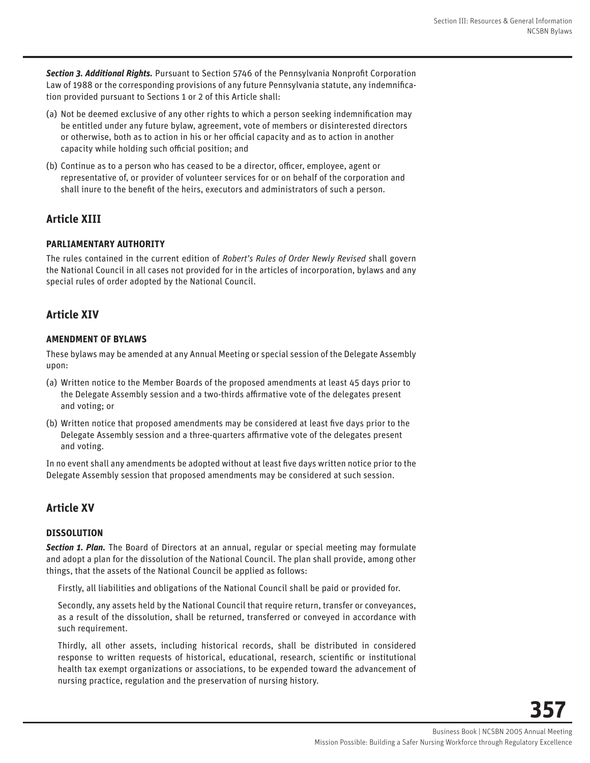***Section 3. Additional Rights.*** Pursuant to Section 5746 of the Pennsylvania Nonprofit Corporation Law of 1988 or the corresponding provisions of any future Pennsylvania statute, any indemnification provided pursuant to Sections 1 or 2 of this Article shall:

(a) Not be deemed exclusive of any other rights to which a person seeking indemnification may be entitled under any future bylaw, agreement, vote of members or disinterested directors or otherwise, both as to action in his or her official capacity and as to action in another capacity while holding such official position; and

(b) Continue as to a person who has ceased to be a director, officer, employee, agent or representative of, or provider of volunteer services for or on behalf of the corporation and shall inure to the benefit of the heirs, executors and administrators of such a person.

## Article XIII

### PARLIAMENTARY AUTHORITY

The rules contained in the current edition of *Robert's Rules of Order Newly Revised* shall govern the National Council in all cases not provided for in the articles of incorporation, bylaws and any special rules of order adopted by the National Council.

## Article XIV

### AMENDMENT OF BYLAWS

These bylaws may be amended at any Annual Meeting or special session of the Delegate Assembly upon:

(a) Written notice to the Member Boards of the proposed amendments at least 45 days prior to the Delegate Assembly session and a two-thirds affirmative vote of the delegates present and voting; or

(b) Written notice that proposed amendments may be considered at least five days prior to the Delegate Assembly session and a three-quarters affirmative vote of the delegates present and voting.

In no event shall any amendments be adopted without at least five days written notice prior to the Delegate Assembly session that proposed amendments may be considered at such session.

## Article XV

### DISSOLUTION

***Section 1. Plan.*** The Board of Directors at an annual, regular or special meeting may formulate and adopt a plan for the dissolution of the National Council. The plan shall provide, among other things, that the assets of the National Council be applied as follows:

Firstly, all liabilities and obligations of the National Council shall be paid or provided for.

Secondly, any assets held by the National Council that require return, transfer or conveyances, as a result of the dissolution, shall be returned, transferred or conveyed in accordance with such requirement.

Thirdly, all other assets, including historical records, shall be distributed in considered response to written requests of historical, educational, research, scientific or institutional health tax exempt organizations or associations, to be expended toward the advancement of nursing practice, regulation and the preservation of nursing history.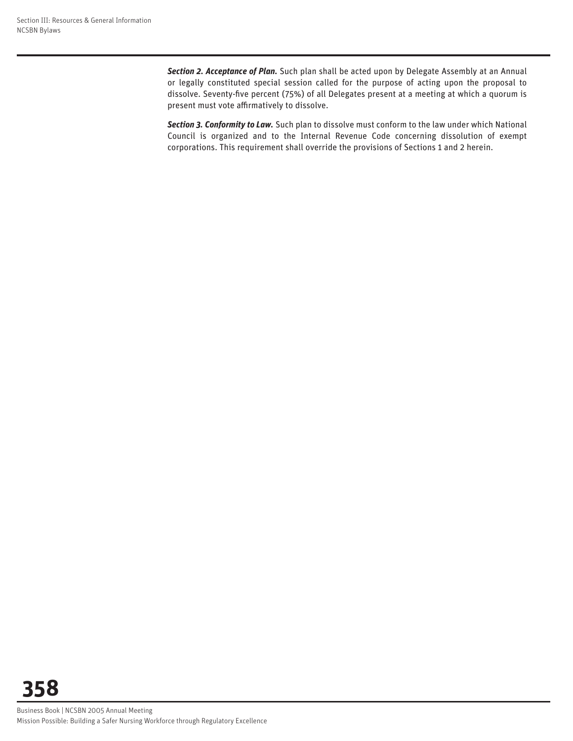***Section 2. Acceptance of Plan.*** Such plan shall be acted upon by Delegate Assembly at an Annual or legally constituted special session called for the purpose of acting upon the proposal to dissolve. Seventy-five percent (75%) of all Delegates present at a meeting at which a quorum is present must vote affirmatively to dissolve.

***Section 3. Conformity to Law.*** Such plan to dissolve must conform to the law under which National Council is organized and to the Internal Revenue Code concerning dissolution of exempt corporations. This requirement shall override the provisions of Sections 1 and 2 herein.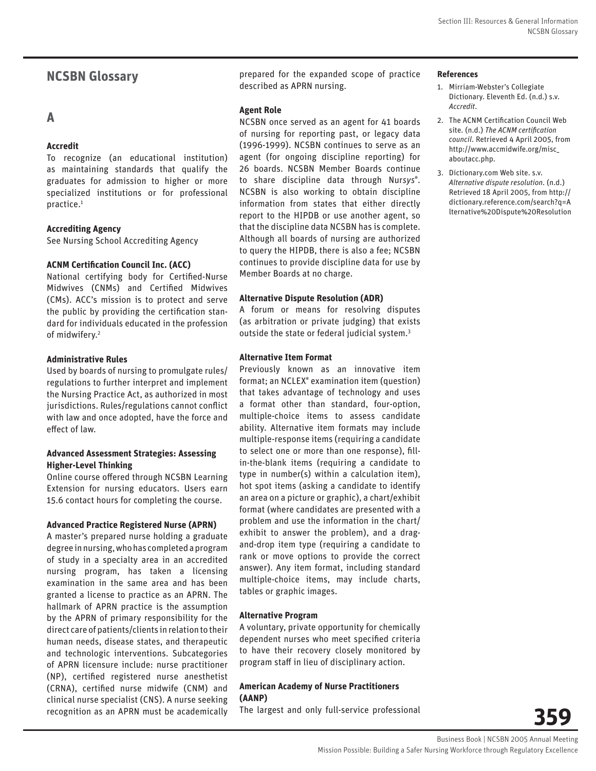# NCSBN Glossary

## A

### Accredit

To recognize (an educational institution) as maintaining standards that qualify the graduates for admission to higher or more specialized institutions or for professional practice.[1]

### Accrediting Agency

See Nursing School Accrediting Agency

### ACNM Certification Council Inc. (ACC)

National certifying body for Certified-Nurse Midwives (CNMs) and Certified Midwives (CMs). ACC's mission is to protect and serve the public by providing the certification standard for individuals educated in the profession of midwifery.[2]

### Administrative Rules

Used by boards of nursing to promulgate rules/regulations to further interpret and implement the Nursing Practice Act, as authorized in most jurisdictions. Rules/regulations cannot conflict with law and once adopted, have the force and effect of law.

### Advanced Assessment Strategies: Assessing Higher-Level Thinking

Online course offered through NCSBN Learning Extension for nursing educators. Users earn 15.6 contact hours for completing the course.

### Advanced Practice Registered Nurse (APRN)

A master's prepared nurse holding a graduate degree in nursing, who has completed a program of study in a specialty area in an accredited nursing program, has taken a licensing examination in the same area and has been granted a license to practice as an APRN. The hallmark of APRN practice is the assumption by the APRN of primary responsibility for the direct care of patients/clients in relation to their human needs, disease states, and therapeutic and technologic interventions. Subcategories of APRN licensure include: nurse practitioner (NP), certified registered nurse anesthetist (CRNA), certified nurse midwife (CNM) and clinical nurse specialist (CNS). A nurse seeking recognition as an APRN must be academically prepared for the expanded scope of practice described as APRN nursing.

### Agent Role

NCSBN once served as an agent for 41 boards of nursing for reporting past, or legacy data (1996-1999). NCSBN continues to serve as an agent (for ongoing discipline reporting) for 26 boards. NCSBN Member Boards continue to share discipline data through Nur*sys*®. NCSBN is also working to obtain discipline information from states that either directly report to the HIPDB or use another agent, so that the discipline data NCSBN has is complete. Although all boards of nursing are authorized to query the HIPDB, there is also a fee; NCSBN continues to provide discipline data for use by Member Boards at no charge.

### Alternative Dispute Resolution (ADR)

A forum or means for resolving disputes (as arbitration or private judging) that exists outside the state or federal judicial system.[3]

### Alternative Item Format

Previously known as an innovative item format; an NCLEX® examination item (question) that takes advantage of technology and uses a format other than standard, four-option, multiple-choice items to assess candidate ability. Alternative item formats may include multiple-response items (requiring a candidate to select one or more than one response), fill-in-the-blank items (requiring a candidate to type in number(s) within a calculation item), hot spot items (asking a candidate to identify an area on a picture or graphic), a chart/exhibit format (where candidates are presented with a problem and use the information in the chart/exhibit to answer the problem), and a drag-and-drop item type (requiring a candidate to rank or move options to provide the correct answer). Any item format, including standard multiple-choice items, may include charts, tables or graphic images.

### Alternative Program

A voluntary, private opportunity for chemically dependent nurses who meet specified criteria to have their recovery closely monitored by program staff in lieu of disciplinary action.

### American Academy of Nurse Practitioners (AANP)

The largest and only full-service professional

#### References

1. Mirriam-Webster's Collegiate Dictionary. Eleventh Ed. (n.d.) s.v. *Accredit*.
2. The ACNM Certification Council Web site. (n.d.) *The ACNM certification council*. Retrieved 4 April 2005, from http://www.accmidwife.org/misc_aboutacc.php.
3. Dictionary.com Web site. s.v. *Alternative dispute resolution*. (n.d.) Retrieved 18 April 2005, from http://dictionary.reference.com/search?q=Alternative%20Dispute%20Resolution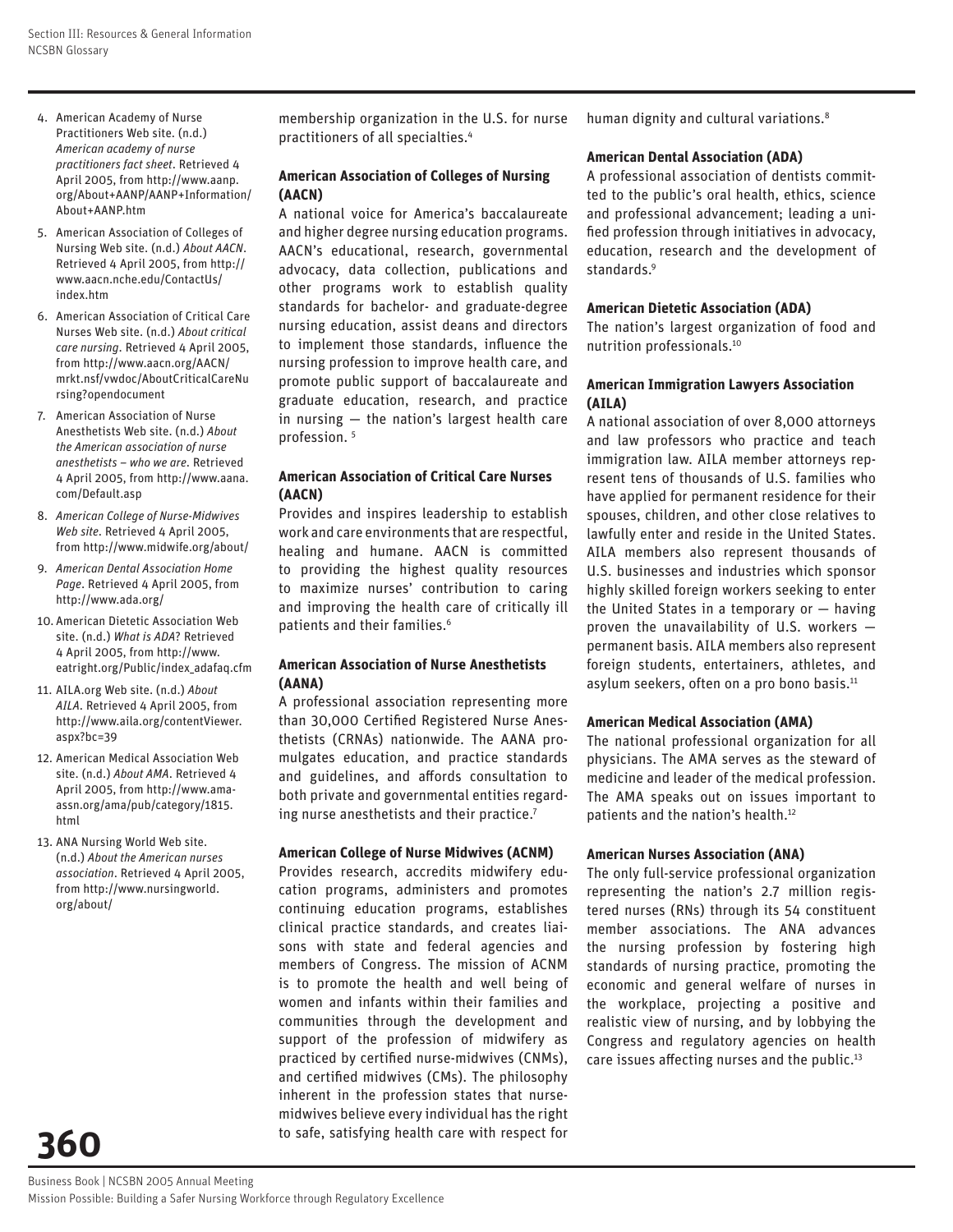4. American Academy of Nurse Practitioners Web site. (n.d.) *American academy of nurse practitioners fact sheet*. Retrieved 4 April 2005, from http://www.aanp.org/About+AANP/AANP+Information/About+AANP.htm
5. American Association of Colleges of Nursing Web site. (n.d.) *About AACN*. Retrieved 4 April 2005, from http://www.aacn.nche.edu/ContactUs/index.htm
6. American Association of Critical Care Nurses Web site. (n.d.) *About critical care nursing*. Retrieved 4 April 2005, from http://www.aacn.org/AACN/mrkt.nsf/vwdoc/AboutCriticalCareNursing?opendocument
7. American Association of Nurse Anesthetists Web site. (n.d.) *About the American association of nurse anesthetists – who we are*. Retrieved 4 April 2005, from http://www.aana.com/Default.asp
8. *American College of Nurse-Midwives Web site*. Retrieved 4 April 2005, from http://www.midwife.org/about/
9. *American Dental Association Home Page*. Retrieved 4 April 2005, from http://www.ada.org/
10. American Dietetic Association Web site. (n.d.) *What is ADA*? Retrieved 4 April 2005, from http://www.eatright.org/Public/index_adafaq.cfm
11. AILA.org Web site. (n.d.) *About AILA*. Retrieved 4 April 2005, from http://www.aila.org/contentViewer.aspx?bc=39
12. American Medical Association Web site. (n.d.) *About AMA*. Retrieved 4 April 2005, from http://www.ama-assn.org/ama/pub/category/1815.html
13. ANA Nursing World Web site. (n.d.) *About the American nurses association*. Retrieved 4 April 2005, from http://www.nursingworld.org/about/

membership organization in the U.S. for nurse practitioners of all specialties.[4]

**American Association of Colleges of Nursing (AACN)**

A national voice for America's baccalaureate and higher degree nursing education programs. AACN's educational, research, governmental advocacy, data collection, publications and other programs work to establish quality standards for bachelor- and graduate-degree nursing education, assist deans and directors to implement those standards, influence the nursing profession to improve health care, and promote public support of baccalaureate and graduate education, research, and practice in nursing — the nation's largest health care profession. [5]

**American Association of Critical Care Nurses (AACN)**

Provides and inspires leadership to establish work and care environments that are respectful, healing and humane. AACN is committed to providing the highest quality resources to maximize nurses' contribution to caring and improving the health care of critically ill patients and their families.[6]

**American Association of Nurse Anesthetists (AANA)**

A professional association representing more than 30,000 Certified Registered Nurse Anesthetists (CRNAs) nationwide. The AANA promulgates education, and practice standards and guidelines, and affords consultation to both private and governmental entities regarding nurse anesthetists and their practice.[7]

**American College of Nurse Midwives (ACNM)**

Provides research, accredits midwifery education programs, administers and promotes continuing education programs, establishes clinical practice standards, and creates liaisons with state and federal agencies and members of Congress. The mission of ACNM is to promote the health and well being of women and infants within their families and communities through the development and support of the profession of midwifery as practiced by certified nurse-midwives (CNMs), and certified midwives (CMs). The philosophy inherent in the profession states that nurse-midwives believe every individual has the right to safe, satisfying health care with respect for human dignity and cultural variations.[8]

**American Dental Association (ADA)**

A professional association of dentists committed to the public's oral health, ethics, science and professional advancement; leading a unified profession through initiatives in advocacy, education, research and the development of standards.[9]

**American Dietetic Association (ADA)**

The nation's largest organization of food and nutrition professionals.[10]

**American Immigration Lawyers Association (AILA)**

A national association of over 8,000 attorneys and law professors who practice and teach immigration law. AILA member attorneys represent tens of thousands of U.S. families who have applied for permanent residence for their spouses, children, and other close relatives to lawfully enter and reside in the United States. AILA members also represent thousands of U.S. businesses and industries which sponsor highly skilled foreign workers seeking to enter the United States in a temporary or — having proven the unavailability of U.S. workers — permanent basis. AILA members also represent foreign students, entertainers, athletes, and asylum seekers, often on a pro bono basis.[11]

**American Medical Association (AMA)**

The national professional organization for all physicians. The AMA serves as the steward of medicine and leader of the medical profession. The AMA speaks out on issues important to patients and the nation's health.[12]

**American Nurses Association (ANA)**

The only full-service professional organization representing the nation's 2.7 million registered nurses (RNs) through its 54 constituent member associations. The ANA advances the nursing profession by fostering high standards of nursing practice, promoting the economic and general welfare of nurses in the workplace, projecting a positive and realistic view of nursing, and by lobbying the Congress and regulatory agencies on health care issues affecting nurses and the public.[13]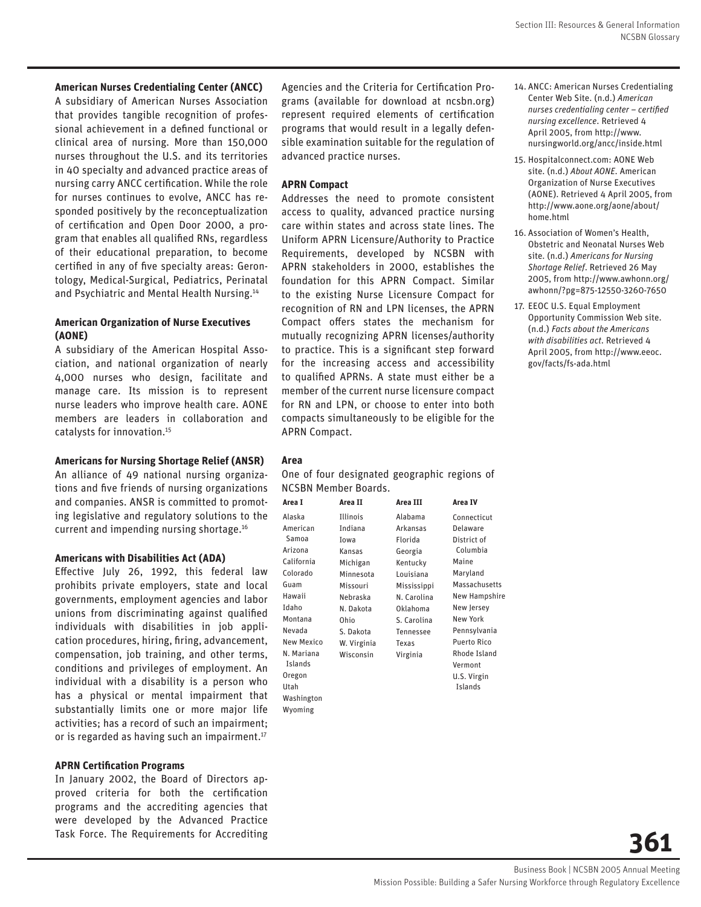### American Nurses Credentialing Center (ANCC)

A subsidiary of American Nurses Association that provides tangible recognition of professional achievement in a defined functional or clinical area of nursing. More than 150,000 nurses throughout the U.S. and its territories in 40 specialty and advanced practice areas of nursing carry ANCC certification. While the role for nurses continues to evolve, ANCC has responded positively by the reconceptualization of certification and Open Door 2000, a program that enables all qualified RNs, regardless of their educational preparation, to become certified in any of five specialty areas: Gerontology, Medical-Surgical, Pediatrics, Perinatal and Psychiatric and Mental Health Nursing.[14]

### American Organization of Nurse Executives (AONE)

A subsidiary of the American Hospital Association, and national organization of nearly 4,000 nurses who design, facilitate and manage care. Its mission is to represent nurse leaders who improve health care. AONE members are leaders in collaboration and catalysts for innovation.[15]

### Americans for Nursing Shortage Relief (ANSR)

An alliance of 49 national nursing organizations and five friends of nursing organizations and companies. ANSR is committed to promoting legislative and regulatory solutions to the current and impending nursing shortage.[16]

### Americans with Disabilities Act (ADA)

Effective July 26, 1992, this federal law prohibits private employers, state and local governments, employment agencies and labor unions from discriminating against qualified individuals with disabilities in job application procedures, hiring, firing, advancement, compensation, job training, and other terms, conditions and privileges of employment. An individual with a disability is a person who has a physical or mental impairment that substantially limits one or more major life activities; has a record of such an impairment; or is regarded as having such an impairment.[17]

### APRN Certification Programs

In January 2002, the Board of Directors approved criteria for both the certification programs and the accrediting agencies that were developed by the Advanced Practice Task Force. The Requirements for Accrediting Agencies and the Criteria for Certification Programs (available for download at ncsbn.org) represent required elements of certification programs that would result in a legally defensible examination suitable for the regulation of advanced practice nurses.

### APRN Compact

Addresses the need to promote consistent access to quality, advanced practice nursing care within states and across state lines. The Uniform APRN Licensure/Authority to Practice Requirements, developed by NCSBN with APRN stakeholders in 2000, establishes the foundation for this APRN Compact. Similar to the existing Nurse Licensure Compact for recognition of RN and LPN licenses, the APRN Compact offers states the mechanism for mutually recognizing APRN licenses/authority to practice. This is a significant step forward for the increasing access and accessibility to qualified APRNs. A state must either be a member of the current nurse licensure compact for RN and LPN, or choose to enter into both compacts simultaneously to be eligible for the APRN Compact.

### Area

One of four designated geographic regions of NCSBN Member Boards.

| Area I | Area II | Area III | Area IV |
|---|---|---|---|
| Alaska | Illinois | Alabama | Connecticut |
| American Samoa | Indiana | Arkansas | Delaware |
| Arizona | Iowa | Florida | District of Columbia |
| California | Kansas | Georgia | Maine |
| Colorado | Michigan | Kentucky | Maryland |
| Guam | Minnesota | Louisiana | Massachusetts |
| Hawaii | Missouri | Mississippi | New Hampshire |
| Idaho | Nebraska | N. Carolina | New Jersey |
| Montana | N. Dakota | Oklahoma | New York |
| Nevada | Ohio | S. Carolina | Pennsylvania |
| New Mexico | S. Dakota | Tennessee | Puerto Rico |
| N. Mariana Islands | W. Virginia | Texas | Rhode Island |
| Oregon | Wisconsin | Virginia | Vermont |
| Utah | | | U.S. Virgin Islands |
| Washington | | | |
| Wyoming | | | |

14. ANCC: American Nurses Credentialing Center Web Site. (n.d.) *American nurses credentialing center – certified nursing excellence*. Retrieved 4 April 2005, from http://www.nursingworld.org/ancc/inside.html
15. Hospitalconnect.com: AONE Web site. (n.d.) *About AONE*. American Organization of Nurse Executives (AONE). Retrieved 4 April 2005, from http://www.aone.org/aone/about/home.html
16. Association of Women's Health, Obstetric and Neonatal Nurses Web site. (n.d.) *Americans for Nursing Shortage Relief*. Retrieved 26 May 2005, from http://www.awhonn.org/awhonn/?pg=875-12550-3260-7650
17. EEOC U.S. Equal Employment Opportunity Commission Web site. (n.d.) *Facts about the Americans with disabilities act*. Retrieved 4 April 2005, from http://www.eeoc.gov/facts/fs-ada.html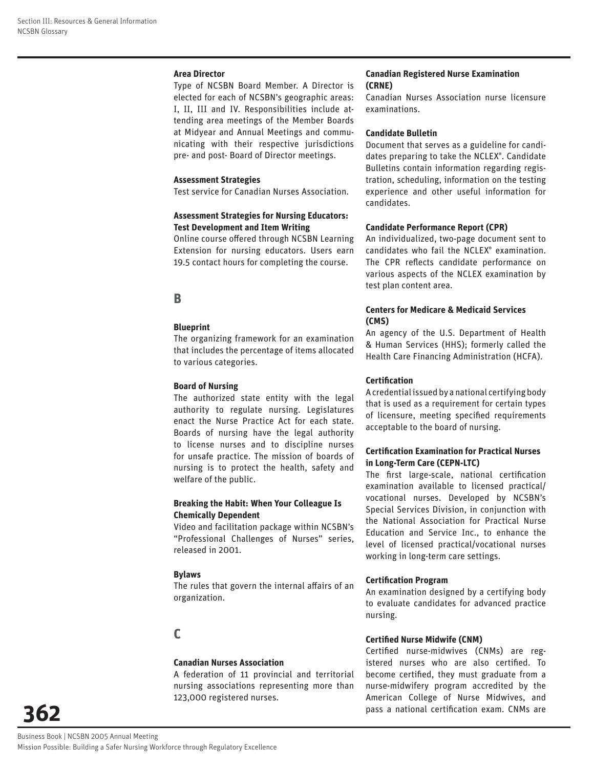**Area Director**

Type of NCSBN Board Member. A Director is elected for each of NCSBN's geographic areas: I, II, III and IV. Responsibilities include attending area meetings of the Member Boards at Midyear and Annual Meetings and communicating with their respective jurisdictions pre- and post- Board of Director meetings.

**Assessment Strategies**

Test service for Canadian Nurses Association.

**Assessment Strategies for Nursing Educators: Test Development and Item Writing**

Online course offered through NCSBN Learning Extension for nursing educators. Users earn 19.5 contact hours for completing the course.

## B

**Blueprint**

The organizing framework for an examination that includes the percentage of items allocated to various categories.

**Board of Nursing**

The authorized state entity with the legal authority to regulate nursing. Legislatures enact the Nurse Practice Act for each state. Boards of nursing have the legal authority to license nurses and to discipline nurses for unsafe practice. The mission of boards of nursing is to protect the health, safety and welfare of the public.

**Breaking the Habit: When Your Colleague Is Chemically Dependent**

Video and facilitation package within NCSBN's "Professional Challenges of Nurses" series, released in 2001.

**Bylaws**

The rules that govern the internal affairs of an organization.

## C

**Canadian Nurses Association**

A federation of 11 provincial and territorial nursing associations representing more than 123,000 registered nurses.

**Canadian Registered Nurse Examination (CRNE)**

Canadian Nurses Association nurse licensure examinations.

**Candidate Bulletin**

Document that serves as a guideline for candidates preparing to take the NCLEX®. Candidate Bulletins contain information regarding registration, scheduling, information on the testing experience and other useful information for candidates.

**Candidate Performance Report (CPR)**

An individualized, two-page document sent to candidates who fail the NCLEX® examination. The CPR reflects candidate performance on various aspects of the NCLEX examination by test plan content area.

**Centers for Medicare & Medicaid Services (CMS)**

An agency of the U.S. Department of Health & Human Services (HHS); formerly called the Health Care Financing Administration (HCFA).

**Certification**

A credential issued by a national certifying body that is used as a requirement for certain types of licensure, meeting specified requirements acceptable to the board of nursing.

**Certification Examination for Practical Nurses in Long-Term Care (CEPN-LTC)**

The first large-scale, national certification examination available to licensed practical/vocational nurses. Developed by NCSBN's Special Services Division, in conjunction with the National Association for Practical Nurse Education and Service Inc., to enhance the level of licensed practical/vocational nurses working in long-term care settings.

**Certification Program**

An examination designed by a certifying body to evaluate candidates for advanced practice nursing.

**Certified Nurse Midwife (CNM)**

Certified nurse-midwives (CNMs) are registered nurses who are also certified. To become certified, they must graduate from a nurse-midwifery program accredited by the American College of Nurse Midwives, and pass a national certification exam. CNMs are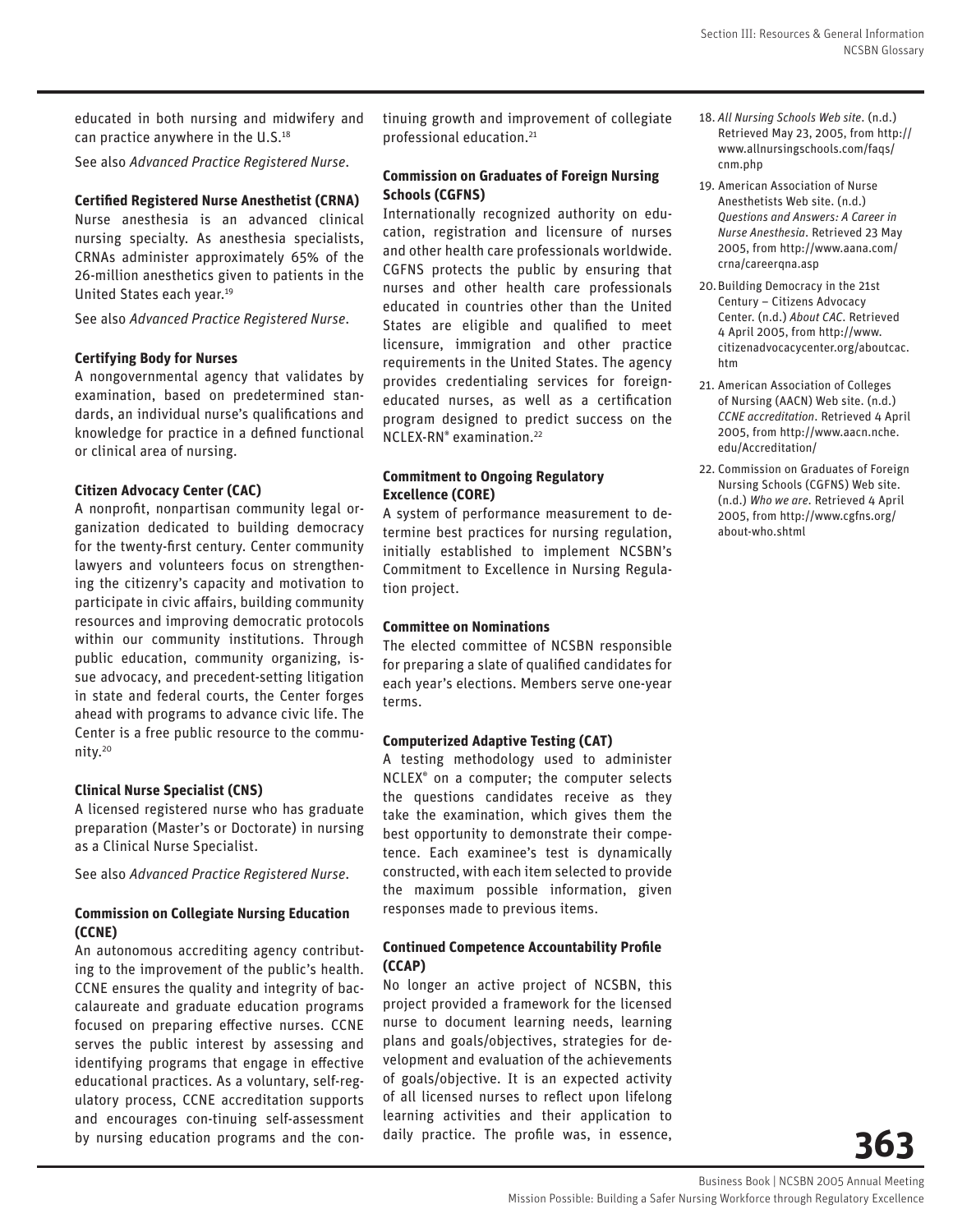educated in both nursing and midwifery and can practice anywhere in the U.S.[18]

See also *Advanced Practice Registered Nurse*.

**Certified Registered Nurse Anesthetist (CRNA)**

Nurse anesthesia is an advanced clinical nursing specialty. As anesthesia specialists, CRNAs administer approximately 65% of the 26-million anesthetics given to patients in the United States each year.[19]

See also *Advanced Practice Registered Nurse*.

**Certifying Body for Nurses**

A nongovernmental agency that validates by examination, based on predetermined standards, an individual nurse's qualifications and knowledge for practice in a defined functional or clinical area of nursing.

**Citizen Advocacy Center (CAC)**

A nonprofit, nonpartisan community legal organization dedicated to building democracy for the twenty-first century. Center community lawyers and volunteers focus on strengthening the citizenry's capacity and motivation to participate in civic affairs, building community resources and improving democratic protocols within our community institutions. Through public education, community organizing, issue advocacy, and precedent-setting litigation in state and federal courts, the Center forges ahead with programs to advance civic life. The Center is a free public resource to the community.[20]

**Clinical Nurse Specialist (CNS)**

A licensed registered nurse who has graduate preparation (Master's or Doctorate) in nursing as a Clinical Nurse Specialist.

See also *Advanced Practice Registered Nurse*.

**Commission on Collegiate Nursing Education (CCNE)**

An autonomous accrediting agency contributing to the improvement of the public's health. CCNE ensures the quality and integrity of baccalaureate and graduate education programs focused on preparing effective nurses. CCNE serves the public interest by assessing and identifying programs that engage in effective educational practices. As a voluntary, self-regulatory process, CCNE accreditation supports and encourages con-tinuing self-assessment by nursing education programs and the continuing growth and improvement of collegiate professional education.[21]

**Commission on Graduates of Foreign Nursing Schools (CGFNS)**

Internationally recognized authority on education, registration and licensure of nurses and other health care professionals worldwide. CGFNS protects the public by ensuring that nurses and other health care professionals educated in countries other than the United States are eligible and qualified to meet licensure, immigration and other practice requirements in the United States. The agency provides credentialing services for foreign-educated nurses, as well as a certification program designed to predict success on the NCLEX-RN® examination.[22]

**Commitment to Ongoing Regulatory Excellence (CORE)**

A system of performance measurement to determine best practices for nursing regulation, initially established to implement NCSBN's Commitment to Excellence in Nursing Regulation project.

**Committee on Nominations**

The elected committee of NCSBN responsible for preparing a slate of qualified candidates for each year's elections. Members serve one-year terms.

**Computerized Adaptive Testing (CAT)**

A testing methodology used to administer NCLEX® on a computer; the computer selects the questions candidates receive as they take the examination, which gives them the best opportunity to demonstrate their competence. Each examinee's test is dynamically constructed, with each item selected to provide the maximum possible information, given responses made to previous items.

**Continued Competence Accountability Profile (CCAP)**

No longer an active project of NCSBN, this project provided a framework for the licensed nurse to document learning needs, learning plans and goals/objectives, strategies for development and evaluation of the achievements of goals/objective. It is an expected activity of all licensed nurses to reflect upon lifelong learning activities and their application to daily practice. The profile was, in essence,

18. *All Nursing Schools Web site*. (n.d.) Retrieved May 23, 2005, from http://www.allnursingschools.com/faqs/cnm.php
19. American Association of Nurse Anesthetists Web site. (n.d.) *Questions and Answers: A Career in Nurse Anesthesia*. Retrieved 23 May 2005, from http://www.aana.com/crna/careerqna.asp
20. Building Democracy in the 21st Century – Citizens Advocacy Center. (n.d.) *About CAC*. Retrieved 4 April 2005, from http://www.citizenadvocacycenter.org/aboutcac.htm
21. American Association of Colleges of Nursing (AACN) Web site. (n.d.) *CCNE accreditation*. Retrieved 4 April 2005, from http://www.aacn.nche.edu/Accreditation/
22. Commission on Graduates of Foreign Nursing Schools (CGFNS) Web site. (n.d.) *Who we are*. Retrieved 4 April 2005, from http://www.cgfns.org/about-who.shtml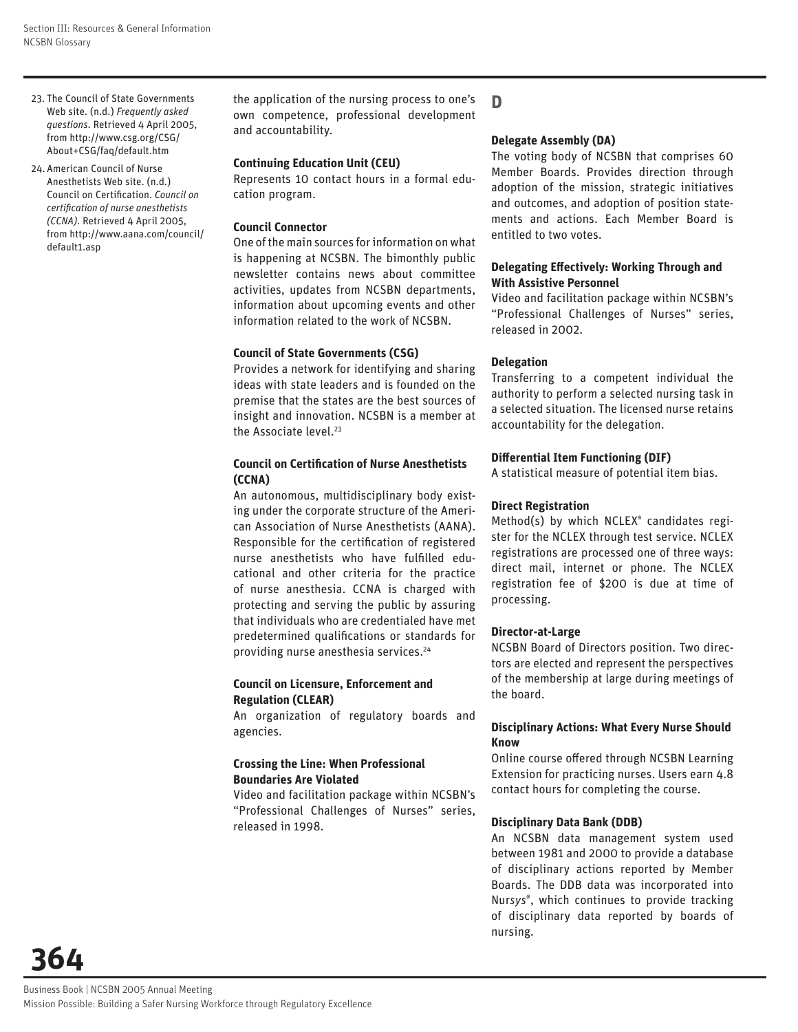23. The Council of State Governments Web site. (n.d.) *Frequently asked questions*. Retrieved 4 April 2005, from http://www.csg.org/CSG/About+CSG/faq/default.htm
24. American Council of Nurse Anesthetists Web site. (n.d.) Council on Certification. *Council on certification of nurse anesthetists (CCNA)*. Retrieved 4 April 2005, from http://www.aana.com/council/default1.asp

the application of the nursing process to one's own competence, professional development and accountability.

**Continuing Education Unit (CEU)**
Represents 10 contact hours in a formal education program.

**Council Connector**
One of the main sources for information on what is happening at NCSBN. The bimonthly public newsletter contains news about committee activities, updates from NCSBN departments, information about upcoming events and other information related to the work of NCSBN.

**Council of State Governments (CSG)**
Provides a network for identifying and sharing ideas with state leaders and is founded on the premise that the states are the best sources of insight and innovation. NCSBN is a member at the Associate level.[23]

**Council on Certification of Nurse Anesthetists (CCNA)**
An autonomous, multidisciplinary body existing under the corporate structure of the American Association of Nurse Anesthetists (AANA). Responsible for the certification of registered nurse anesthetists who have fulfilled educational and other criteria for the practice of nurse anesthesia. CCNA is charged with protecting and serving the public by assuring that individuals who are credentialed have met predetermined qualifications or standards for providing nurse anesthesia services.[24]

**Council on Licensure, Enforcement and Regulation (CLEAR)**
An organization of regulatory boards and agencies.

**Crossing the Line: When Professional Boundaries Are Violated**
Video and facilitation package within NCSBN's "Professional Challenges of Nurses" series, released in 1998.

## D

**Delegate Assembly (DA)**
The voting body of NCSBN that comprises 60 Member Boards. Provides direction through adoption of the mission, strategic initiatives and outcomes, and adoption of position statements and actions. Each Member Board is entitled to two votes.

**Delegating Effectively: Working Through and With Assistive Personnel**
Video and facilitation package within NCSBN's "Professional Challenges of Nurses" series, released in 2002.

**Delegation**
Transferring to a competent individual the authority to perform a selected nursing task in a selected situation. The licensed nurse retains accountability for the delegation.

**Differential Item Functioning (DIF)**
A statistical measure of potential item bias.

**Direct Registration**
Method(s) by which NCLEX® candidates register for the NCLEX through test service. NCLEX registrations are processed one of three ways: direct mail, internet or phone. The NCLEX registration fee of $200 is due at time of processing.

**Director-at-Large**
NCSBN Board of Directors position. Two directors are elected and represent the perspectives of the membership at large during meetings of the board.

**Disciplinary Actions: What Every Nurse Should Know**
Online course offered through NCSBN Learning Extension for practicing nurses. Users earn 4.8 contact hours for completing the course.

**Disciplinary Data Bank (DDB)**
An NCSBN data management system used between 1981 and 2000 to provide a database of disciplinary actions reported by Member Boards. The DDB data was incorporated into Nur*sys*®, which continues to provide tracking of disciplinary data reported by boards of nursing.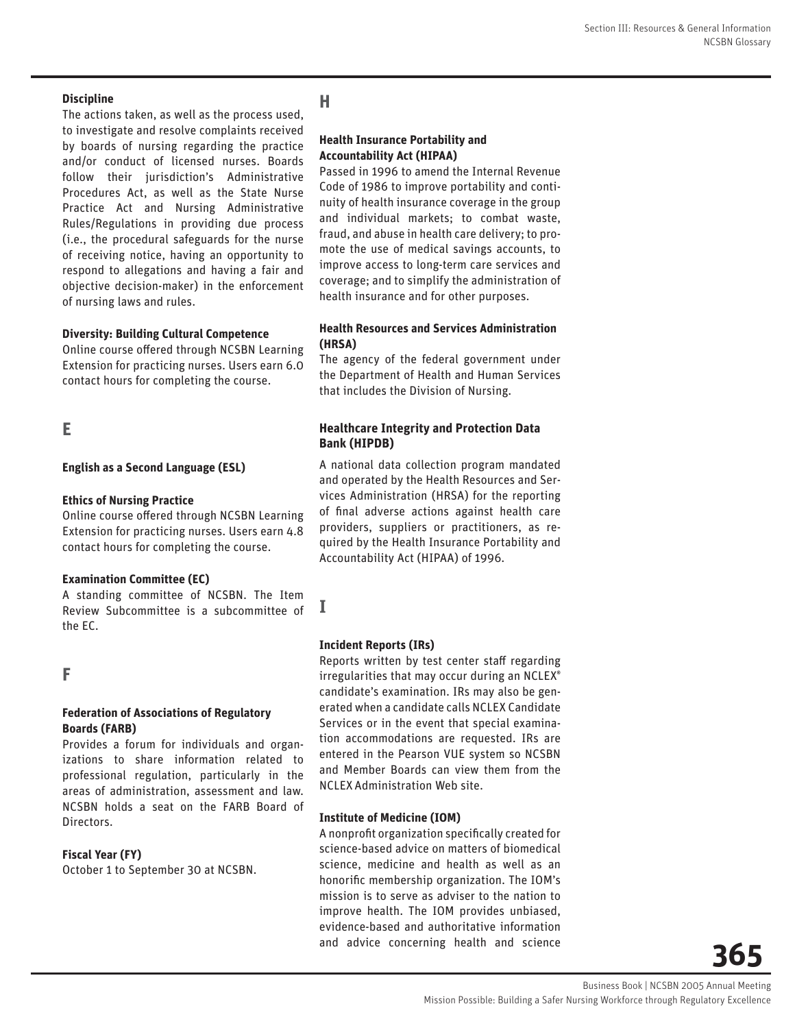**Discipline**
The actions taken, as well as the process used, to investigate and resolve complaints received by boards of nursing regarding the practice and/or conduct of licensed nurses. Boards follow their jurisdiction's Administrative Procedures Act, as well as the State Nurse Practice Act and Nursing Administrative Rules/Regulations in providing due process (i.e., the procedural safeguards for the nurse of receiving notice, having an opportunity to respond to allegations and having a fair and objective decision-maker) in the enforcement of nursing laws and rules.

**Diversity: Building Cultural Competence**
Online course offered through NCSBN Learning Extension for practicing nurses. Users earn 6.0 contact hours for completing the course.

## E

**English as a Second Language (ESL)**

**Ethics of Nursing Practice**
Online course offered through NCSBN Learning Extension for practicing nurses. Users earn 4.8 contact hours for completing the course.

**Examination Committee (EC)**
A standing committee of NCSBN. The Item Review Subcommittee is a subcommittee of the EC.

## F

**Federation of Associations of Regulatory Boards (FARB)**
Provides a forum for individuals and organizations to share information related to professional regulation, particularly in the areas of administration, assessment and law. NCSBN holds a seat on the FARB Board of Directors.

**Fiscal Year (FY)**
October 1 to September 30 at NCSBN.

## H

**Health Insurance Portability and Accountability Act (HIPAA)**
Passed in 1996 to amend the Internal Revenue Code of 1986 to improve portability and continuity of health insurance coverage in the group and individual markets; to combat waste, fraud, and abuse in health care delivery; to promote the use of medical savings accounts, to improve access to long-term care services and coverage; and to simplify the administration of health insurance and for other purposes.

**Health Resources and Services Administration (HRSA)**
The agency of the federal government under the Department of Health and Human Services that includes the Division of Nursing.

**Healthcare Integrity and Protection Data Bank (HIPDB)**
A national data collection program mandated and operated by the Health Resources and Services Administration (HRSA) for the reporting of final adverse actions against health care providers, suppliers or practitioners, as required by the Health Insurance Portability and Accountability Act (HIPAA) of 1996.

## I

**Incident Reports (IRs)**
Reports written by test center staff regarding irregularities that may occur during an NCLEX® candidate's examination. IRs may also be generated when a candidate calls NCLEX Candidate Services or in the event that special examination accommodations are requested. IRs are entered in the Pearson VUE system so NCSBN and Member Boards can view them from the NCLEX Administration Web site.

**Institute of Medicine (IOM)**
A nonprofit organization specifically created for science-based advice on matters of biomedical science, medicine and health as well as an honorific membership organization. The IOM's mission is to serve as adviser to the nation to improve health. The IOM provides unbiased, evidence-based and authoritative information and advice concerning health and science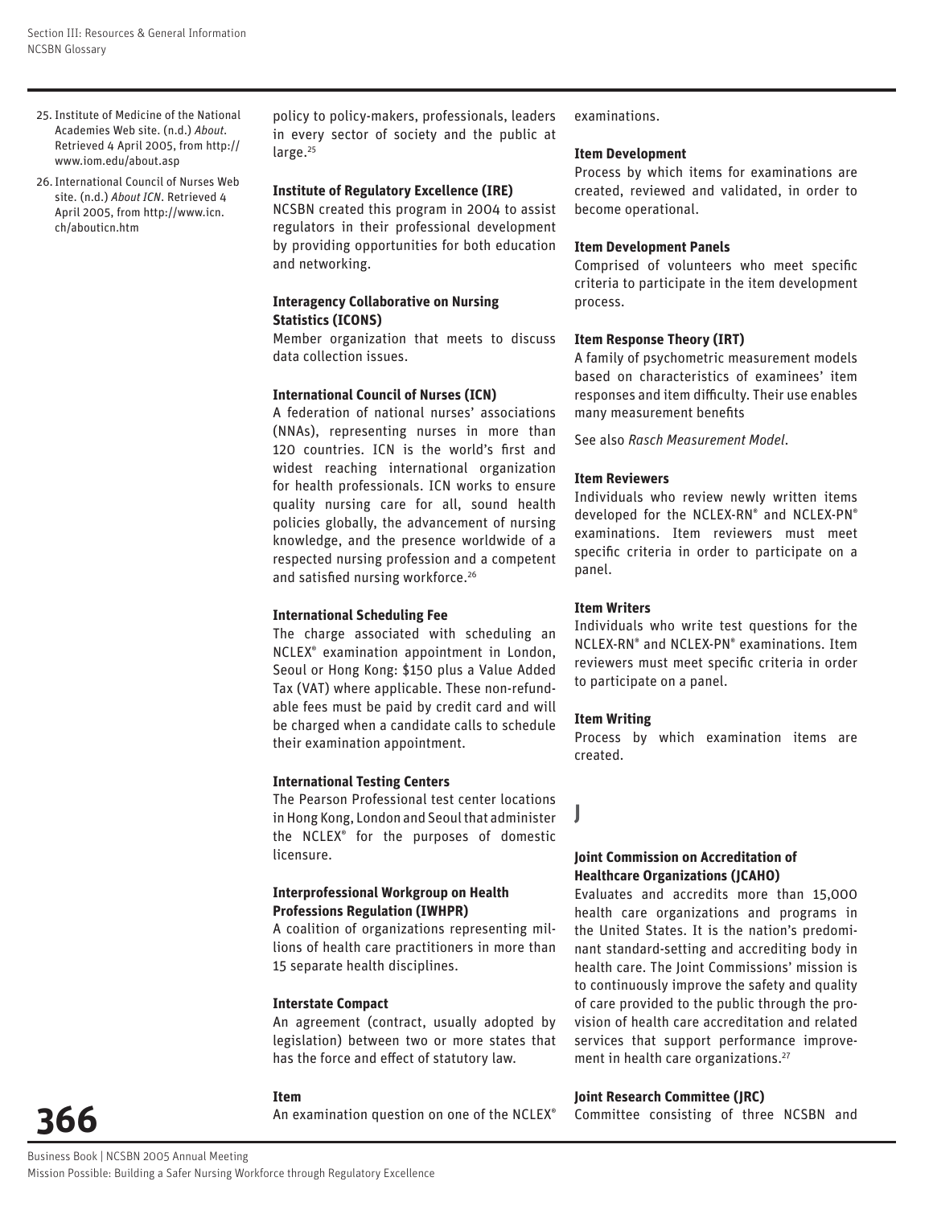25. Institute of Medicine of the National Academies Web site. (n.d.) *About*. Retrieved 4 April 2005, from http://www.iom.edu/about.asp
26. International Council of Nurses Web site. (n.d.) *About ICN*. Retrieved 4 April 2005, from http://www.icn.ch/abouticn.htm

policy to policy-makers, professionals, leaders in every sector of society and the public at large.[25]

**Institute of Regulatory Excellence (IRE)**

NCSBN created this program in 2004 to assist regulators in their professional development by providing opportunities for both education and networking.

**Interagency Collaborative on Nursing Statistics (ICONS)**

Member organization that meets to discuss data collection issues.

**International Council of Nurses (ICN)**

A federation of national nurses' associations (NNAs), representing nurses in more than 120 countries. ICN is the world's first and widest reaching international organization for health professionals. ICN works to ensure quality nursing care for all, sound health policies globally, the advancement of nursing knowledge, and the presence worldwide of a respected nursing profession and a competent and satisfied nursing workforce.[26]

**International Scheduling Fee**

The charge associated with scheduling an NCLEX® examination appointment in London, Seoul or Hong Kong: $150 plus a Value Added Tax (VAT) where applicable. These non-refundable fees must be paid by credit card and will be charged when a candidate calls to schedule their examination appointment.

**International Testing Centers**

The Pearson Professional test center locations in Hong Kong, London and Seoul that administer the NCLEX® for the purposes of domestic licensure.

**Interprofessional Workgroup on Health Professions Regulation (IWHPR)**

A coalition of organizations representing millions of health care practitioners in more than 15 separate health disciplines.

**Interstate Compact**

An agreement (contract, usually adopted by legislation) between two or more states that has the force and effect of statutory law.

**Item**

An examination question on one of the NCLEX® examinations.

**Item Development**

Process by which items for examinations are created, reviewed and validated, in order to become operational.

**Item Development Panels**

Comprised of volunteers who meet specific criteria to participate in the item development process.

**Item Response Theory (IRT)**

A family of psychometric measurement models based on characteristics of examinees' item responses and item difficulty. Their use enables many measurement benefits

See also *Rasch Measurement Model*.

**Item Reviewers**

Individuals who review newly written items developed for the NCLEX-RN® and NCLEX-PN® examinations. Item reviewers must meet specific criteria in order to participate on a panel.

**Item Writers**

Individuals who write test questions for the NCLEX-RN® and NCLEX-PN® examinations. Item reviewers must meet specific criteria in order to participate on a panel.

**Item Writing**

Process by which examination items are created.

## J

**Joint Commission on Accreditation of Healthcare Organizations (JCAHO)**

Evaluates and accredits more than 15,000 health care organizations and programs in the United States. It is the nation's predominant standard-setting and accrediting body in health care. The Joint Commissions' mission is to continuously improve the safety and quality of care provided to the public through the provision of health care accreditation and related services that support performance improvement in health care organizations.[27]

**Joint Research Committee (JRC)**

Committee consisting of three NCSBN and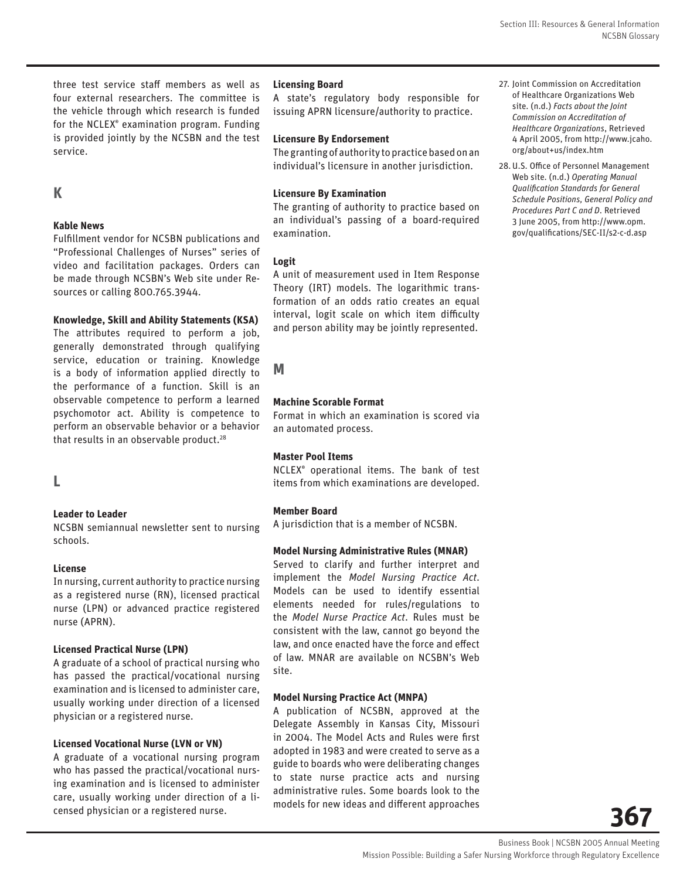three test service staff members as well as four external researchers. The committee is the vehicle through which research is funded for the NCLEX® examination program. Funding is provided jointly by the NCSBN and the test service.

## K

**Kable News**
Fulfillment vendor for NCSBN publications and "Professional Challenges of Nurses" series of video and facilitation packages. Orders can be made through NCSBN's Web site under Resources or calling 800.765.3944.

**Knowledge, Skill and Ability Statements (KSA)**
The attributes required to perform a job, generally demonstrated through qualifying service, education or training. Knowledge is a body of information applied directly to the performance of a function. Skill is an observable competence to perform a learned psychomotor act. Ability is competence to perform an observable behavior or a behavior that results in an observable product.[28]

## L

**Leader to Leader**
NCSBN semiannual newsletter sent to nursing schools.

**License**
In nursing, current authority to practice nursing as a registered nurse (RN), licensed practical nurse (LPN) or advanced practice registered nurse (APRN).

**Licensed Practical Nurse (LPN)**
A graduate of a school of practical nursing who has passed the practical/vocational nursing examination and is licensed to administer care, usually working under direction of a licensed physician or a registered nurse.

**Licensed Vocational Nurse (LVN or VN)**
A graduate of a vocational nursing program who has passed the practical/vocational nursing examination and is licensed to administer care, usually working under direction of a licensed physician or a registered nurse.

**Licensing Board**
A state's regulatory body responsible for issuing APRN licensure/authority to practice.

**Licensure By Endorsement**
The granting of authority to practice based on an individual's licensure in another jurisdiction.

**Licensure By Examination**
The granting of authority to practice based on an individual's passing of a board-required examination.

**Logit**
A unit of measurement used in Item Response Theory (IRT) models. The logarithmic transformation of an odds ratio creates an equal interval, logit scale on which item difficulty and person ability may be jointly represented.

## M

**Machine Scorable Format**
Format in which an examination is scored via an automated process.

**Master Pool Items**
NCLEX® operational items. The bank of test items from which examinations are developed.

**Member Board**
A jurisdiction that is a member of NCSBN.

**Model Nursing Administrative Rules (MNAR)**
Served to clarify and further interpret and implement the *Model Nursing Practice Act*. Models can be used to identify essential elements needed for rules/regulations to the *Model Nurse Practice Act*. Rules must be consistent with the law, cannot go beyond the law, and once enacted have the force and effect of law. MNAR are available on NCSBN's Web site.

**Model Nursing Practice Act (MNPA)**
A publication of NCSBN, approved at the Delegate Assembly in Kansas City, Missouri in 2004. The Model Acts and Rules were first adopted in 1983 and were created to serve as a guide to boards who were deliberating changes to state nurse practice acts and nursing administrative rules. Some boards look to the models for new ideas and different approaches

27. Joint Commission on Accreditation of Healthcare Organizations Web site. (n.d.) *Facts about the Joint Commission on Accreditation of Healthcare Organizations*, Retrieved 4 April 2005, from http://www.jcaho.org/about+us/index.htm
28. U.S. Office of Personnel Management Web site. (n.d.) *Operating Manual Qualification Standards for General Schedule Positions, General Policy and Procedures Part C and D*. Retrieved 3 June 2005, from http://www.opm.gov/qualifications/SEC-II/s2-c-d.asp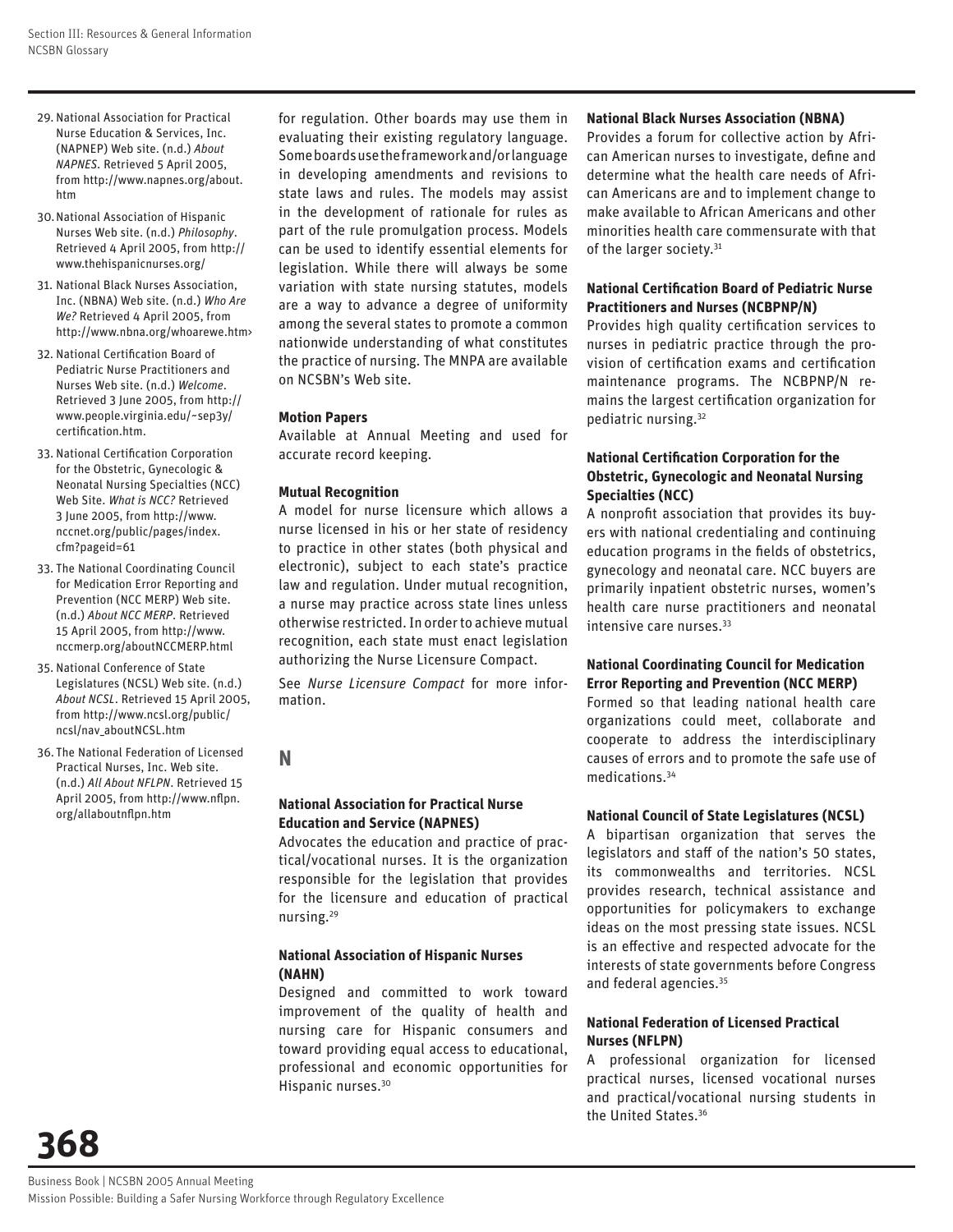29. National Association for Practical Nurse Education & Services, Inc. (NAPNEP) Web site. (n.d.) *About NAPNES*. Retrieved 5 April 2005, from http://www.napnes.org/about.htm
30. National Association of Hispanic Nurses Web site. (n.d.) *Philosophy*. Retrieved 4 April 2005, from http://www.thehispanicnurses.org/
31. National Black Nurses Association, Inc. (NBNA) Web site. (n.d.) *Who Are We?* Retrieved 4 April 2005, from http://www.nbna.org/whoarewe.htm›
32. National Certification Board of Pediatric Nurse Practitioners and Nurses Web site. (n.d.) *Welcome*. Retrieved 3 June 2005, from http://www.people.virginia.edu/~sep3y/certification.htm.
33. National Certification Corporation for the Obstetric, Gynecologic & Neonatal Nursing Specialties (NCC) Web Site. *What is NCC?* Retrieved 3 June 2005, from http://www.nccnet.org/public/pages/index.cfm?pageid=61
33. The National Coordinating Council for Medication Error Reporting and Prevention (NCC MERP) Web site. (n.d.) *About NCC MERP*. Retrieved 15 April 2005, from http://www.nccmerp.org/aboutNCCMERP.html
35. National Conference of State Legislatures (NCSL) Web site. (n.d.) *About NCSL*. Retrieved 15 April 2005, from http://www.ncsl.org/public/ncsl/nav_aboutNCSL.htm
36. The National Federation of Licensed Practical Nurses, Inc. Web site. (n.d.) *All About NFLPN*. Retrieved 15 April 2005, from http://www.nflpn.org/allaboutnflpn.htm

for regulation. Other boards may use them in evaluating their existing regulatory language. Some boards use the framework and/or language in developing amendments and revisions to state laws and rules. The models may assist in the development of rationale for rules as part of the rule promulgation process. Models can be used to identify essential elements for legislation. While there will always be some variation with state nursing statutes, models are a way to advance a degree of uniformity among the several states to promote a common nationwide understanding of what constitutes the practice of nursing. The MNPA are available on NCSBN's Web site.

**Motion Papers**

Available at Annual Meeting and used for accurate record keeping.

**Mutual Recognition**

A model for nurse licensure which allows a nurse licensed in his or her state of residency to practice in other states (both physical and electronic), subject to each state's practice law and regulation. Under mutual recognition, a nurse may practice across state lines unless otherwise restricted. In order to achieve mutual recognition, each state must enact legislation authorizing the Nurse Licensure Compact.

See *Nurse Licensure Compact* for more information.

## N

**National Association for Practical Nurse Education and Service (NAPNES)**

Advocates the education and practice of practical/vocational nurses. It is the organization responsible for the legislation that provides for the licensure and education of practical nursing.[29]

**National Association of Hispanic Nurses (NAHN)**

Designed and committed to work toward improvement of the quality of health and nursing care for Hispanic consumers and toward providing equal access to educational, professional and economic opportunities for Hispanic nurses.[30]

**National Black Nurses Association (NBNA)**

Provides a forum for collective action by African American nurses to investigate, define and determine what the health care needs of African Americans are and to implement change to make available to African Americans and other minorities health care commensurate with that of the larger society.[31]

**National Certification Board of Pediatric Nurse Practitioners and Nurses (NCBPNP/N)**

Provides high quality certification services to nurses in pediatric practice through the provision of certification exams and certification maintenance programs. The NCBPNP/N remains the largest certification organization for pediatric nursing.[32]

**National Certification Corporation for the Obstetric, Gynecologic and Neonatal Nursing Specialties (NCC)**

A nonprofit association that provides its buyers with national credentialing and continuing education programs in the fields of obstetrics, gynecology and neonatal care. NCC buyers are primarily inpatient obstetric nurses, women's health care nurse practitioners and neonatal intensive care nurses.[33]

**National Coordinating Council for Medication Error Reporting and Prevention (NCC MERP)**

Formed so that leading national health care organizations could meet, collaborate and cooperate to address the interdisciplinary causes of errors and to promote the safe use of medications.[34]

**National Council of State Legislatures (NCSL)**

A bipartisan organization that serves the legislators and staff of the nation's 50 states, its commonwealths and territories. NCSL provides research, technical assistance and opportunities for policymakers to exchange ideas on the most pressing state issues. NCSL is an effective and respected advocate for the interests of state governments before Congress and federal agencies.[35]

**National Federation of Licensed Practical Nurses (NFLPN)**

A professional organization for licensed practical nurses, licensed vocational nurses and practical/vocational nursing students in the United States.[36]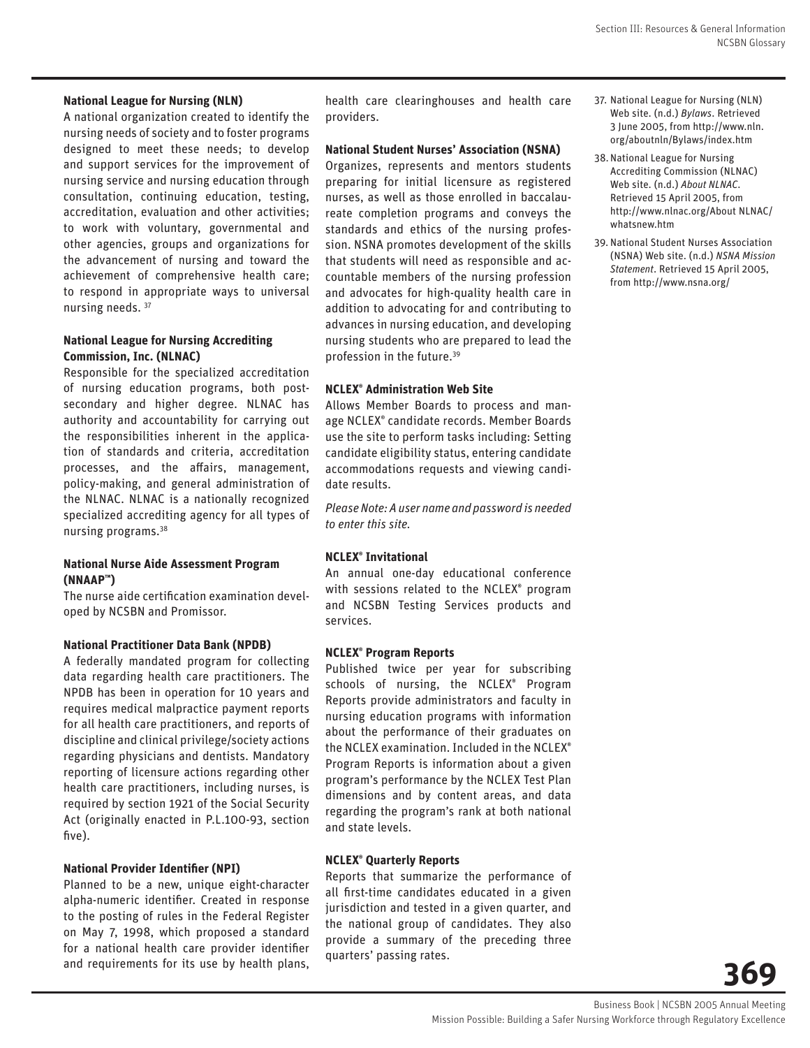**National League for Nursing (NLN)**

A national organization created to identify the nursing needs of society and to foster programs designed to meet these needs; to develop and support services for the improvement of nursing service and nursing education through consultation, continuing education, testing, accreditation, evaluation and other activities; to work with voluntary, governmental and other agencies, groups and organizations for the advancement of nursing and toward the achievement of comprehensive health care; to respond in appropriate ways to universal nursing needs. [37]

**National League for Nursing Accrediting Commission, Inc. (NLNAC)**

Responsible for the specialized accreditation of nursing education programs, both post-secondary and higher degree. NLNAC has authority and accountability for carrying out the responsibilities inherent in the application of standards and criteria, accreditation processes, and the affairs, management, policy-making, and general administration of the NLNAC. NLNAC is a nationally recognized specialized accrediting agency for all types of nursing programs.[38]

**National Nurse Aide Assessment Program (NNAAP™)**

The nurse aide certification examination developed by NCSBN and Promissor.

**National Practitioner Data Bank (NPDB)**

A federally mandated program for collecting data regarding health care practitioners. The NPDB has been in operation for 10 years and requires medical malpractice payment reports for all health care practitioners, and reports of discipline and clinical privilege/society actions regarding physicians and dentists. Mandatory reporting of licensure actions regarding other health care practitioners, including nurses, is required by section 1921 of the Social Security Act (originally enacted in P.L.100-93, section five).

**National Provider Identifier (NPI)**

Planned to be a new, unique eight-character alpha-numeric identifier. Created in response to the posting of rules in the Federal Register on May 7, 1998, which proposed a standard for a national health care provider identifier and requirements for its use by health plans, health care clearinghouses and health care providers.

**National Student Nurses' Association (NSNA)**

Organizes, represents and mentors students preparing for initial licensure as registered nurses, as well as those enrolled in baccalaureate completion programs and conveys the standards and ethics of the nursing profession. NSNA promotes development of the skills that students will need as responsible and accountable members of the nursing profession and advocates for high-quality health care in addition to advocating for and contributing to advances in nursing education, and developing nursing students who are prepared to lead the profession in the future.[39]

**NCLEX® Administration Web Site**

Allows Member Boards to process and manage NCLEX® candidate records. Member Boards use the site to perform tasks including: Setting candidate eligibility status, entering candidate accommodations requests and viewing candidate results.

*Please Note: A user name and password is needed to enter this site.*

**NCLEX® Invitational**

An annual one-day educational conference with sessions related to the NCLEX® program and NCSBN Testing Services products and services.

**NCLEX® Program Reports**

Published twice per year for subscribing schools of nursing, the NCLEX® Program Reports provide administrators and faculty in nursing education programs with information about the performance of their graduates on the NCLEX examination. Included in the NCLEX® Program Reports is information about a given program's performance by the NCLEX Test Plan dimensions and by content areas, and data regarding the program's rank at both national and state levels.

**NCLEX® Quarterly Reports**

Reports that summarize the performance of all first-time candidates educated in a given jurisdiction and tested in a given quarter, and the national group of candidates. They also provide a summary of the preceding three quarters' passing rates.

37. National League for Nursing (NLN) Web site. (n.d.) *Bylaws*. Retrieved 3 June 2005, from http://www.nln.org/aboutnln/Bylaws/index.htm
38. National League for Nursing Accrediting Commission (NLNAC) Web site. (n.d.) *About NLNAC*. Retrieved 15 April 2005, from http://www.nlnac.org/About NLNAC/whatsnew.htm
39. National Student Nurses Association (NSNA) Web site. (n.d.) *NSNA Mission Statement*. Retrieved 15 April 2005, from http://www.nsna.org/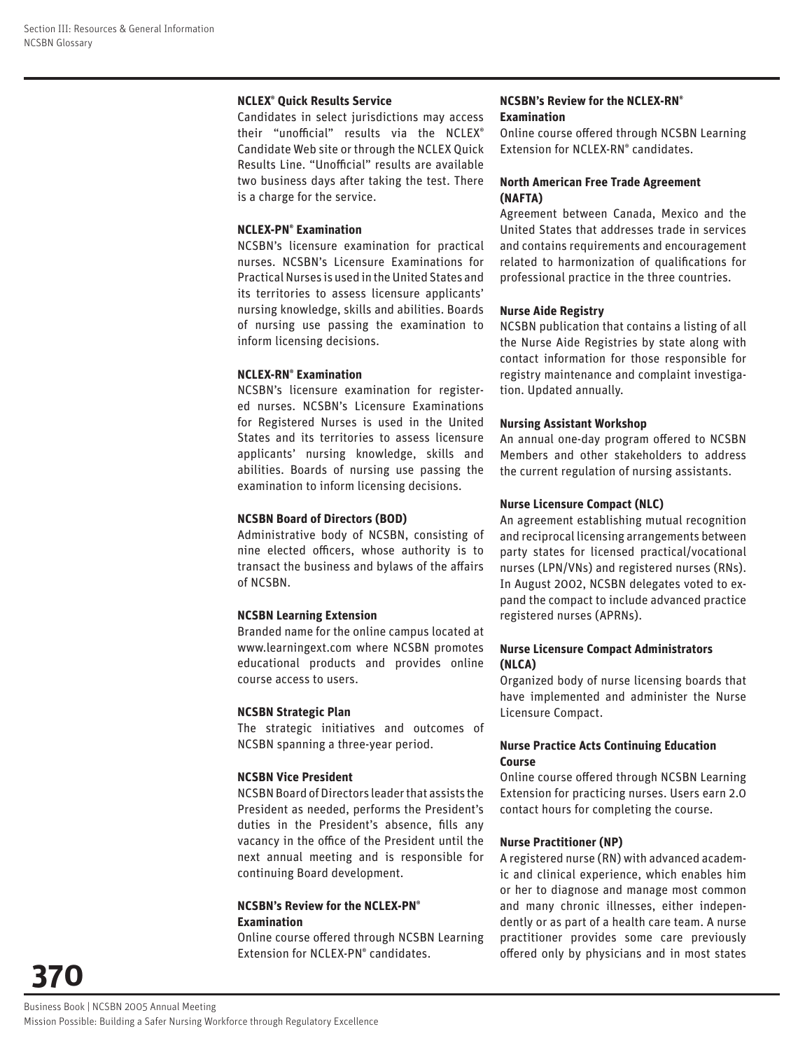**NCLEX® Quick Results Service**
Candidates in select jurisdictions may access their "unofficial" results via the NCLEX® Candidate Web site or through the NCLEX Quick Results Line. "Unofficial" results are available two business days after taking the test. There is a charge for the service.

**NCLEX-PN® Examination**
NCSBN's licensure examination for practical nurses. NCSBN's Licensure Examinations for Practical Nurses is used in the United States and its territories to assess licensure applicants' nursing knowledge, skills and abilities. Boards of nursing use passing the examination to inform licensing decisions.

**NCLEX-RN® Examination**
NCSBN's licensure examination for registered nurses. NCSBN's Licensure Examinations for Registered Nurses is used in the United States and its territories to assess licensure applicants' nursing knowledge, skills and abilities. Boards of nursing use passing the examination to inform licensing decisions.

**NCSBN Board of Directors (BOD)**
Administrative body of NCSBN, consisting of nine elected officers, whose authority is to transact the business and bylaws of the affairs of NCSBN.

**NCSBN Learning Extension**
Branded name for the online campus located at www.learningext.com where NCSBN promotes educational products and provides online course access to users.

**NCSBN Strategic Plan**
The strategic initiatives and outcomes of NCSBN spanning a three-year period.

**NCSBN Vice President**
NCSBN Board of Directors leader that assists the President as needed, performs the President's duties in the President's absence, fills any vacancy in the office of the President until the next annual meeting and is responsible for continuing Board development.

**NCSBN's Review for the NCLEX-PN® Examination**
Online course offered through NCSBN Learning Extension for NCLEX-PN® candidates.

**NCSBN's Review for the NCLEX-RN® Examination**
Online course offered through NCSBN Learning Extension for NCLEX-RN® candidates.

**North American Free Trade Agreement (NAFTA)**
Agreement between Canada, Mexico and the United States that addresses trade in services and contains requirements and encouragement related to harmonization of qualifications for professional practice in the three countries.

**Nurse Aide Registry**
NCSBN publication that contains a listing of all the Nurse Aide Registries by state along with contact information for those responsible for registry maintenance and complaint investigation. Updated annually.

**Nursing Assistant Workshop**
An annual one-day program offered to NCSBN Members and other stakeholders to address the current regulation of nursing assistants.

**Nurse Licensure Compact (NLC)**
An agreement establishing mutual recognition and reciprocal licensing arrangements between party states for licensed practical/vocational nurses (LPN/VNs) and registered nurses (RNs). In August 2002, NCSBN delegates voted to expand the compact to include advanced practice registered nurses (APRNs).

**Nurse Licensure Compact Administrators (NLCA)**
Organized body of nurse licensing boards that have implemented and administer the Nurse Licensure Compact.

**Nurse Practice Acts Continuing Education Course**
Online course offered through NCSBN Learning Extension for practicing nurses. Users earn 2.0 contact hours for completing the course.

**Nurse Practitioner (NP)**
A registered nurse (RN) with advanced academic and clinical experience, which enables him or her to diagnose and manage most common and many chronic illnesses, either independently or as part of a health care team. A nurse practitioner provides some care previously offered only by physicians and in most states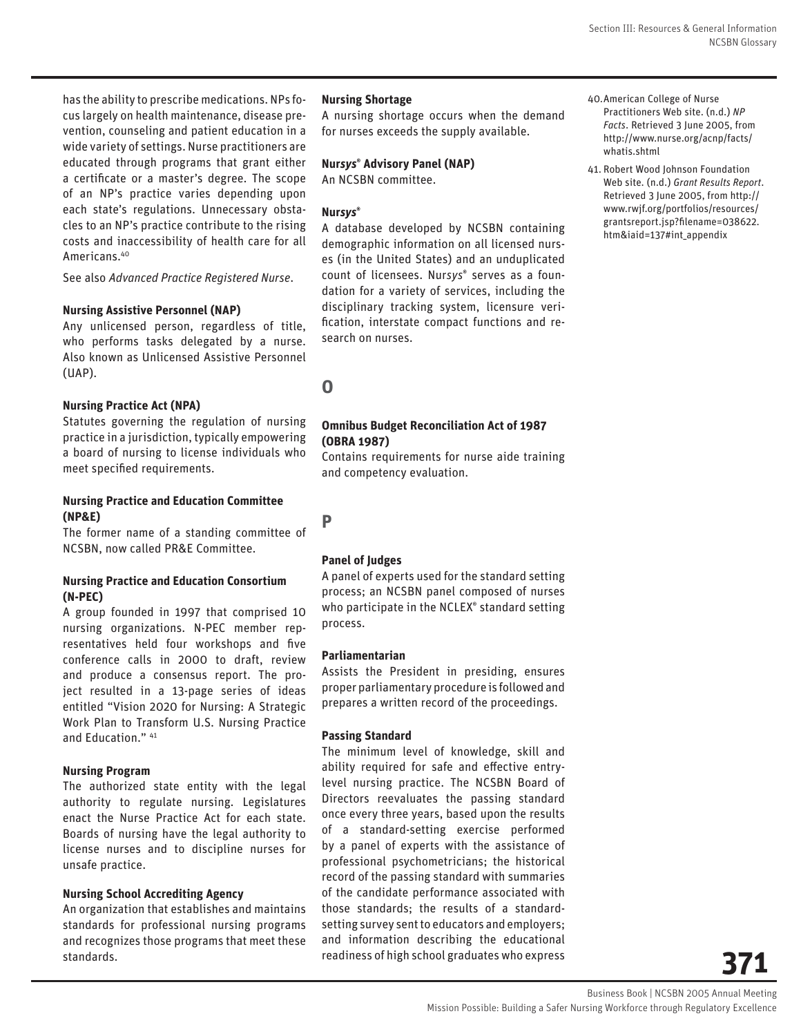has the ability to prescribe medications. NPs focus largely on health maintenance, disease prevention, counseling and patient education in a wide variety of settings. Nurse practitioners are educated through programs that grant either a certificate or a master's degree. The scope of an NP's practice varies depending upon each state's regulations. Unnecessary obstacles to an NP's practice contribute to the rising costs and inaccessibility of health care for all Americans.[40]

See also *Advanced Practice Registered Nurse*.

**Nursing Assistive Personnel (NAP)**
Any unlicensed person, regardless of title, who performs tasks delegated by a nurse. Also known as Unlicensed Assistive Personnel (UAP).

**Nursing Practice Act (NPA)**
Statutes governing the regulation of nursing practice in a jurisdiction, typically empowering a board of nursing to license individuals who meet specified requirements.

**Nursing Practice and Education Committee (NP&E)**
The former name of a standing committee of NCSBN, now called PR&E Committee.

**Nursing Practice and Education Consortium (N-PEC)**
A group founded in 1997 that comprised 10 nursing organizations. N-PEC member representatives held four workshops and five conference calls in 2000 to draft, review and produce a consensus report. The project resulted in a 13-page series of ideas entitled "Vision 2020 for Nursing: A Strategic Work Plan to Transform U.S. Nursing Practice and Education." [41]

**Nursing Program**
The authorized state entity with the legal authority to regulate nursing. Legislatures enact the Nurse Practice Act for each state. Boards of nursing have the legal authority to license nurses and to discipline nurses for unsafe practice.

**Nursing School Accrediting Agency**
An organization that establishes and maintains standards for professional nursing programs and recognizes those programs that meet these standards.

**Nursing Shortage**
A nursing shortage occurs when the demand for nurses exceeds the supply available.

**Nur*sys*® Advisory Panel (NAP)**
An NCSBN committee.

**Nur*sys*®**
A database developed by NCSBN containing demographic information on all licensed nurses (in the United States) and an unduplicated count of licensees. Nur*sys*® serves as a foundation for a variety of services, including the disciplinary tracking system, licensure verification, interstate compact functions and research on nurses.

## O

**Omnibus Budget Reconciliation Act of 1987 (OBRA 1987)**
Contains requirements for nurse aide training and competency evaluation.

## P

**Panel of Judges**
A panel of experts used for the standard setting process; an NCSBN panel composed of nurses who participate in the NCLEX® standard setting process.

**Parliamentarian**
Assists the President in presiding, ensures proper parliamentary procedure is followed and prepares a written record of the proceedings.

**Passing Standard**
The minimum level of knowledge, skill and ability required for safe and effective entry-level nursing practice. The NCSBN Board of Directors reevaluates the passing standard once every three years, based upon the results of a standard-setting exercise performed by a panel of experts with the assistance of professional psychometricians; the historical record of the passing standard with summaries of the candidate performance associated with those standards; the results of a standard-setting survey sent to educators and employers; and information describing the educational readiness of high school graduates who express

40. American College of Nurse Practitioners Web site. (n.d.) *NP Facts*. Retrieved 3 June 2005, from http://www.nurse.org/acnp/facts/whatis.shtml
41. Robert Wood Johnson Foundation Web site. (n.d.) *Grant Results Report*. Retrieved 3 June 2005, from http://www.rwjf.org/portfolios/resources/grantsreport.jsp?filename=038622.htm&iaid=137#int_appendix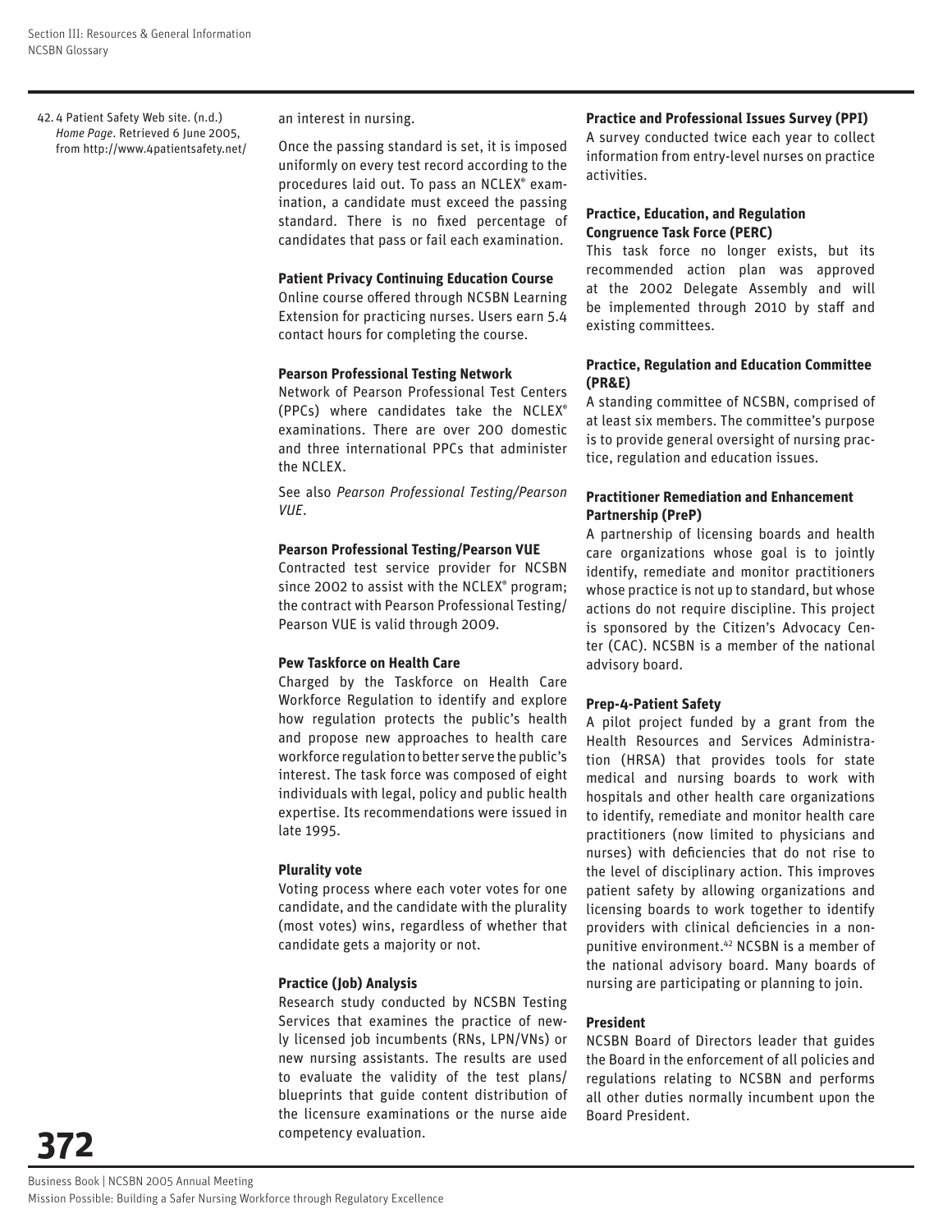42. 4 Patient Safety Web site. (n.d.) *Home Page*. Retrieved 6 June 2005, from http://www.4patientsafety.net/

an interest in nursing.

Once the passing standard is set, it is imposed uniformly on every test record according to the procedures laid out. To pass an NCLEX® examination, a candidate must exceed the passing standard. There is no fixed percentage of candidates that pass or fail each examination.

**Patient Privacy Continuing Education Course**

Online course offered through NCSBN Learning Extension for practicing nurses. Users earn 5.4 contact hours for completing the course.

**Pearson Professional Testing Network**

Network of Pearson Professional Test Centers (PPCs) where candidates take the NCLEX® examinations. There are over 200 domestic and three international PPCs that administer the NCLEX.

See also *Pearson Professional Testing/Pearson VUE*.

**Pearson Professional Testing/Pearson VUE**

Contracted test service provider for NCSBN since 2002 to assist with the NCLEX® program; the contract with Pearson Professional Testing/ Pearson VUE is valid through 2009.

**Pew Taskforce on Health Care**

Charged by the Taskforce on Health Care Workforce Regulation to identify and explore how regulation protects the public's health and propose new approaches to health care workforce regulation to better serve the public's interest. The task force was composed of eight individuals with legal, policy and public health expertise. Its recommendations were issued in late 1995.

**Plurality vote**

Voting process where each voter votes for one candidate, and the candidate with the plurality (most votes) wins, regardless of whether that candidate gets a majority or not.

**Practice (Job) Analysis**

Research study conducted by NCSBN Testing Services that examines the practice of newly licensed job incumbents (RNs, LPN/VNs) or new nursing assistants. The results are used to evaluate the validity of the test plans/ blueprints that guide content distribution of the licensure examinations or the nurse aide competency evaluation.

**Practice and Professional Issues Survey (PPI)**

A survey conducted twice each year to collect information from entry-level nurses on practice activities.

**Practice, Education, and Regulation Congruence Task Force (PERC)**

This task force no longer exists, but its recommended action plan was approved at the 2002 Delegate Assembly and will be implemented through 2010 by staff and existing committees.

**Practice, Regulation and Education Committee (PR&E)**

A standing committee of NCSBN, comprised of at least six members. The committee's purpose is to provide general oversight of nursing practice, regulation and education issues.

**Practitioner Remediation and Enhancement Partnership (PreP)**

A partnership of licensing boards and health care organizations whose goal is to jointly identify, remediate and monitor practitioners whose practice is not up to standard, but whose actions do not require discipline. This project is sponsored by the Citizen's Advocacy Center (CAC). NCSBN is a member of the national advisory board.

**Prep-4-Patient Safety**

A pilot project funded by a grant from the Health Resources and Services Administration (HRSA) that provides tools for state medical and nursing boards to work with hospitals and other health care organizations to identify, remediate and monitor health care practitioners (now limited to physicians and nurses) with deficiencies that do not rise to the level of disciplinary action. This improves patient safety by allowing organizations and licensing boards to work together to identify providers with clinical deficiencies in a non-punitive environment.[42] NCSBN is a member of the national advisory board. Many boards of nursing are participating or planning to join.

**President**

NCSBN Board of Directors leader that guides the Board in the enforcement of all policies and regulations relating to NCSBN and performs all other duties normally incumbent upon the Board President.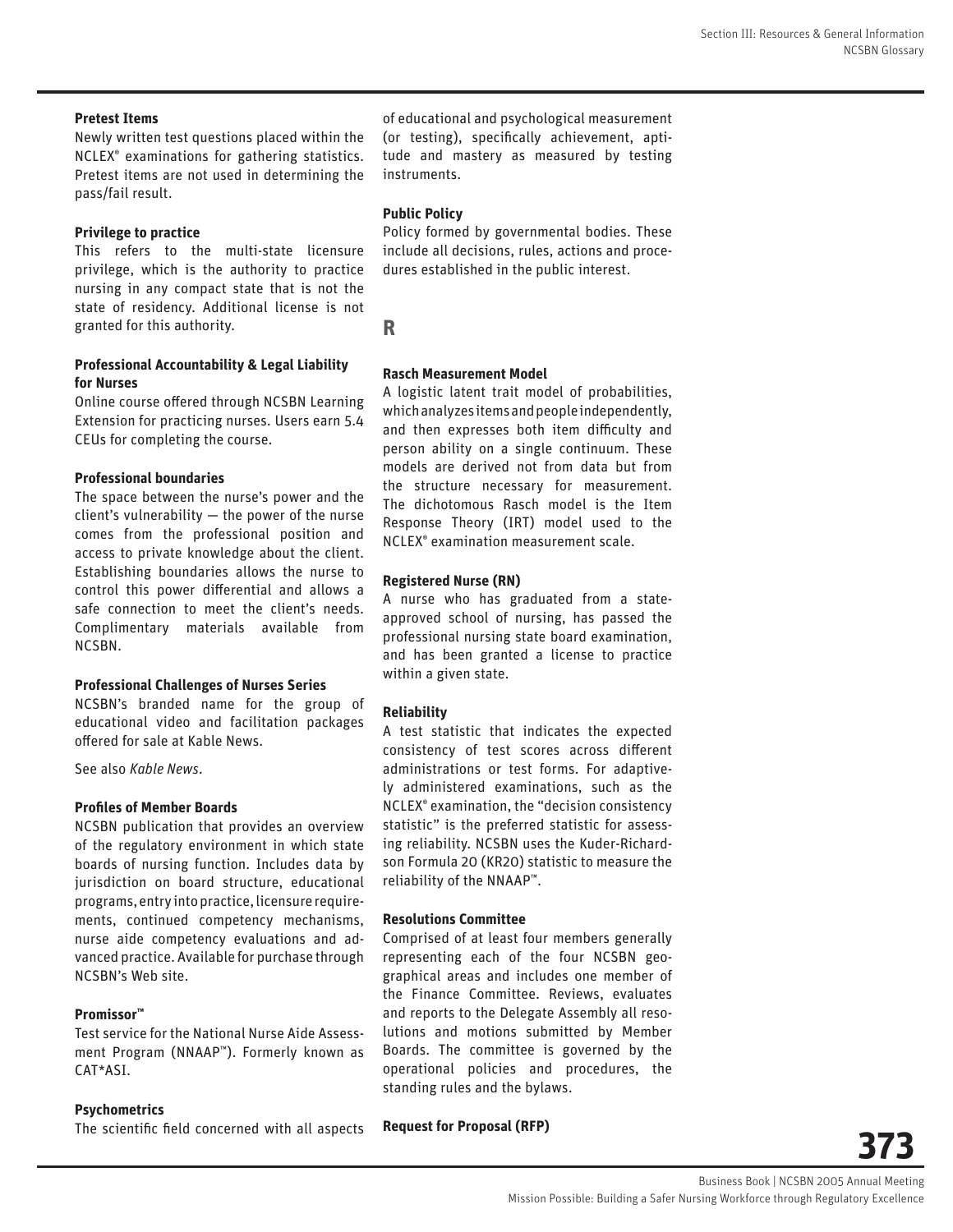**Pretest Items**

Newly written test questions placed within the NCLEX® examinations for gathering statistics. Pretest items are not used in determining the pass/fail result.

**Privilege to practice**

This refers to the multi-state licensure privilege, which is the authority to practice nursing in any compact state that is not the state of residency. Additional license is not granted for this authority.

**Professional Accountability & Legal Liability for Nurses**

Online course offered through NCSBN Learning Extension for practicing nurses. Users earn 5.4 CEUs for completing the course.

**Professional boundaries**

The space between the nurse's power and the client's vulnerability — the power of the nurse comes from the professional position and access to private knowledge about the client. Establishing boundaries allows the nurse to control this power differential and allows a safe connection to meet the client's needs. Complimentary materials available from NCSBN.

**Professional Challenges of Nurses Series**

NCSBN's branded name for the group of educational video and facilitation packages offered for sale at Kable News.

See also *Kable News*.

**Profiles of Member Boards**

NCSBN publication that provides an overview of the regulatory environment in which state boards of nursing function. Includes data by jurisdiction on board structure, educational programs, entry into practice, licensure requirements, continued competency mechanisms, nurse aide competency evaluations and advanced practice. Available for purchase through NCSBN's Web site.

**Promissor™**

Test service for the National Nurse Aide Assessment Program (NNAAP™). Formerly known as CAT*ASI.

**Psychometrics**

The scientific field concerned with all aspects of educational and psychological measurement (or testing), specifically achievement, aptitude and mastery as measured by testing instruments.

**Public Policy**

Policy formed by governmental bodies. These include all decisions, rules, actions and procedures established in the public interest.

## R

**Rasch Measurement Model**

A logistic latent trait model of probabilities, which analyzes items and people independently, and then expresses both item difficulty and person ability on a single continuum. These models are derived not from data but from the structure necessary for measurement. The dichotomous Rasch model is the Item Response Theory (IRT) model used to the NCLEX® examination measurement scale.

**Registered Nurse (RN)**

A nurse who has graduated from a state-approved school of nursing, has passed the professional nursing state board examination, and has been granted a license to practice within a given state.

**Reliability**

A test statistic that indicates the expected consistency of test scores across different administrations or test forms. For adaptively administered examinations, such as the NCLEX® examination, the "decision consistency statistic" is the preferred statistic for assessing reliability. NCSBN uses the Kuder-Richardson Formula 20 (KR20) statistic to measure the reliability of the NNAAP™.

**Resolutions Committee**

Comprised of at least four members generally representing each of the four NCSBN geographical areas and includes one member of the Finance Committee. Reviews, evaluates and reports to the Delegate Assembly all resolutions and motions submitted by Member Boards. The committee is governed by the operational policies and procedures, the standing rules and the bylaws.

**Request for Proposal (RFP)**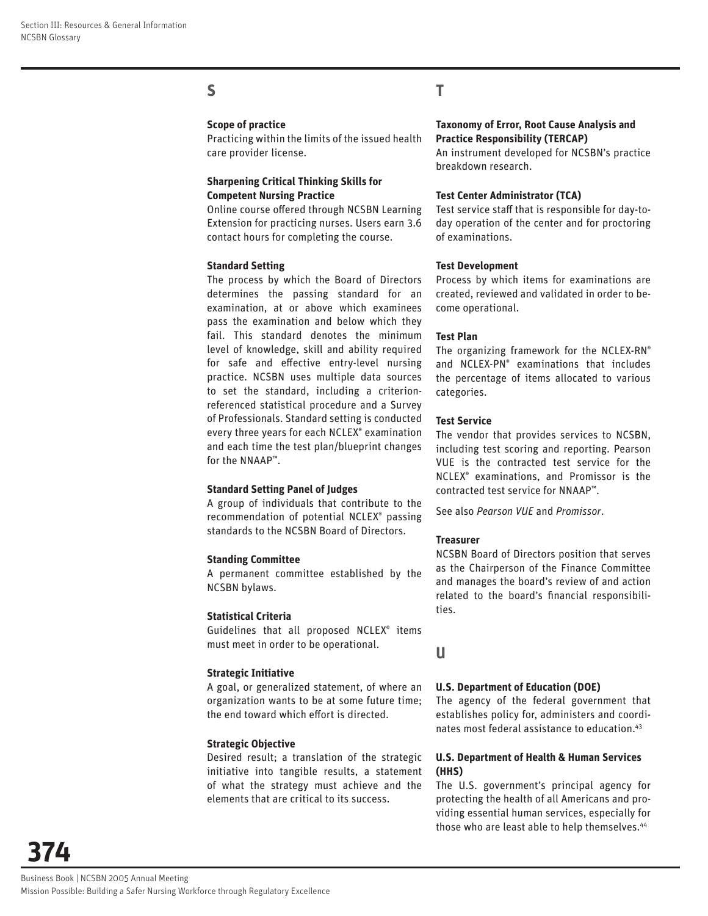## S

**Scope of practice**

Practicing within the limits of the issued health care provider license.

**Sharpening Critical Thinking Skills for Competent Nursing Practice**

Online course offered through NCSBN Learning Extension for practicing nurses. Users earn 3.6 contact hours for completing the course.

**Standard Setting**

The process by which the Board of Directors determines the passing standard for an examination, at or above which examinees pass the examination and below which they fail. This standard denotes the minimum level of knowledge, skill and ability required for safe and effective entry-level nursing practice. NCSBN uses multiple data sources to set the standard, including a criterion-referenced statistical procedure and a Survey of Professionals. Standard setting is conducted every three years for each NCLEX® examination and each time the test plan/blueprint changes for the NNAAP™.

**Standard Setting Panel of Judges**

A group of individuals that contribute to the recommendation of potential NCLEX® passing standards to the NCSBN Board of Directors.

**Standing Committee**

A permanent committee established by the NCSBN bylaws.

**Statistical Criteria**

Guidelines that all proposed NCLEX® items must meet in order to be operational.

**Strategic Initiative**

A goal, or generalized statement, of where an organization wants to be at some future time; the end toward which effort is directed.

**Strategic Objective**

Desired result; a translation of the strategic initiative into tangible results, a statement of what the strategy must achieve and the elements that are critical to its success.

## T

**Taxonomy of Error, Root Cause Analysis and Practice Responsibility (TERCAP)**

An instrument developed for NCSBN's practice breakdown research.

**Test Center Administrator (TCA)**

Test service staff that is responsible for day-to-day operation of the center and for proctoring of examinations.

**Test Development**

Process by which items for examinations are created, reviewed and validated in order to become operational.

**Test Plan**

The organizing framework for the NCLEX-RN® and NCLEX-PN® examinations that includes the percentage of items allocated to various categories.

**Test Service**

The vendor that provides services to NCSBN, including test scoring and reporting. Pearson VUE is the contracted test service for the NCLEX® examinations, and Promissor is the contracted test service for NNAAP™.

See also *Pearson VUE* and *Promissor*.

**Treasurer**

NCSBN Board of Directors position that serves as the Chairperson of the Finance Committee and manages the board's review of and action related to the board's financial responsibilities.

## U

**U.S. Department of Education (DOE)**

The agency of the federal government that establishes policy for, administers and coordinates most federal assistance to education.[43]

**U.S. Department of Health & Human Services (HHS)**

The U.S. government's principal agency for protecting the health of all Americans and providing essential human services, especially for those who are least able to help themselves.[44]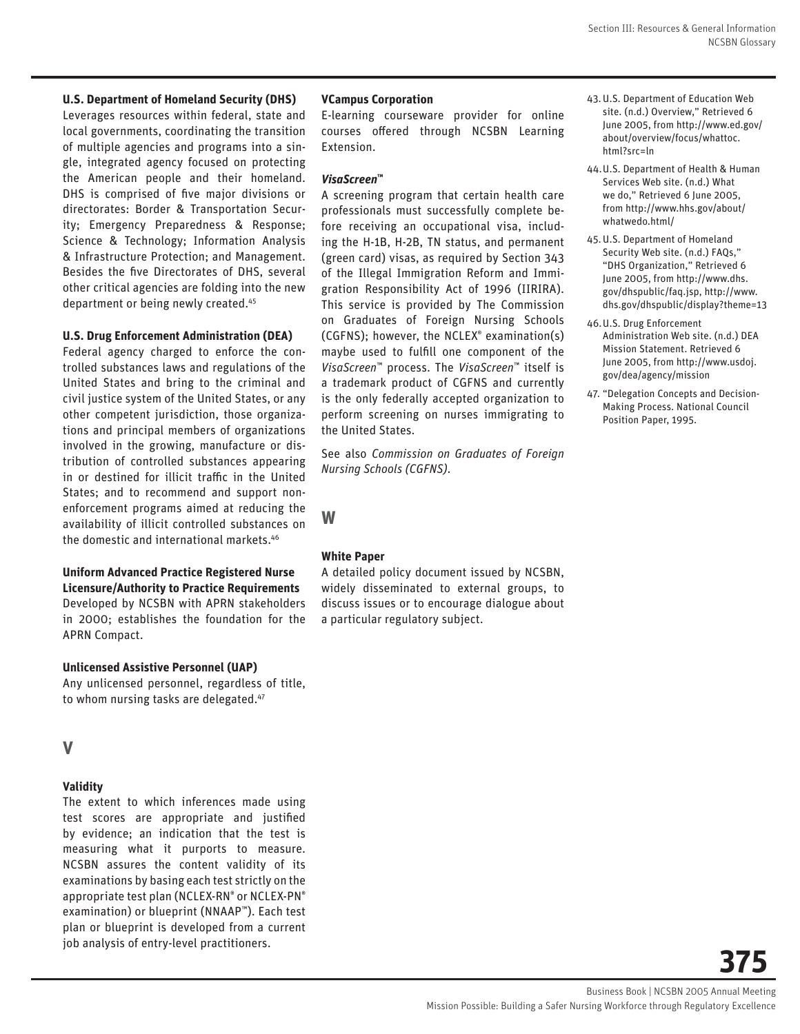**U.S. Department of Homeland Security (DHS)**
Leverages resources within federal, state and local governments, coordinating the transition of multiple agencies and programs into a single, integrated agency focused on protecting the American people and their homeland. DHS is comprised of five major divisions or directorates: Border & Transportation Security; Emergency Preparedness & Response; Science & Technology; Information Analysis & Infrastructure Protection; and Management. Besides the five Directorates of DHS, several other critical agencies are folding into the new department or being newly created.[45]

**U.S. Drug Enforcement Administration (DEA)**
Federal agency charged to enforce the controlled substances laws and regulations of the United States and bring to the criminal and civil justice system of the United States, or any other competent jurisdiction, those organizations and principal members of organizations involved in the growing, manufacture or distribution of controlled substances appearing in or destined for illicit traffic in the United States; and to recommend and support nonenforcement programs aimed at reducing the availability of illicit controlled substances on the domestic and international markets.[46]

**Uniform Advanced Practice Registered Nurse Licensure/Authority to Practice Requirements**
Developed by NCSBN with APRN stakeholders in 2000; establishes the foundation for the APRN Compact.

**Unlicensed Assistive Personnel (UAP)**
Any unlicensed personnel, regardless of title, to whom nursing tasks are delegated.[47]

## V

**Validity**
The extent to which inferences made using test scores are appropriate and justified by evidence; an indication that the test is measuring what it purports to measure. NCSBN assures the content validity of its examinations by basing each test strictly on the appropriate test plan (NCLEX-RN® or NCLEX-PN® examination) or blueprint (NNAAP™). Each test plan or blueprint is developed from a current job analysis of entry-level practitioners.

**VCampus Corporation**
E-learning courseware provider for online courses offered through NCSBN Learning Extension.

***VisaScreen™***
A screening program that certain health care professionals must successfully complete before receiving an occupational visa, including the H-1B, H-2B, TN status, and permanent (green card) visas, as required by Section 343 of the Illegal Immigration Reform and Immigration Responsibility Act of 1996 (IIRIRA). This service is provided by The Commission on Graduates of Foreign Nursing Schools (CGFNS); however, the NCLEX® examination(s) maybe used to fulfill one component of the *VisaScreen™* process. The *VisaScreen™* itself is a trademark product of CGFNS and currently is the only federally accepted organization to perform screening on nurses immigrating to the United States.

See also *Commission on Graduates of Foreign Nursing Schools (CGFNS).*

## W

**White Paper**
A detailed policy document issued by NCSBN, widely disseminated to external groups, to discuss issues or to encourage dialogue about a particular regulatory subject.

43. U.S. Department of Education Web site. (n.d.) Overview," Retrieved 6 June 2005, from http://www.ed.gov/about/overview/focus/whattoc.html?src=ln
44. U.S. Department of Health & Human Services Web site. (n.d.) What we do," Retrieved 6 June 2005, from http://www.hhs.gov/about/whatwedo.html/
45. U.S. Department of Homeland Security Web site. (n.d.) FAQs," "DHS Organization," Retrieved 6 June 2005, from http://www.dhs.gov/dhspublic/faq.jsp, http://www.dhs.gov/dhspublic/display?theme=13
46. U.S. Drug Enforcement Administration Web site. (n.d.) DEA Mission Statement. Retrieved 6 June 2005, from http://www.usdoj.gov/dea/agency/mission
47. "Delegation Concepts and Decision-Making Process. National Council Position Paper, 1995.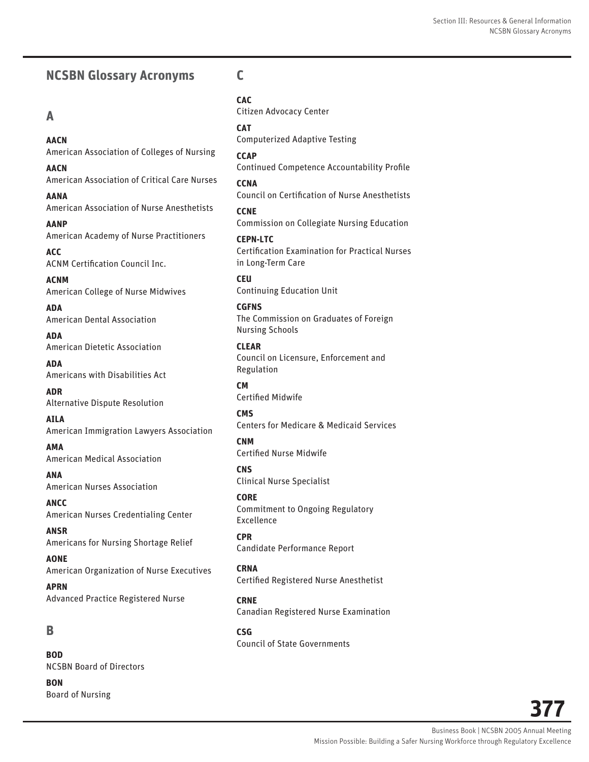# NCSBN Glossary Acronyms

## A

**AACN**
American Association of Colleges of Nursing

**AACN**
American Association of Critical Care Nurses

**AANA**
American Association of Nurse Anesthetists

**AANP**
American Academy of Nurse Practitioners

**ACC**
ACNM Certification Council Inc.

**ACNM**
American College of Nurse Midwives

**ADA**
American Dental Association

**ADA**
American Dietetic Association

**ADA**
Americans with Disabilities Act

**ADR**
Alternative Dispute Resolution

**AILA**
American Immigration Lawyers Association

**AMA**
American Medical Association

**ANA**
American Nurses Association

**ANCC**
American Nurses Credentialing Center

**ANSR**
Americans for Nursing Shortage Relief

**AONE**
American Organization of Nurse Executives

**APRN**
Advanced Practice Registered Nurse

## B

**BOD**
NCSBN Board of Directors

**BON**
Board of Nursing

## C

**CAC**
Citizen Advocacy Center

**CAT**
Computerized Adaptive Testing

**CCAP**
Continued Competence Accountability Profile

**CCNA**
Council on Certification of Nurse Anesthetists

**CCNE**
Commission on Collegiate Nursing Education

**CEPN-LTC**
Certification Examination for Practical Nurses in Long-Term Care

**CEU**
Continuing Education Unit

**CGFNS**
The Commission on Graduates of Foreign Nursing Schools

**CLEAR**
Council on Licensure, Enforcement and Regulation

**CM**
Certified Midwife

**CMS**
Centers for Medicare & Medicaid Services

**CNM**
Certified Nurse Midwife

**CNS**
Clinical Nurse Specialist

**CORE**
Commitment to Ongoing Regulatory Excellence

**CPR**
Candidate Performance Report

**CRNA**
Certified Registered Nurse Anesthetist

**CRNE**
Canadian Registered Nurse Examination

**CSG**
Council of State Governments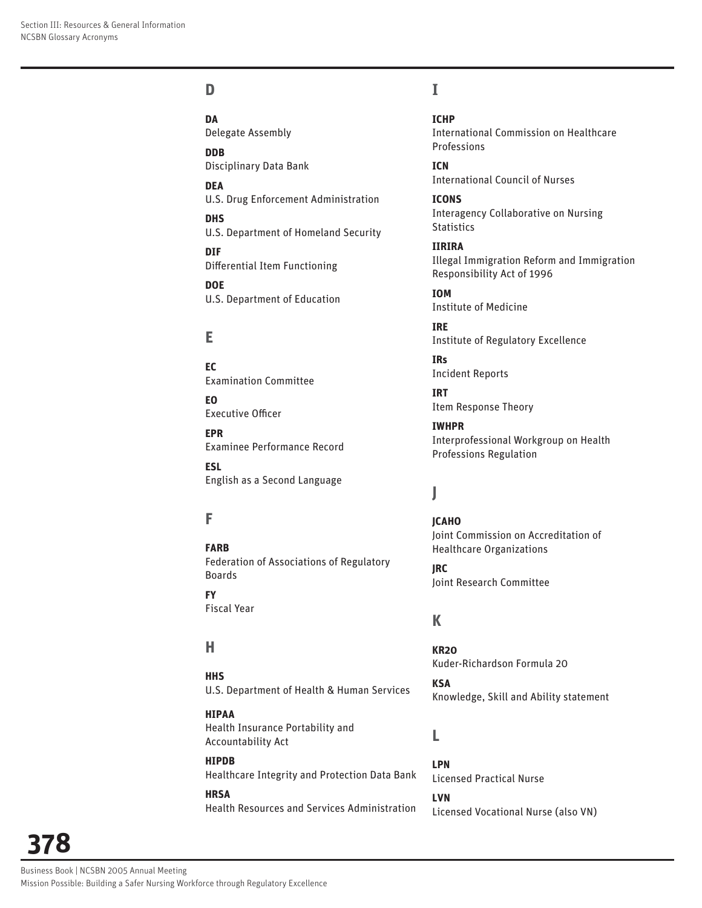## D

**DA**
Delegate Assembly

**DDB**
Disciplinary Data Bank

**DEA**
U.S. Drug Enforcement Administration

**DHS**
U.S. Department of Homeland Security

**DIF**
Differential Item Functioning

**DOE**
U.S. Department of Education

## E

**EC**
Examination Committee

**EO**
Executive Officer

**EPR**
Examinee Performance Record

**ESL**
English as a Second Language

## F

**FARB**
Federation of Associations of Regulatory Boards

**FY**
Fiscal Year

## H

**HHS**
U.S. Department of Health & Human Services

**HIPAA**
Health Insurance Portability and Accountability Act

**HIPDB**
Healthcare Integrity and Protection Data Bank

**HRSA**
Health Resources and Services Administration

## I

**ICHP**
International Commission on Healthcare Professions

**ICN**
International Council of Nurses

**ICONS**
Interagency Collaborative on Nursing Statistics

**IIRIRA**
Illegal Immigration Reform and Immigration Responsibility Act of 1996

**IOM**
Institute of Medicine

**IRE**
Institute of Regulatory Excellence

**IRs**
Incident Reports

**IRT**
Item Response Theory

**IWHPR**
Interprofessional Workgroup on Health Professions Regulation

## J

**JCAHO**
Joint Commission on Accreditation of Healthcare Organizations

**JRC**
Joint Research Committee

## K

**KR20**
Kuder-Richardson Formula 20

**KSA**
Knowledge, Skill and Ability statement

## L

**LPN**
Licensed Practical Nurse

**LVN**
Licensed Vocational Nurse (also VN)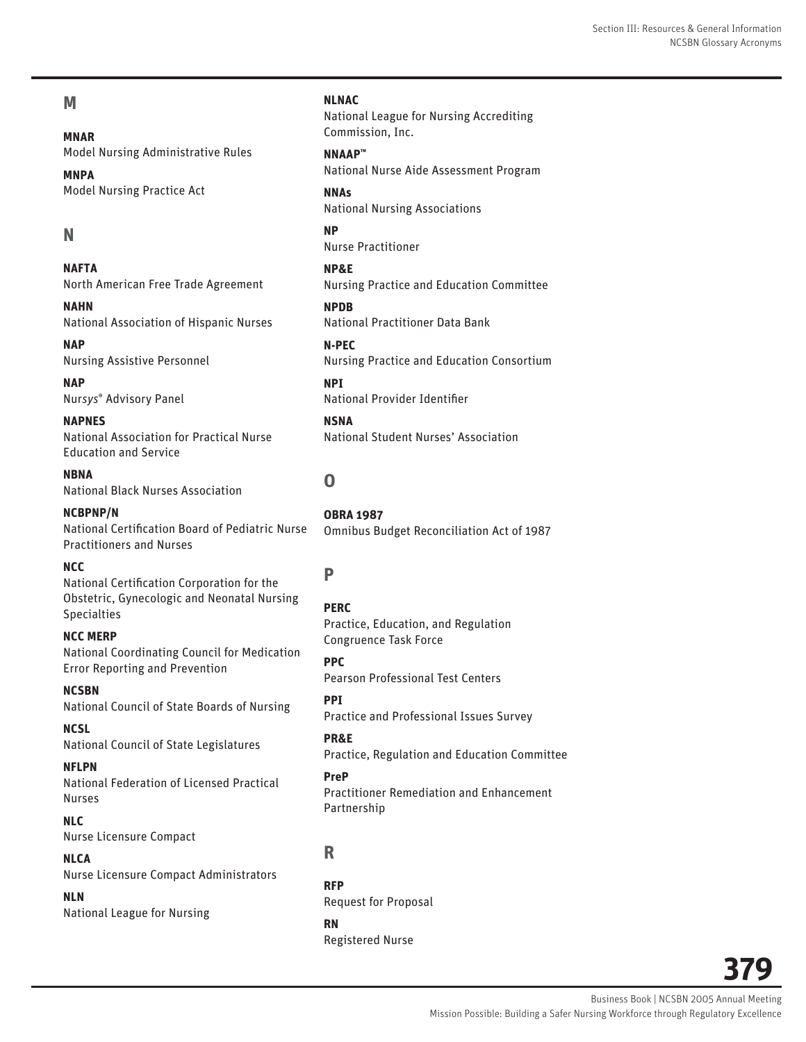## M

**MNAR**
Model Nursing Administrative Rules

**MNPA**
Model Nursing Practice Act

## N

**NAFTA**
North American Free Trade Agreement

**NAHN**
National Association of Hispanic Nurses

**NAP**
Nursing Assistive Personnel

**NAP**
Nur*sys*® Advisory Panel

**NAPNES**
National Association for Practical Nurse Education and Service

**NBNA**
National Black Nurses Association

**NCBPNP/N**
National Certification Board of Pediatric Nurse Practitioners and Nurses

**NCC**
National Certification Corporation for the Obstetric, Gynecologic and Neonatal Nursing Specialties

**NCC MERP**
National Coordinating Council for Medication Error Reporting and Prevention

**NCSBN**
National Council of State Boards of Nursing

**NCSL**
National Council of State Legislatures

**NFLPN**
National Federation of Licensed Practical Nurses

**NLC**
Nurse Licensure Compact

**NLCA**
Nurse Licensure Compact Administrators

**NLN**
National League for Nursing

**NLNAC**
National League for Nursing Accrediting Commission, Inc.

**NNAAP™**
National Nurse Aide Assessment Program

**NNAs**
National Nursing Associations

**NP**
Nurse Practitioner

**NP&E**
Nursing Practice and Education Committee

**NPDB**
National Practitioner Data Bank

**N-PEC**
Nursing Practice and Education Consortium

**NPI**
National Provider Identifier

**NSNA**
National Student Nurses' Association

## O

**OBRA 1987**
Omnibus Budget Reconciliation Act of 1987

## P

**PERC**
Practice, Education, and Regulation Congruence Task Force

**PPC**
Pearson Professional Test Centers

**PPI**
Practice and Professional Issues Survey

**PR&E**
Practice, Regulation and Education Committee

**PreP**
Practitioner Remediation and Enhancement Partnership

## R

**RFP**
Request for Proposal

**RN**
Registered Nurse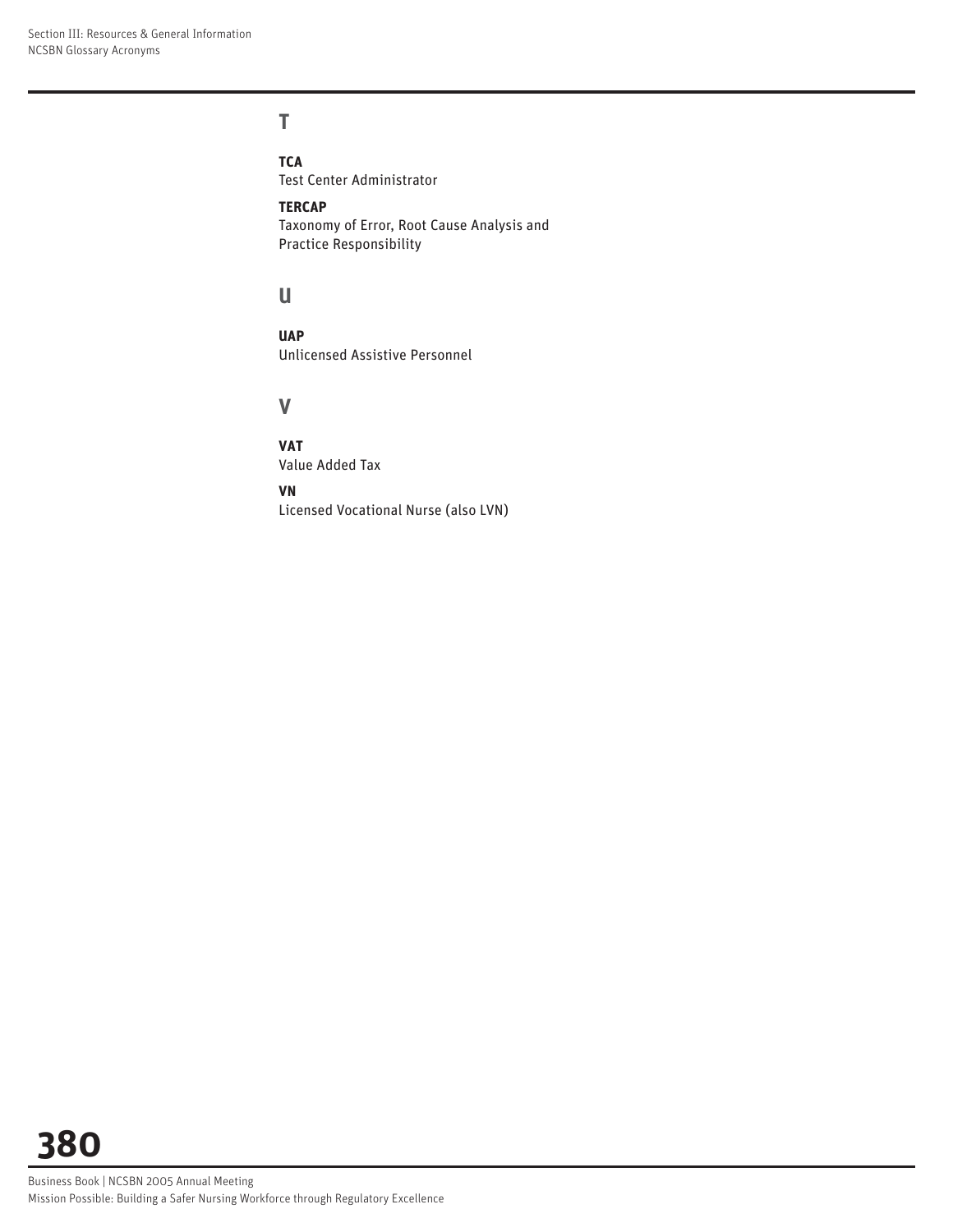## T

**TCA**
Test Center Administrator

**TERCAP**
Taxonomy of Error, Root Cause Analysis and Practice Responsibility

## U

**UAP**
Unlicensed Assistive Personnel

## V

**VAT**
Value Added Tax

**VN**
Licensed Vocational Nurse (also LVN)